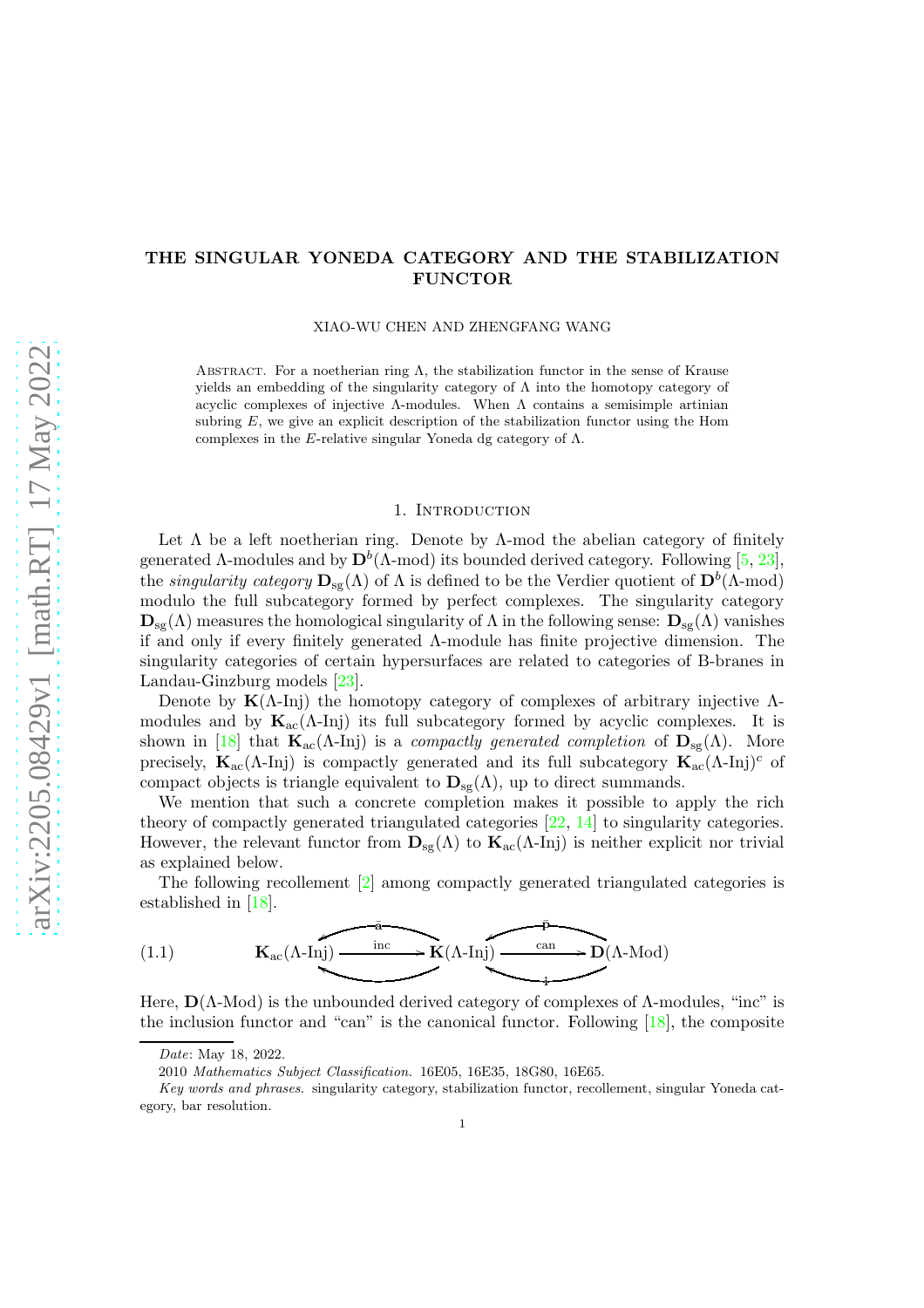# THE SINGULAR YONEDA CATEGORY AND THE STABILIZATION FUNCTOR

XIAO-WU CHEN AND ZHENGFANG WANG

Abstract. For a noetherian ring $\Lambda$, the stabilization functor in the sense of Krause yields an embedding of the singularity category of $\Lambda$ into the homotopy category of acyclic complexes of injective $\Lambda$-modules. When $\Lambda$ contains a semisimple artinian subring $E$, we give an explicit description of the stabilization functor using the Hom complexes in the $E$-relative singular Yoneda dg category of $\Lambda$.

## 1. Introduction

Let $\Lambda$ be a left noetherian ring. Denote by $\Lambda$-mod the abelian category of finitely generated $\Lambda$-modules and by $\mathbf{D}^b(\Lambda\text{-mod})$ its bounded derived category. Following [5, 23], the *singularity category* $\mathbf{D}_{\rm sg}(\Lambda)$ of $\Lambda$ is defined to be the Verdier quotient of $\mathbf{D}^b(\Lambda\text{-mod})$ modulo the full subcategory formed by perfect complexes. The singularity category $\mathbf{D}_{\rm sg}(\Lambda)$ measures the homological singularity of $\Lambda$ in the following sense: $\mathbf{D}_{\rm sg}(\Lambda)$ vanishes if and only if every finitely generated $\Lambda$-module has finite projective dimension. The singularity categories of certain hypersurfaces are related to categories of B-branes in Landau-Ginzburg models [23].

Denote by $\mathbf{K}(\Lambda\text{-Inj})$ the homotopy category of complexes of arbitrary injective $\Lambda$-modules and by $\mathbf{K}_{\rm ac}(\Lambda\text{-Inj})$ its full subcategory formed by acyclic complexes. It is shown in [18] that $\mathbf{K}_{\rm ac}(\Lambda\text{-Inj})$ is a *compactly generated completion* of $\mathbf{D}_{\rm sg}(\Lambda)$. More precisely, $\mathbf{K}_{\rm ac}(\Lambda\text{-Inj})$ is compactly generated and its full subcategory $\mathbf{K}_{\rm ac}(\Lambda\text{-Inj})^c$ of compact objects is triangle equivalent to $\mathbf{D}_{\rm sg}(\Lambda)$, up to direct summands.

We mention that such a concrete completion makes it possible to apply the rich theory of compactly generated triangulated categories [22, 14] to singularity categories. However, the relevant functor from $\mathbf{D}_{\rm sg}(\Lambda)$ to $\mathbf{K}_{\rm ac}(\Lambda\text{-Inj})$ is neither explicit nor trivial as explained below.

The following recollement [2] among compactly generated triangulated categories is established in [18].

$$\mathbf{K}_{\rm ac}(\Lambda\text{-Inj}) \underset{}{\overset{\rm inc}{\longrightarrow}} \mathbf{K}(\Lambda\text{-Inj}) \overset{\rm can}{\longrightarrow} \mathbf{D}(\Lambda\text{-Mod}) \tag{1.1}$$

(with left adjoints $\mathrm{a}$, $\mathrm{p}$ drawn above and right adjoints $\mathrm{i}$ below.)

Here, $\mathbf{D}(\Lambda\text{-Mod})$ is the unbounded derived category of complexes of $\Lambda$-modules, "inc" is the inclusion functor and "can" is the canonical functor. Following [18], the composite

---

*Date*: May 18, 2022.

2010 *Mathematics Subject Classification.* 16E05, 16E35, 18G80, 16E65.

*Key words and phrases.* singularity category, stabilization functor, recollement, singular Yoneda category, bar resolution.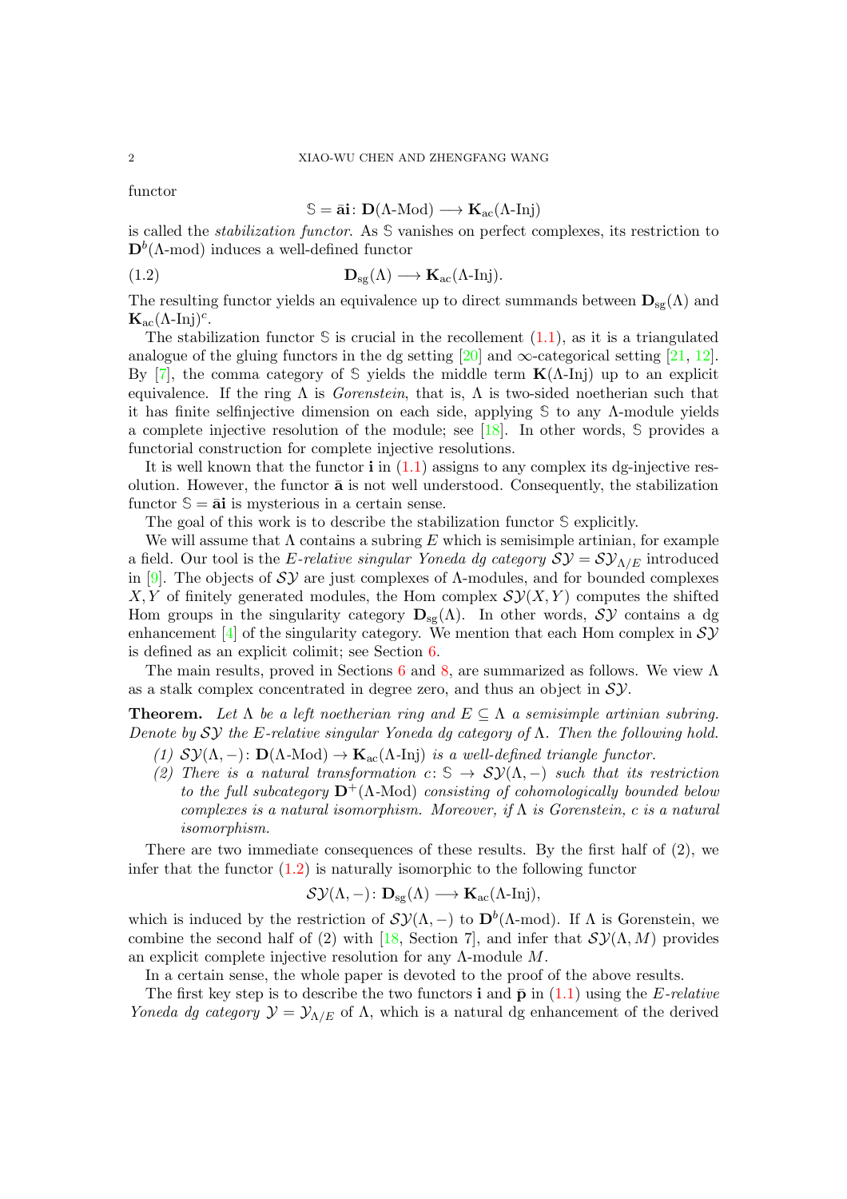functor

$$\mathbb{S} = \bar{\mathbf{a}}\mathbf{i}\colon \mathbf{D}(\Lambda\text{-Mod}) \longrightarrow \mathbf{K}_{\rm ac}(\Lambda\text{-Inj})$$

is called the *stabilization functor*. As $\mathbb{S}$ vanishes on perfect complexes, its restriction to $\mathbf{D}^b(\Lambda\text{-mod})$ induces a well-defined functor

$$\mathbf{D}_{\rm sg}(\Lambda) \longrightarrow \mathbf{K}_{\rm ac}(\Lambda\text{-Inj}). \tag{1.2}$$

The resulting functor yields an equivalence up to direct summands between $\mathbf{D}_{\rm sg}(\Lambda)$ and $\mathbf{K}_{\rm ac}(\Lambda\text{-Inj})^c$.

The stabilization functor $\mathbb{S}$ is crucial in the recollement (1.1), as it is a triangulated analogue of the gluing functors in the dg setting [20] and $\infty$-categorical setting [21, 12]. By [7], the comma category of $\mathbb{S}$ yields the middle term $\mathbf{K}(\Lambda\text{-Inj})$ up to an explicit equivalence. If the ring $\Lambda$ is *Gorenstein*, that is, $\Lambda$ is two-sided noetherian such that it has finite selfinjective dimension on each side, applying $\mathbb{S}$ to any $\Lambda$-module yields a complete injective resolution of the module; see [18]. In other words, $\mathbb{S}$ provides a functorial construction for complete injective resolutions.

It is well known that the functor $\mathbf{i}$ in (1.1) assigns to any complex its dg-injective resolution. However, the functor $\bar{\mathbf{a}}$ is not well understood. Consequently, the stabilization functor $\mathbb{S} = \bar{\mathbf{a}}\mathbf{i}$ is mysterious in a certain sense.

The goal of this work is to describe the stabilization functor $\mathbb{S}$ explicitly.

We will assume that $\Lambda$ contains a subring $E$ which is semisimple artinian, for example a field. Our tool is the *$E$-relative singular Yoneda dg category* $\mathcal{SY} = \mathcal{SY}_{\Lambda/E}$ introduced in [9]. The objects of $\mathcal{SY}$ are just complexes of $\Lambda$-modules, and for bounded complexes $X, Y$ of finitely generated modules, the Hom complex $\mathcal{SY}(X, Y)$ computes the shifted Hom groups in the singularity category $\mathbf{D}_{\rm sg}(\Lambda)$. In other words, $\mathcal{SY}$ contains a dg enhancement [4] of the singularity category. We mention that each Hom complex in $\mathcal{SY}$ is defined as an explicit colimit; see Section 6.

The main results, proved in Sections 6 and 8, are summarized as follows. We view $\Lambda$ as a stalk complex concentrated in degree zero, and thus an object in $\mathcal{SY}$.

**Theorem.** *Let $\Lambda$ be a left noetherian ring and $E \subseteq \Lambda$ a semisimple artinian subring. Denote by $\mathcal{SY}$ the $E$-relative singular Yoneda dg category of $\Lambda$. Then the following hold.*

*(1) $\mathcal{SY}(\Lambda, -)\colon \mathbf{D}(\Lambda\text{-Mod}) \to \mathbf{K}_{\rm ac}(\Lambda\text{-Inj})$ is a well-defined triangle functor.*

*(2) There is a natural transformation $c\colon \mathbb{S} \to \mathcal{SY}(\Lambda, -)$ such that its restriction to the full subcategory $\mathbf{D}^+(\Lambda\text{-Mod})$ consisting of cohomologically bounded below complexes is a natural isomorphism. Moreover, if $\Lambda$ is Gorenstein, $c$ is a natural isomorphism.*

There are two immediate consequences of these results. By the first half of (2), we infer that the functor (1.2) is naturally isomorphic to the following functor

$$\mathcal{SY}(\Lambda, -)\colon \mathbf{D}_{\rm sg}(\Lambda) \longrightarrow \mathbf{K}_{\rm ac}(\Lambda\text{-Inj}),$$

which is induced by the restriction of $\mathcal{SY}(\Lambda, -)$ to $\mathbf{D}^b(\Lambda\text{-mod})$. If $\Lambda$ is Gorenstein, we combine the second half of (2) with [18, Section 7], and infer that $\mathcal{SY}(\Lambda, M)$ provides an explicit complete injective resolution for any $\Lambda$-module $M$.

In a certain sense, the whole paper is devoted to the proof of the above results.

The first key step is to describe the two functors $\mathbf{i}$ and $\bar{\mathbf{p}}$ in (1.1) using the *$E$-relative Yoneda dg category* $\mathcal{Y} = \mathcal{Y}_{\Lambda/E}$ of $\Lambda$, which is a natural dg enhancement of the derived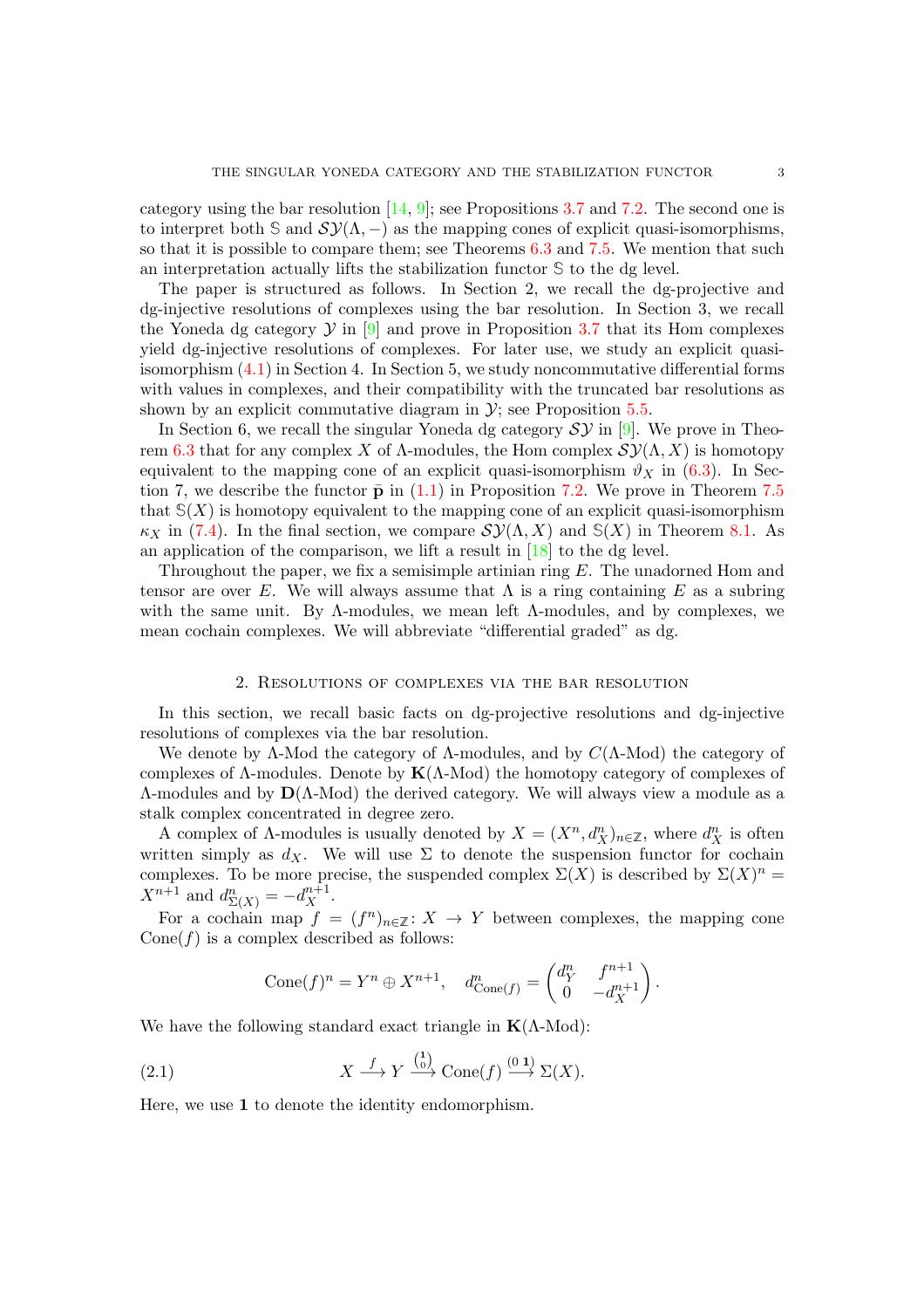category using the bar resolution [14, 9]; see Propositions 3.7 and 7.2. The second one is to interpret both $\mathbb{S}$ and $\mathcal{SY}(\Lambda, -)$ as the mapping cones of explicit quasi-isomorphisms, so that it is possible to compare them; see Theorems 6.3 and 7.5. We mention that such an interpretation actually lifts the stabilization functor $\mathbb{S}$ to the dg level.

The paper is structured as follows. In Section 2, we recall the dg-projective and dg-injective resolutions of complexes using the bar resolution. In Section 3, we recall the Yoneda dg category $\mathcal{Y}$ in [9] and prove in Proposition 3.7 that its Hom complexes yield dg-injective resolutions of complexes. For later use, we study an explicit quasi-isomorphism (4.1) in Section 4. In Section 5, we study noncommutative differential forms with values in complexes, and their compatibility with the truncated bar resolutions as shown by an explicit commutative diagram in $\mathcal{Y}$; see Proposition 5.5.

In Section 6, we recall the singular Yoneda dg category $\mathcal{SY}$ in [9]. We prove in Theorem 6.3 that for any complex $X$ of $\Lambda$-modules, the Hom complex $\mathcal{SY}(\Lambda, X)$ is homotopy equivalent to the mapping cone of an explicit quasi-isomorphism $\vartheta_X$ in (6.3). In Section 7, we describe the functor $\bar{\mathbf{p}}$ in (1.1) in Proposition 7.2. We prove in Theorem 7.5 that $\mathbb{S}(X)$ is homotopy equivalent to the mapping cone of an explicit quasi-isomorphism $\kappa_X$ in (7.4). In the final section, we compare $\mathcal{SY}(\Lambda, X)$ and $\mathbb{S}(X)$ in Theorem 8.1. As an application of the comparison, we lift a result in [18] to the dg level.

Throughout the paper, we fix a semisimple artinian ring $E$. The unadorned Hom and tensor are over $E$. We will always assume that $\Lambda$ is a ring containing $E$ as a subring with the same unit. By $\Lambda$-modules, we mean left $\Lambda$-modules, and by complexes, we mean cochain complexes. We will abbreviate "differential graded" as dg.

## 2. Resolutions of complexes via the bar resolution

In this section, we recall basic facts on dg-projective resolutions and dg-injective resolutions of complexes via the bar resolution.

We denote by $\Lambda$-Mod the category of $\Lambda$-modules, and by $C(\Lambda\text{-Mod})$ the category of complexes of $\Lambda$-modules. Denote by $\mathbf{K}(\Lambda\text{-Mod})$ the homotopy category of complexes of $\Lambda$-modules and by $\mathbf{D}(\Lambda\text{-Mod})$ the derived category. We will always view a module as a stalk complex concentrated in degree zero.

A complex of $\Lambda$-modules is usually denoted by $X = (X^n, d_X^n)_{n\in\mathbb{Z}}$, where $d_X^n$ is often written simply as $d_X$. We will use $\Sigma$ to denote the suspension functor for cochain complexes. To be more precise, the suspended complex $\Sigma(X)$ is described by $\Sigma(X)^n = X^{n+1}$ and $d_{\Sigma(X)}^n = -d_X^{n+1}$.

For a cochain map $f = (f^n)_{n\in\mathbb{Z}} \colon X \to Y$ between complexes, the mapping cone $\mathrm{Cone}(f)$ is a complex described as follows:

$$\mathrm{Cone}(f)^n = Y^n \oplus X^{n+1}, \quad d_{\mathrm{Cone}(f)}^n = \begin{pmatrix} d_Y^n & f^{n+1} \\ 0 & -d_X^{n+1} \end{pmatrix}.$$

We have the following standard exact triangle in $\mathbf{K}(\Lambda\text{-Mod})$:

$$X \xrightarrow{f} Y \xrightarrow{\binom{\mathbf{1}}{0}} \mathrm{Cone}(f) \xrightarrow{(0\ \mathbf{1})} \Sigma(X). \tag{2.1}$$

Here, we use $\mathbf{1}$ to denote the identity endomorphism.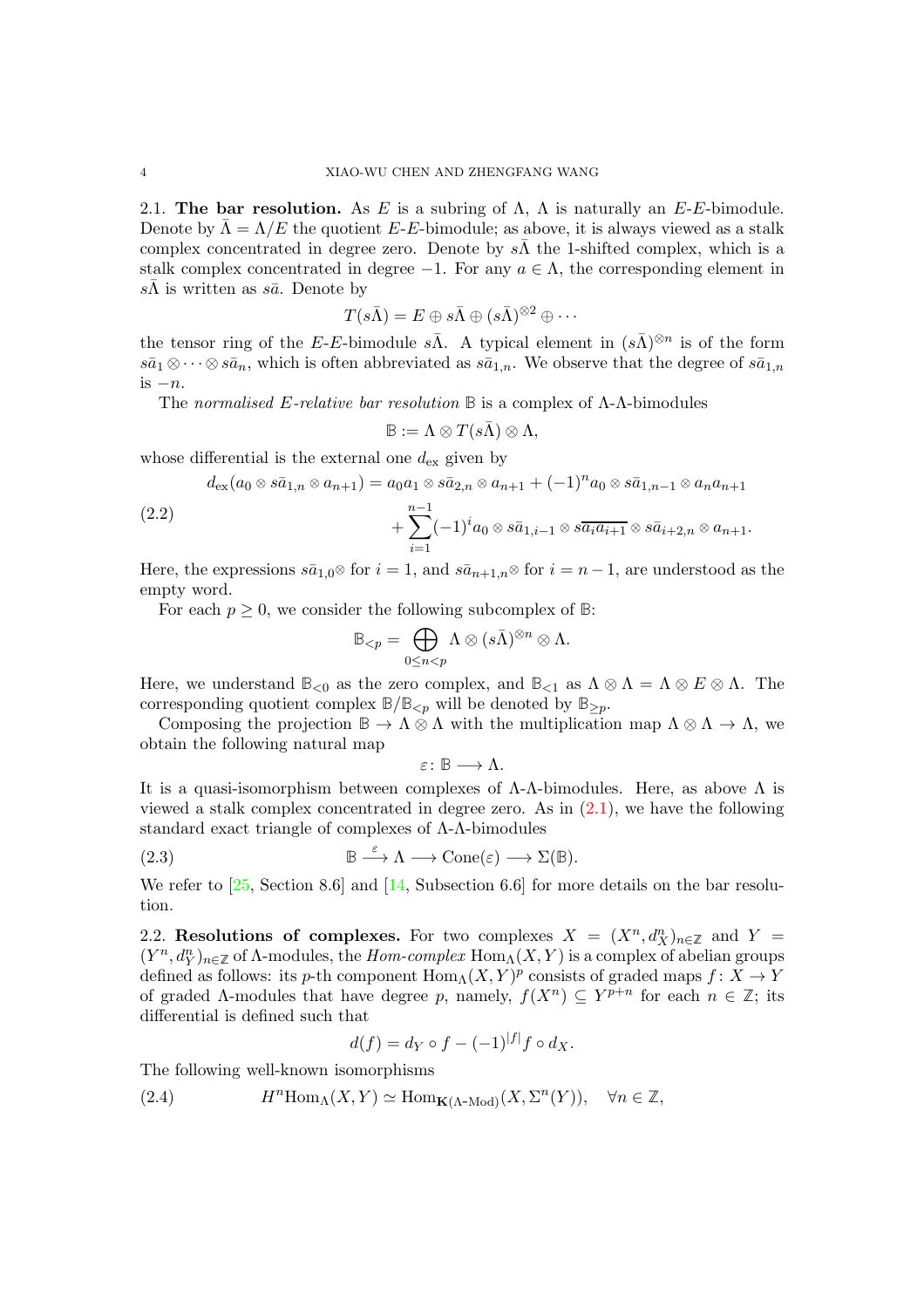**2.1. The bar resolution.** As $E$ is a subring of $\Lambda$, $\Lambda$ is naturally an $E$-$E$-bimodule. Denote by $\bar{\Lambda} = \Lambda/E$ the quotient $E$-$E$-bimodule; as above, it is always viewed as a stalk complex concentrated in degree zero. Denote by $s\bar{\Lambda}$ the 1-shifted complex, which is a stalk complex concentrated in degree $-1$. For any $a \in \Lambda$, the corresponding element in $s\bar{\Lambda}$ is written as $s\bar{a}$. Denote by

$$T(s\bar{\Lambda}) = E \oplus s\bar{\Lambda} \oplus (s\bar{\Lambda})^{\otimes 2} \oplus \cdots$$

the tensor ring of the $E$-$E$-bimodule $s\bar{\Lambda}$. A typical element in $(s\bar{\Lambda})^{\otimes n}$ is of the form $s\bar{a}_1 \otimes \cdots \otimes s\bar{a}_n$, which is often abbreviated as $s\bar{a}_{1,n}$. We observe that the degree of $s\bar{a}_{1,n}$ is $-n$.

The *normalised $E$-relative bar resolution* $\mathbb{B}$ is a complex of $\Lambda$-$\Lambda$-bimodules

$$\mathbb{B} := \Lambda \otimes T(s\bar{\Lambda}) \otimes \Lambda,$$

whose differential is the external one $d_{\rm ex}$ given by

$$
\begin{aligned}
d_{\rm ex}(a_0 \otimes s\bar{a}_{1,n} \otimes a_{n+1}) &= a_0 a_1 \otimes s\bar{a}_{2,n} \otimes a_{n+1} + (-1)^n a_0 \otimes s\bar{a}_{1,n-1} \otimes a_n a_{n+1} \\
&\quad + \sum_{i=1}^{n-1} (-1)^i a_0 \otimes s\bar{a}_{1,i-1} \otimes s\overline{a_i a_{i+1}} \otimes s\bar{a}_{i+2,n} \otimes a_{n+1}.
\end{aligned}
\tag{2.2}
$$

Here, the expressions $s\bar{a}_{1,0}\otimes$ for $i = 1$, and $s\bar{a}_{n+1,n}\otimes$ for $i = n-1$, are understood as the empty word.

For each $p \geq 0$, we consider the following subcomplex of $\mathbb{B}$:

$$\mathbb{B}_{<p} = \bigoplus_{0 \leq n < p} \Lambda \otimes (s\bar{\Lambda})^{\otimes n} \otimes \Lambda.$$

Here, we understand $\mathbb{B}_{<0}$ as the zero complex, and $\mathbb{B}_{<1}$ as $\Lambda \otimes \Lambda = \Lambda \otimes E \otimes \Lambda$. The corresponding quotient complex $\mathbb{B}/\mathbb{B}_{<p}$ will be denoted by $\mathbb{B}_{\geq p}$.

Composing the projection $\mathbb{B} \to \Lambda \otimes \Lambda$ with the multiplication map $\Lambda \otimes \Lambda \to \Lambda$, we obtain the following natural map

$$\varepsilon \colon \mathbb{B} \longrightarrow \Lambda.$$

It is a quasi-isomorphism between complexes of $\Lambda$-$\Lambda$-bimodules. Here, as above $\Lambda$ is viewed a stalk complex concentrated in degree zero. As in (2.1), we have the following standard exact triangle of complexes of $\Lambda$-$\Lambda$-bimodules

$$\mathbb{B} \xrightarrow{\ \varepsilon\ } \Lambda \longrightarrow \mathrm{Cone}(\varepsilon) \longrightarrow \Sigma(\mathbb{B}). \tag{2.3}$$

We refer to [25, Section 8.6] and [14, Subsection 6.6] for more details on the bar resolution.

**2.2. Resolutions of complexes.** For two complexes $X = (X^n, d_X^n)_{n\in\mathbb{Z}}$ and $Y = (Y^n, d_Y^n)_{n\in\mathbb{Z}}$ of $\Lambda$-modules, the *Hom-complex* $\mathrm{Hom}_\Lambda(X, Y)$ is a complex of abelian groups defined as follows: its $p$-th component $\mathrm{Hom}_\Lambda(X,Y)^p$ consists of graded maps $f \colon X \to Y$ of graded $\Lambda$-modules that have degree $p$, namely, $f(X^n) \subseteq Y^{p+n}$ for each $n \in \mathbb{Z}$; its differential is defined such that

$$d(f) = d_Y \circ f - (-1)^{|f|} f \circ d_X.$$

The following well-known isomorphisms

$$H^n \mathrm{Hom}_\Lambda(X, Y) \simeq \mathrm{Hom}_{\mathbf{K}(\Lambda\text{-Mod})}(X, \Sigma^n(Y)), \quad \forall n \in \mathbb{Z}, \tag{2.4}$$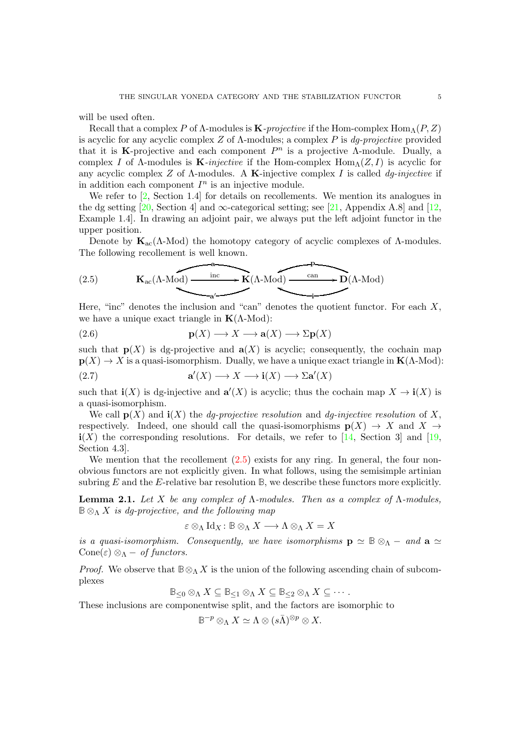will be used often.

Recall that a complex $P$ of $\Lambda$-modules is $\mathbf{K}$-*projective* if the Hom-complex $\mathrm{Hom}_\Lambda(P, Z)$ is acyclic for any acyclic complex $Z$ of $\Lambda$-modules; a complex $P$ is *dg-projective* provided that it is $\mathbf{K}$-projective and each component $P^n$ is a projective $\Lambda$-module. Dually, a complex $I$ of $\Lambda$-modules is $\mathbf{K}$-*injective* if the Hom-complex $\mathrm{Hom}_\Lambda(Z, I)$ is acyclic for any acyclic complex $Z$ of $\Lambda$-modules. A $\mathbf{K}$-injective complex $I$ is called *dg-injective* if in addition each component $I^n$ is an injective module.

We refer to [2, Section 1.4] for details on recollements. We mention its analogues in the dg setting [20, Section 4] and $\infty$-categorical setting; see [21, Appendix A.8] and [12, Example 1.4]. In drawing an adjoint pair, we always put the left adjoint functor in the upper position.

Denote by $\mathbf{K}_{\rm ac}(\Lambda\text{-Mod})$ the homotopy category of acyclic complexes of $\Lambda$-modules. The following recollement is well known.

$$\mathbf{K}_{\rm ac}(\Lambda\text{-Mod}) \xrightarrow{\ \text{inc}\ } \mathbf{K}(\Lambda\text{-Mod}) \xrightarrow{\ \text{can}\ } \mathbf{D}(\Lambda\text{-Mod}) \tag{2.5}$$

(with left adjoints $\mathbf{a}$ and $\mathbf{p}$ drawn above, and right adjoints $\mathbf{a}'$ and $\mathbf{i}$ drawn below.)

Here, "inc" denotes the inclusion and "can" denotes the quotient functor. For each $X$, we have a unique exact triangle in $\mathbf{K}(\Lambda\text{-Mod})$:

$$\mathbf{p}(X) \longrightarrow X \longrightarrow \mathbf{a}(X) \longrightarrow \Sigma\mathbf{p}(X) \tag{2.6}$$

such that $\mathbf{p}(X)$ is dg-projective and $\mathbf{a}(X)$ is acyclic; consequently, the cochain map $\mathbf{p}(X) \to X$ is a quasi-isomorphism. Dually, we have a unique exact triangle in $\mathbf{K}(\Lambda\text{-Mod})$:

$$\mathbf{a}'(X) \longrightarrow X \longrightarrow \mathbf{i}(X) \longrightarrow \Sigma\mathbf{a}'(X) \tag{2.7}$$

such that $\mathbf{i}(X)$ is dg-injective and $\mathbf{a}'(X)$ is acyclic; thus the cochain map $X \to \mathbf{i}(X)$ is a quasi-isomorphism.

We call $\mathbf{p}(X)$ and $\mathbf{i}(X)$ the *dg-projective resolution* and *dg-injective resolution* of $X$, respectively. Indeed, one should call the quasi-isomorphisms $\mathbf{p}(X) \to X$ and $X \to \mathbf{i}(X)$ the corresponding resolutions. For details, we refer to [14, Section 3] and [19, Section 4.3].

We mention that the recollement (2.5) exists for any ring. In general, the four non-obvious functors are not explicitly given. In what follows, using the semisimple artinian subring $E$ and the $E$-relative bar resolution $\mathbb{B}$, we describe these functors more explicitly.

**Lemma 2.1.** *Let $X$ be any complex of $\Lambda$-modules. Then as a complex of $\Lambda$-modules, $\mathbb{B} \otimes_\Lambda X$ is dg-projective, and the following map*

$$\varepsilon \otimes_\Lambda \mathrm{Id}_X \colon \mathbb{B} \otimes_\Lambda X \longrightarrow \Lambda \otimes_\Lambda X = X$$

*is a quasi-isomorphism. Consequently, we have isomorphisms $\mathbf{p} \simeq \mathbb{B} \otimes_\Lambda -$ and $\mathbf{a} \simeq \mathrm{Cone}(\varepsilon) \otimes_\Lambda -$ of functors.*

*Proof.* We observe that $\mathbb{B} \otimes_\Lambda X$ is the union of the following ascending chain of subcomplexes

$$\mathbb{B}_{\leq 0} \otimes_\Lambda X \subseteq \mathbb{B}_{\leq 1} \otimes_\Lambda X \subseteq \mathbb{B}_{\leq 2} \otimes_\Lambda X \subseteq \cdots.$$

These inclusions are componentwise split, and the factors are isomorphic to

$$\mathbb{B}^{-p} \otimes_\Lambda X \simeq \Lambda \otimes (s\bar{\Lambda})^{\otimes p} \otimes X.$$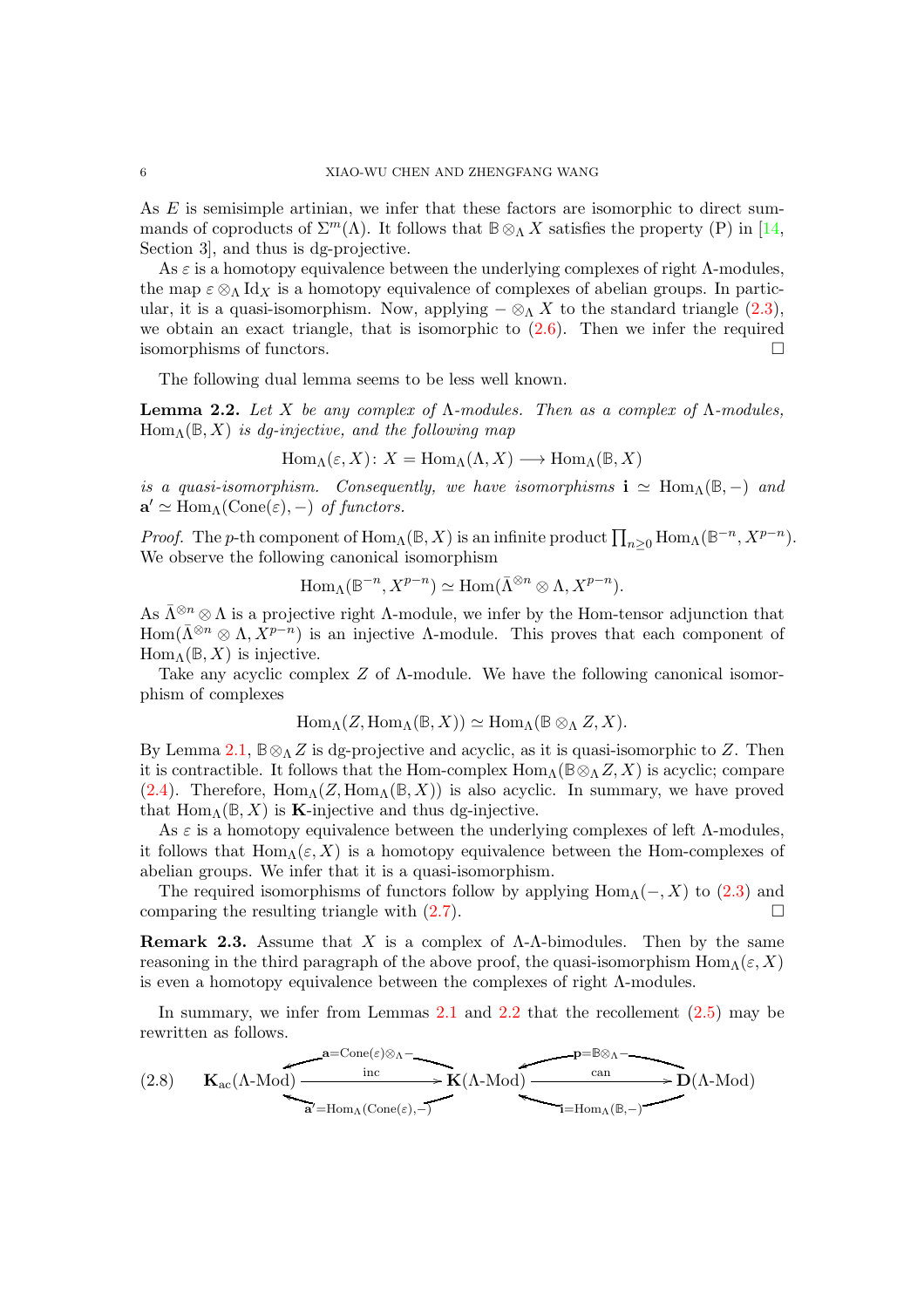As $E$ is semisimple artinian, we infer that these factors are isomorphic to direct summands of coproducts of $\Sigma^m(\Lambda)$. It follows that $\mathbb{B}\otimes_\Lambda X$ satisfies the property (P) in [14, Section 3], and thus is dg-projective.

As $\varepsilon$ is a homotopy equivalence between the underlying complexes of right $\Lambda$-modules, the map $\varepsilon\otimes_\Lambda \mathrm{Id}_X$ is a homotopy equivalence of complexes of abelian groups. In particular, it is a quasi-isomorphism. Now, applying $-\otimes_\Lambda X$ to the standard triangle (2.3), we obtain an exact triangle, that is isomorphic to (2.6). Then we infer the required isomorphisms of functors. $\square$

The following dual lemma seems to be less well known.

**Lemma 2.2.** *Let $X$ be any complex of $\Lambda$-modules. Then as a complex of $\Lambda$-modules, $\mathrm{Hom}_\Lambda(\mathbb{B}, X)$ is dg-injective, and the following map*

$$\mathrm{Hom}_\Lambda(\varepsilon, X)\colon X = \mathrm{Hom}_\Lambda(\Lambda, X) \longrightarrow \mathrm{Hom}_\Lambda(\mathbb{B}, X)$$

*is a quasi-isomorphism. Consequently, we have isomorphisms $\mathbf{i}\simeq \mathrm{Hom}_\Lambda(\mathbb{B}, -)$ and $\mathbf{a}'\simeq \mathrm{Hom}_\Lambda(\mathrm{Cone}(\varepsilon), -)$ of functors.*

*Proof.* The $p$-th component of $\mathrm{Hom}_\Lambda(\mathbb{B}, X)$ is an infinite product $\prod_{n\geq 0}\mathrm{Hom}_\Lambda(\mathbb{B}^{-n}, X^{p-n})$. We observe the following canonical isomorphism

$$\mathrm{Hom}_\Lambda(\mathbb{B}^{-n}, X^{p-n})\simeq \mathrm{Hom}(\bar{\Lambda}^{\otimes n}\otimes \Lambda, X^{p-n}).$$

As $\bar{\Lambda}^{\otimes n}\otimes\Lambda$ is a projective right $\Lambda$-module, we infer by the Hom-tensor adjunction that $\mathrm{Hom}(\bar{\Lambda}^{\otimes n}\otimes \Lambda, X^{p-n})$ is an injective $\Lambda$-module. This proves that each component of $\mathrm{Hom}_\Lambda(\mathbb{B}, X)$ is injective.

Take any acyclic complex $Z$ of $\Lambda$-module. We have the following canonical isomorphism of complexes

$$\mathrm{Hom}_\Lambda(Z, \mathrm{Hom}_\Lambda(\mathbb{B}, X))\simeq \mathrm{Hom}_\Lambda(\mathbb{B}\otimes_\Lambda Z, X).$$

By Lemma 2.1, $\mathbb{B}\otimes_\Lambda Z$ is dg-projective and acyclic, as it is quasi-isomorphic to $Z$. Then it is contractible. It follows that the Hom-complex $\mathrm{Hom}_\Lambda(\mathbb{B}\otimes_\Lambda Z, X)$ is acyclic; compare (2.4). Therefore, $\mathrm{Hom}_\Lambda(Z, \mathrm{Hom}_\Lambda(\mathbb{B}, X))$ is also acyclic. In summary, we have proved that $\mathrm{Hom}_\Lambda(\mathbb{B}, X)$ is $\mathbf{K}$-injective and thus dg-injective.

As $\varepsilon$ is a homotopy equivalence between the underlying complexes of left $\Lambda$-modules, it follows that $\mathrm{Hom}_\Lambda(\varepsilon, X)$ is a homotopy equivalence between the Hom-complexes of abelian groups. We infer that it is a quasi-isomorphism.

The required isomorphisms of functors follow by applying $\mathrm{Hom}_\Lambda(-, X)$ to (2.3) and comparing the resulting triangle with (2.7). $\square$

**Remark 2.3.** Assume that $X$ is a complex of $\Lambda$-$\Lambda$-bimodules. Then by the same reasoning in the third paragraph of the above proof, the quasi-isomorphism $\mathrm{Hom}_\Lambda(\varepsilon, X)$ is even a homotopy equivalence between the complexes of right $\Lambda$-modules.

In summary, we infer from Lemmas 2.1 and 2.2 that the recollement (2.5) may be rewritten as follows.

$$\mathbf{K}_{\mathrm{ac}}(\Lambda\text{-Mod}) \xrightarrow{\ \mathrm{inc}\ } \mathbf{K}(\Lambda\text{-Mod}) \xrightarrow{\ \mathrm{can}\ } \mathbf{D}(\Lambda\text{-Mod}) \tag{2.8}$$

with left adjoints $\mathbf{a}=\mathrm{Cone}(\varepsilon)\otimes_\Lambda -$ and $\mathbf{p}=\mathbb{B}\otimes_\Lambda -$, and right adjoints $\mathbf{a}'=\mathrm{Hom}_\Lambda(\mathrm{Cone}(\varepsilon), -)$ and $\mathbf{i}=\mathrm{Hom}_\Lambda(\mathbb{B}, -)$.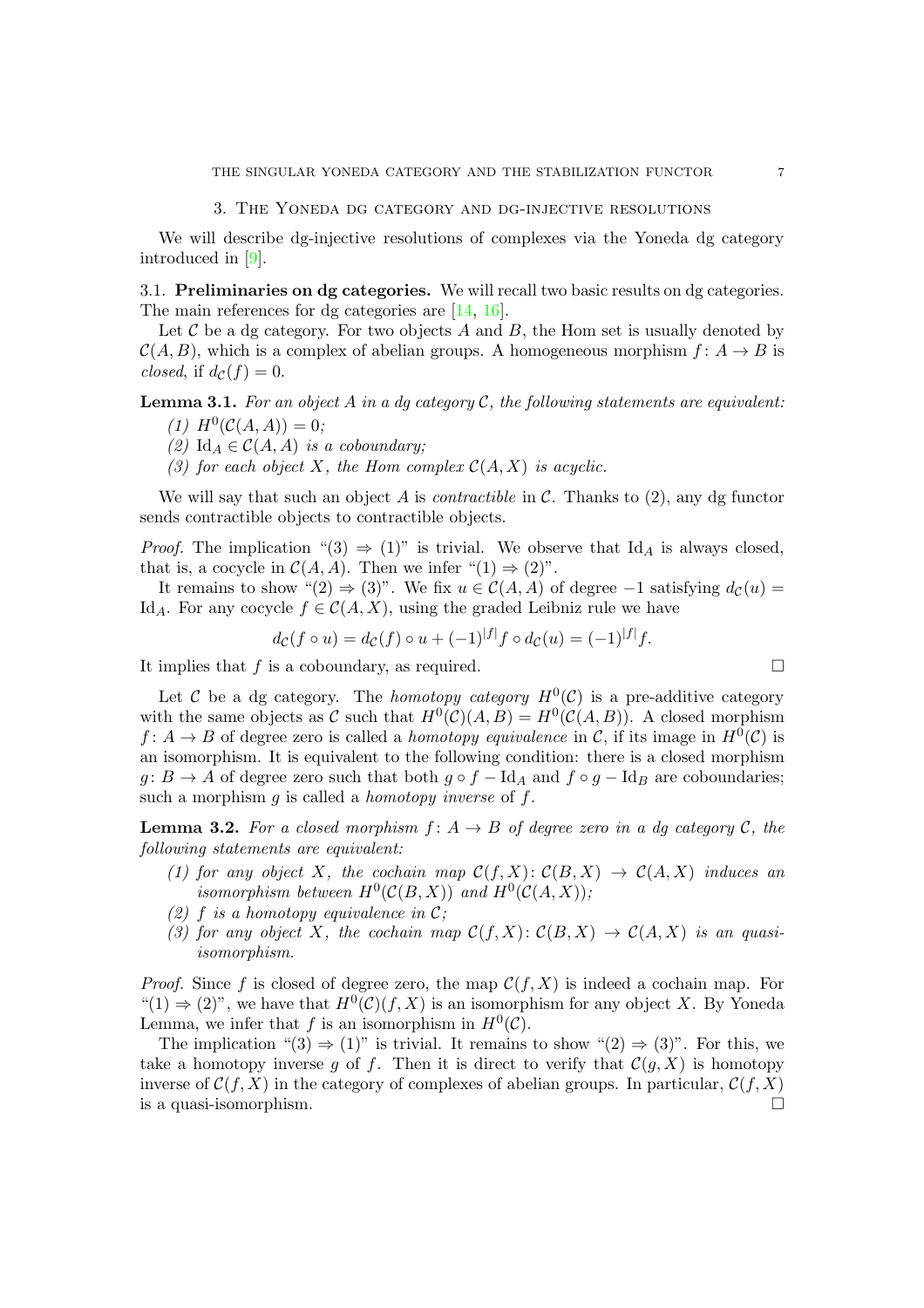## 3. The Yoneda dg category and dg-injective resolutions

We will describe dg-injective resolutions of complexes via the Yoneda dg category introduced in [9].

### 3.1. Preliminaries on dg categories.

We will recall two basic results on dg categories. The main references for dg categories are [14, 16].

Let $\mathcal{C}$ be a dg category. For two objects $A$ and $B$, the Hom set is usually denoted by $\mathcal{C}(A, B)$, which is a complex of abelian groups. A homogeneous morphism $f\colon A \to B$ is *closed*, if $d_{\mathcal{C}}(f) = 0$.

**Lemma 3.1.** *For an object $A$ in a dg category $\mathcal{C}$, the following statements are equivalent:*

*(1) $H^0(\mathcal{C}(A, A)) = 0$;*

*(2) $\mathrm{Id}_A \in \mathcal{C}(A, A)$ is a coboundary;*

*(3) for each object $X$, the Hom complex $\mathcal{C}(A, X)$ is acyclic.*

We will say that such an object $A$ is *contractible* in $\mathcal{C}$. Thanks to (2), any dg functor sends contractible objects to contractible objects.

*Proof.* The implication "(3) ⇒ (1)" is trivial. We observe that $\mathrm{Id}_A$ is always closed, that is, a cocycle in $\mathcal{C}(A, A)$. Then we infer "(1) ⇒ (2)".

It remains to show "(2) ⇒ (3)". We fix $u \in \mathcal{C}(A, A)$ of degree $-1$ satisfying $d_{\mathcal{C}}(u) = \mathrm{Id}_A$. For any cocycle $f \in \mathcal{C}(A, X)$, using the graded Leibniz rule we have

$$d_{\mathcal{C}}(f \circ u) = d_{\mathcal{C}}(f) \circ u + (-1)^{|f|} f \circ d_{\mathcal{C}}(u) = (-1)^{|f|} f.$$

It implies that $f$ is a coboundary, as required. □

Let $\mathcal{C}$ be a dg category. The *homotopy category* $H^0(\mathcal{C})$ is a pre-additive category with the same objects as $\mathcal{C}$ such that $H^0(\mathcal{C})(A, B) = H^0(\mathcal{C}(A, B))$. A closed morphism $f\colon A \to B$ of degree zero is called a *homotopy equivalence* in $\mathcal{C}$, if its image in $H^0(\mathcal{C})$ is an isomorphism. It is equivalent to the following condition: there is a closed morphism $g\colon B \to A$ of degree zero such that both $g \circ f - \mathrm{Id}_A$ and $f \circ g - \mathrm{Id}_B$ are coboundaries; such a morphism $g$ is called a *homotopy inverse* of $f$.

**Lemma 3.2.** *For a closed morphism $f\colon A \to B$ of degree zero in a dg category $\mathcal{C}$, the following statements are equivalent:*

*(1) for any object $X$, the cochain map $\mathcal{C}(f, X)\colon \mathcal{C}(B, X) \to \mathcal{C}(A, X)$ induces an isomorphism between $H^0(\mathcal{C}(B, X))$ and $H^0(\mathcal{C}(A, X))$;*

*(2) $f$ is a homotopy equivalence in $\mathcal{C}$;*

*(3) for any object $X$, the cochain map $\mathcal{C}(f, X)\colon \mathcal{C}(B, X) \to \mathcal{C}(A, X)$ is an quasi-isomorphism.*

*Proof.* Since $f$ is closed of degree zero, the map $\mathcal{C}(f, X)$ is indeed a cochain map. For "(1) ⇒ (2)", we have that $H^0(\mathcal{C})(f, X)$ is an isomorphism for any object $X$. By Yoneda Lemma, we infer that $f$ is an isomorphism in $H^0(\mathcal{C})$.

The implication "(3) ⇒ (1)" is trivial. It remains to show "(2) ⇒ (3)". For this, we take a homotopy inverse $g$ of $f$. Then it is direct to verify that $\mathcal{C}(g, X)$ is homotopy inverse of $\mathcal{C}(f, X)$ in the category of complexes of abelian groups. In particular, $\mathcal{C}(f, X)$ is a quasi-isomorphism. □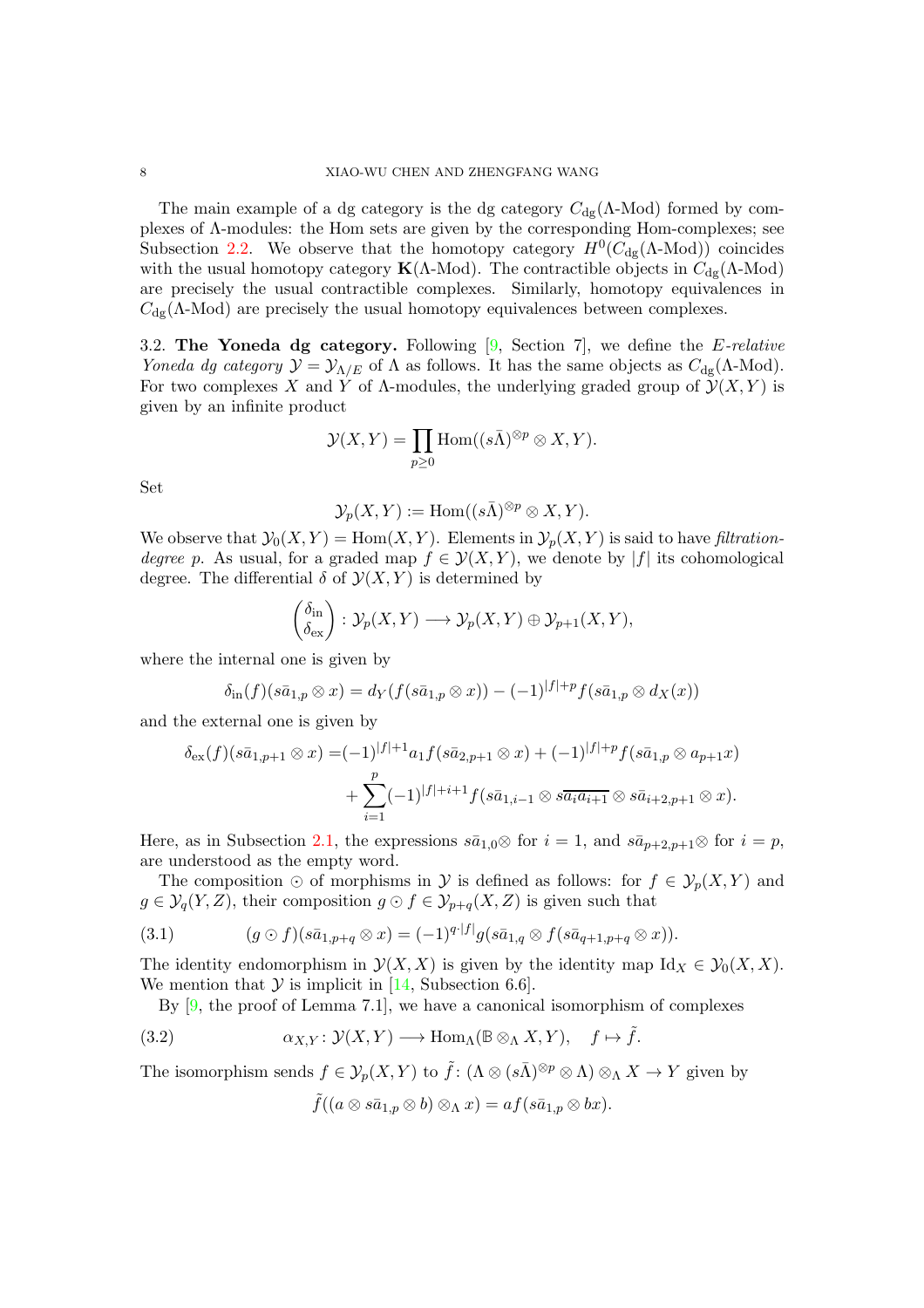The main example of a dg category is the dg category $C_{\rm dg}(\Lambda\text{-Mod})$ formed by complexes of $\Lambda$-modules: the Hom sets are given by the corresponding Hom-complexes; see Subsection 2.2. We observe that the homotopy category $H^0(C_{\rm dg}(\Lambda\text{-Mod}))$ coincides with the usual homotopy category $\mathbf{K}(\Lambda\text{-Mod})$. The contractible objects in $C_{\rm dg}(\Lambda\text{-Mod})$ are precisely the usual contractible complexes. Similarly, homotopy equivalences in $C_{\rm dg}(\Lambda\text{-Mod})$ are precisely the usual homotopy equivalences between complexes.

3.2. **The Yoneda dg category.** Following [9, Section 7], we define the *E-relative Yoneda dg category* $\mathcal{Y} = \mathcal{Y}_{\Lambda/E}$ of $\Lambda$ as follows. It has the same objects as $C_{\rm dg}(\Lambda\text{-Mod})$. For two complexes $X$ and $Y$ of $\Lambda$-modules, the underlying graded group of $\mathcal{Y}(X,Y)$ is given by an infinite product

$$\mathcal{Y}(X,Y) = \prod_{p\geq 0} \mathrm{Hom}((s\bar{\Lambda})^{\otimes p}\otimes X, Y).$$

Set

$$\mathcal{Y}_p(X,Y) := \mathrm{Hom}((s\bar{\Lambda})^{\otimes p}\otimes X, Y).$$

We observe that $\mathcal{Y}_0(X,Y) = \mathrm{Hom}(X,Y)$. Elements in $\mathcal{Y}_p(X,Y)$ is said to have *filtration-degree* $p$. As usual, for a graded map $f\in \mathcal{Y}(X,Y)$, we denote by $|f|$ its cohomological degree. The differential $\delta$ of $\mathcal{Y}(X,Y)$ is determined by

$$\begin{pmatrix} \delta_{\rm in} \\ \delta_{\rm ex}\end{pmatrix} : \mathcal{Y}_p(X,Y) \longrightarrow \mathcal{Y}_p(X,Y)\oplus \mathcal{Y}_{p+1}(X,Y),$$

where the internal one is given by

$$\delta_{\rm in}(f)(s\bar{a}_{1,p}\otimes x) = d_Y(f(s\bar{a}_{1,p}\otimes x)) - (-1)^{|f|+p} f(s\bar{a}_{1,p}\otimes d_X(x))$$

and the external one is given by

$$\begin{aligned}\delta_{\rm ex}(f)(s\bar{a}_{1,p+1}\otimes x) =& (-1)^{|f|+1} a_1 f(s\bar{a}_{2,p+1}\otimes x) + (-1)^{|f|+p} f(s\bar{a}_{1,p}\otimes a_{p+1}x)\\ &+\sum_{i=1}^{p} (-1)^{|f|+i+1} f(s\bar{a}_{1,i-1}\otimes s\overline{a_i a_{i+1}}\otimes s\bar{a}_{i+2,p+1}\otimes x).\end{aligned}$$

Here, as in Subsection 2.1, the expressions $s\bar{a}_{1,0}\otimes$ for $i=1$, and $s\bar{a}_{p+2,p+1}\otimes$ for $i=p$, are understood as the empty word.

The composition $\odot$ of morphisms in $\mathcal{Y}$ is defined as follows: for $f\in\mathcal{Y}_p(X,Y)$ and $g\in \mathcal{Y}_q(Y,Z)$, their composition $g\odot f\in \mathcal{Y}_{p+q}(X,Z)$ is given such that

$$(g\odot f)(s\bar{a}_{1,p+q}\otimes x) = (-1)^{q\cdot|f|} g(s\bar{a}_{1,q}\otimes f(s\bar{a}_{q+1,p+q}\otimes x)). \tag{3.1}$$

The identity endomorphism in $\mathcal{Y}(X,X)$ is given by the identity map $\mathrm{Id}_X\in\mathcal{Y}_0(X,X)$. We mention that $\mathcal{Y}$ is implicit in [14, Subsection 6.6].

By [9, the proof of Lemma 7.1], we have a canonical isomorphism of complexes

$$\alpha_{X,Y}\colon \mathcal{Y}(X,Y)\longrightarrow \mathrm{Hom}_\Lambda(\mathbb{B}\otimes_\Lambda X, Y),\quad f\mapsto \tilde{f}. \tag{3.2}$$

The isomorphism sends $f\in\mathcal{Y}_p(X,Y)$ to $\tilde{f}\colon (\Lambda\otimes(s\bar{\Lambda})^{\otimes p}\otimes\Lambda)\otimes_\Lambda X\to Y$ given by

$$\tilde{f}((a\otimes s\bar{a}_{1,p}\otimes b)\otimes_\Lambda x) = af(s\bar{a}_{1,p}\otimes bx).$$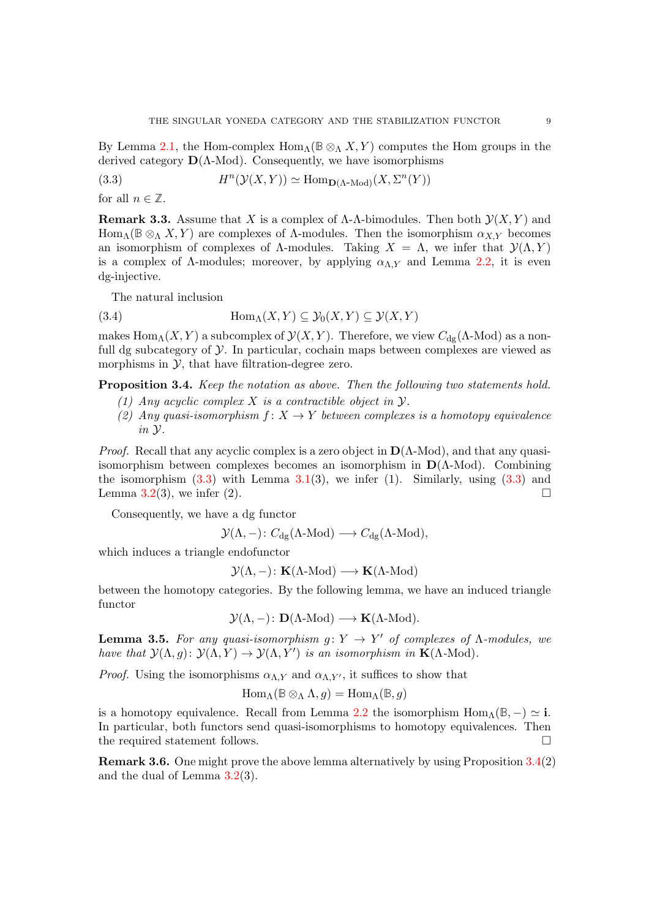By Lemma 2.1, the Hom-complex $\mathrm{Hom}_\Lambda(\mathbb{B}\otimes_\Lambda X, Y)$ computes the Hom groups in the derived category $\mathbf{D}(\Lambda\text{-Mod})$. Consequently, we have isomorphisms

$$H^n(\mathcal{Y}(X,Y)) \simeq \mathrm{Hom}_{\mathbf{D}(\Lambda\text{-Mod})}(X, \Sigma^n(Y)) \tag{3.3}$$

for all $n \in \mathbb{Z}$.

**Remark 3.3.** Assume that $X$ is a complex of $\Lambda$-$\Lambda$-bimodules. Then both $\mathcal{Y}(X,Y)$ and $\mathrm{Hom}_\Lambda(\mathbb{B}\otimes_\Lambda X, Y)$ are complexes of $\Lambda$-modules. Then the isomorphism $\alpha_{X,Y}$ becomes an isomorphism of complexes of $\Lambda$-modules. Taking $X = \Lambda$, we infer that $\mathcal{Y}(\Lambda, Y)$ is a complex of $\Lambda$-modules; moreover, by applying $\alpha_{\Lambda,Y}$ and Lemma 2.2, it is even dg-injective.

The natural inclusion

$$\mathrm{Hom}_\Lambda(X,Y) \subseteq \mathcal{Y}_0(X,Y) \subseteq \mathcal{Y}(X,Y) \tag{3.4}$$

makes $\mathrm{Hom}_\Lambda(X,Y)$ a subcomplex of $\mathcal{Y}(X,Y)$. Therefore, we view $C_{\mathrm{dg}}(\Lambda\text{-Mod})$ as a non-full dg subcategory of $\mathcal{Y}$. In particular, cochain maps between complexes are viewed as morphisms in $\mathcal{Y}$, that have filtration-degree zero.

**Proposition 3.4.** *Keep the notation as above. Then the following two statements hold.*

1. *Any acyclic complex $X$ is a contractible object in $\mathcal{Y}$.*
2. *Any quasi-isomorphism $f\colon X \to Y$ between complexes is a homotopy equivalence in $\mathcal{Y}$.*

*Proof.* Recall that any acyclic complex is a zero object in $\mathbf{D}(\Lambda\text{-Mod})$, and that any quasi-isomorphism between complexes becomes an isomorphism in $\mathbf{D}(\Lambda\text{-Mod})$. Combining the isomorphism (3.3) with Lemma 3.1(3), we infer (1). Similarly, using (3.3) and Lemma 3.2(3), we infer (2). $\square$

Consequently, we have a dg functor

$$\mathcal{Y}(\Lambda, -)\colon C_{\mathrm{dg}}(\Lambda\text{-Mod}) \longrightarrow C_{\mathrm{dg}}(\Lambda\text{-Mod}),$$

which induces a triangle endofunctor

$$\mathcal{Y}(\Lambda, -)\colon \mathbf{K}(\Lambda\text{-Mod}) \longrightarrow \mathbf{K}(\Lambda\text{-Mod})$$

between the homotopy categories. By the following lemma, we have an induced triangle functor

$$\mathcal{Y}(\Lambda, -)\colon \mathbf{D}(\Lambda\text{-Mod}) \longrightarrow \mathbf{K}(\Lambda\text{-Mod}).$$

**Lemma 3.5.** *For any quasi-isomorphism $g\colon Y \to Y'$ of complexes of $\Lambda$-modules, we have that $\mathcal{Y}(\Lambda, g)\colon \mathcal{Y}(\Lambda, Y) \to \mathcal{Y}(\Lambda, Y')$ is an isomorphism in $\mathbf{K}(\Lambda\text{-Mod})$.*

*Proof.* Using the isomorphisms $\alpha_{\Lambda,Y}$ and $\alpha_{\Lambda,Y'}$, it suffices to show that

$$\mathrm{Hom}_\Lambda(\mathbb{B}\otimes_\Lambda \Lambda, g) = \mathrm{Hom}_\Lambda(\mathbb{B}, g)$$

is a homotopy equivalence. Recall from Lemma 2.2 the isomorphism $\mathrm{Hom}_\Lambda(\mathbb{B}, -) \simeq \mathbf{i}$. In particular, both functors send quasi-isomorphisms to homotopy equivalences. Then the required statement follows. $\square$

**Remark 3.6.** One might prove the above lemma alternatively by using Proposition 3.4(2) and the dual of Lemma 3.2(3).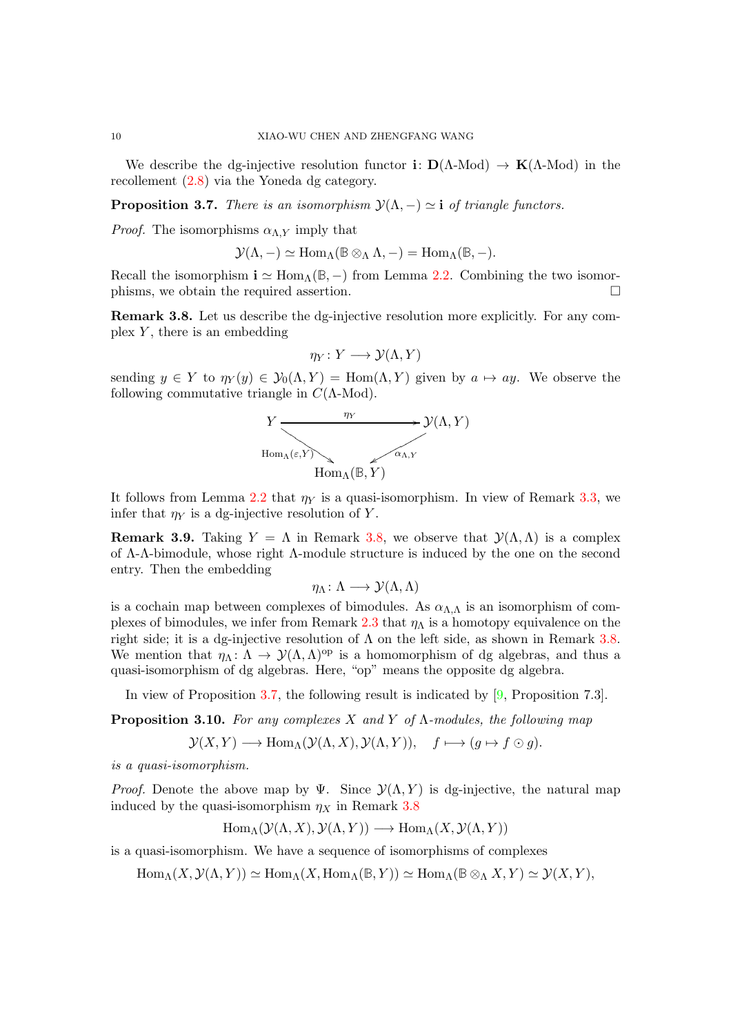We describe the dg-injective resolution functor $\mathbf{i}\colon \mathbf{D}(\Lambda\text{-Mod}) \to \mathbf{K}(\Lambda\text{-Mod})$ in the recollement (2.8) via the Yoneda dg category.

**Proposition 3.7.** *There is an isomorphism $\mathcal{Y}(\Lambda, -) \simeq \mathbf{i}$ of triangle functors.*

*Proof.* The isomorphisms $\alpha_{\Lambda,Y}$ imply that

$$\mathcal{Y}(\Lambda, -) \simeq \mathrm{Hom}_\Lambda(\mathbb{B} \otimes_\Lambda \Lambda, -) = \mathrm{Hom}_\Lambda(\mathbb{B}, -).$$

Recall the isomorphism $\mathbf{i} \simeq \mathrm{Hom}_\Lambda(\mathbb{B}, -)$ from Lemma 2.2. Combining the two isomorphisms, we obtain the required assertion. $\square$

**Remark 3.8.** Let us describe the dg-injective resolution more explicitly. For any complex $Y$, there is an embedding

$$\eta_Y \colon Y \longrightarrow \mathcal{Y}(\Lambda, Y)$$

sending $y \in Y$ to $\eta_Y(y) \in \mathcal{Y}_0(\Lambda, Y) = \mathrm{Hom}(\Lambda, Y)$ given by $a \mapsto ay$. We observe the following commutative triangle in $C(\Lambda\text{-Mod})$.

$$\begin{array}{ccc} Y & \xrightarrow{\eta_Y} & \mathcal{Y}(\Lambda, Y) \\ & \searrow^{\mathrm{Hom}_\Lambda(\varepsilon, Y)} \quad \swarrow^{\alpha_{\Lambda,Y}} & \\ & \mathrm{Hom}_\Lambda(\mathbb{B}, Y) & \end{array}$$

It follows from Lemma 2.2 that $\eta_Y$ is a quasi-isomorphism. In view of Remark 3.3, we infer that $\eta_Y$ is a dg-injective resolution of $Y$.

**Remark 3.9.** Taking $Y = \Lambda$ in Remark 3.8, we observe that $\mathcal{Y}(\Lambda, \Lambda)$ is a complex of $\Lambda$-$\Lambda$-bimodule, whose right $\Lambda$-module structure is induced by the one on the second entry. Then the embedding

$$\eta_\Lambda \colon \Lambda \longrightarrow \mathcal{Y}(\Lambda, \Lambda)$$

is a cochain map between complexes of bimodules. As $\alpha_{\Lambda,\Lambda}$ is an isomorphism of complexes of bimodules, we infer from Remark 2.3 that $\eta_\Lambda$ is a homotopy equivalence on the right side; it is a dg-injective resolution of $\Lambda$ on the left side, as shown in Remark 3.8. We mention that $\eta_\Lambda \colon \Lambda \to \mathcal{Y}(\Lambda, \Lambda)^{\mathrm{op}}$ is a homomorphism of dg algebras, and thus a quasi-isomorphism of dg algebras. Here, "op" means the opposite dg algebra.

In view of Proposition 3.7, the following result is indicated by [9, Proposition 7.3].

**Proposition 3.10.** *For any complexes $X$ and $Y$ of $\Lambda$-modules, the following map*

$$\mathcal{Y}(X, Y) \longrightarrow \mathrm{Hom}_\Lambda(\mathcal{Y}(\Lambda, X), \mathcal{Y}(\Lambda, Y)), \quad f \longmapsto (g \mapsto f \odot g).$$

*is a quasi-isomorphism.*

*Proof.* Denote the above map by $\Psi$. Since $\mathcal{Y}(\Lambda, Y)$ is dg-injective, the natural map induced by the quasi-isomorphism $\eta_X$ in Remark 3.8

$$\mathrm{Hom}_\Lambda(\mathcal{Y}(\Lambda, X), \mathcal{Y}(\Lambda, Y)) \longrightarrow \mathrm{Hom}_\Lambda(X, \mathcal{Y}(\Lambda, Y))$$

is a quasi-isomorphism. We have a sequence of isomorphisms of complexes

$$\mathrm{Hom}_\Lambda(X, \mathcal{Y}(\Lambda, Y)) \simeq \mathrm{Hom}_\Lambda(X, \mathrm{Hom}_\Lambda(\mathbb{B}, Y)) \simeq \mathrm{Hom}_\Lambda(\mathbb{B} \otimes_\Lambda X, Y) \simeq \mathcal{Y}(X, Y),$$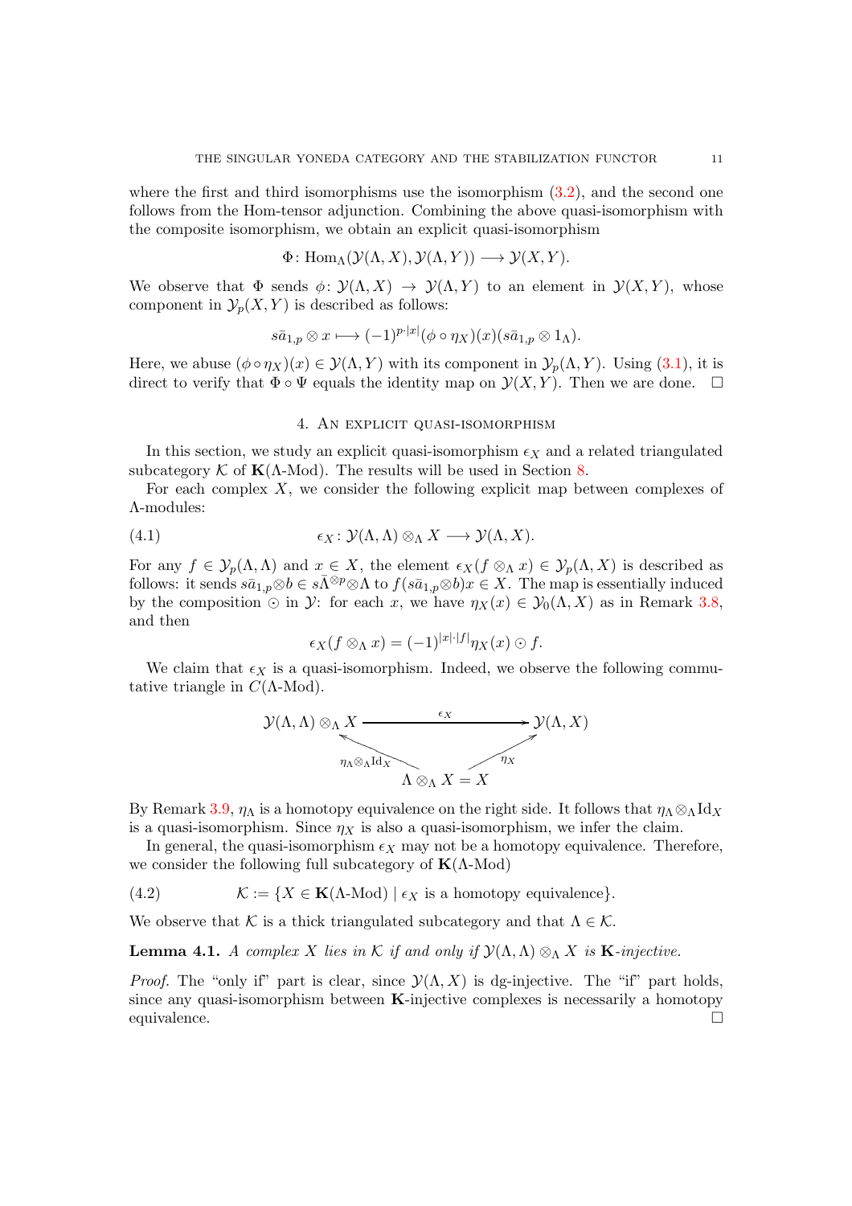where the first and third isomorphisms use the isomorphism (3.2), and the second one follows from the Hom-tensor adjunction. Combining the above quasi-isomorphism with the composite isomorphism, we obtain an explicit quasi-isomorphism

$$\Phi\colon \mathrm{Hom}_\Lambda(\mathcal{Y}(\Lambda, X), \mathcal{Y}(\Lambda, Y)) \longrightarrow \mathcal{Y}(X, Y).$$

We observe that $\Phi$ sends $\phi\colon \mathcal{Y}(\Lambda, X) \to \mathcal{Y}(\Lambda, Y)$ to an element in $\mathcal{Y}(X, Y)$, whose component in $\mathcal{Y}_p(X, Y)$ is described as follows:

$$s\bar{a}_{1,p} \otimes x \longmapsto (-1)^{p\cdot|x|}(\phi \circ \eta_X)(x)(s\bar{a}_{1,p} \otimes 1_\Lambda).$$

Here, we abuse $(\phi \circ \eta_X)(x) \in \mathcal{Y}(\Lambda, Y)$ with its component in $\mathcal{Y}_p(\Lambda, Y)$. Using (3.1), it is direct to verify that $\Phi \circ \Psi$ equals the identity map on $\mathcal{Y}(X, Y)$. Then we are done. $\square$

## 4. An explicit quasi-isomorphism

In this section, we study an explicit quasi-isomorphism $\epsilon_X$ and a related triangulated subcategory $\mathcal{K}$ of $\mathbf{K}(\Lambda\text{-Mod})$. The results will be used in Section 8.

For each complex $X$, we consider the following explicit map between complexes of $\Lambda$-modules:

$$\epsilon_X\colon \mathcal{Y}(\Lambda, \Lambda) \otimes_\Lambda X \longrightarrow \mathcal{Y}(\Lambda, X). \tag{4.1}$$

For any $f \in \mathcal{Y}_p(\Lambda, \Lambda)$ and $x \in X$, the element $\epsilon_X(f \otimes_\Lambda x) \in \mathcal{Y}_p(\Lambda, X)$ is described as follows: it sends $s\bar{a}_{1,p} \otimes b \in s\bar{\Lambda}^{\otimes p} \otimes \Lambda$ to $f(s\bar{a}_{1,p} \otimes b)x \in X$. The map is essentially induced by the composition $\odot$ in $\mathcal{Y}$: for each $x$, we have $\eta_X(x) \in \mathcal{Y}_0(\Lambda, X)$ as in Remark 3.8, and then

$$\epsilon_X(f \otimes_\Lambda x) = (-1)^{|x|\cdot|f|}\eta_X(x) \odot f.$$

We claim that $\epsilon_X$ is a quasi-isomorphism. Indeed, we observe the following commutative triangle in $C(\Lambda\text{-Mod})$.

$$\begin{array}{ccc} \mathcal{Y}(\Lambda, \Lambda) \otimes_\Lambda X & \xrightarrow{\quad \epsilon_X \quad} & \mathcal{Y}(\Lambda, X) \\ & {\scriptstyle \eta_\Lambda \otimes_\Lambda \mathrm{Id}_X} \nwarrow \quad \nearrow {\scriptstyle \eta_X} & \\ & \Lambda \otimes_\Lambda X = X & \end{array}$$

By Remark 3.9, $\eta_\Lambda$ is a homotopy equivalence on the right side. It follows that $\eta_\Lambda \otimes_\Lambda \mathrm{Id}_X$ is a quasi-isomorphism. Since $\eta_X$ is also a quasi-isomorphism, we infer the claim.

In general, the quasi-isomorphism $\epsilon_X$ may not be a homotopy equivalence. Therefore, we consider the following full subcategory of $\mathbf{K}(\Lambda\text{-Mod})$

$$\mathcal{K} := \{X \in \mathbf{K}(\Lambda\text{-Mod}) \mid \epsilon_X \text{ is a homotopy equivalence}\}. \tag{4.2}$$

We observe that $\mathcal{K}$ is a thick triangulated subcategory and that $\Lambda \in \mathcal{K}$.

**Lemma 4.1.** *A complex $X$ lies in $\mathcal{K}$ if and only if $\mathcal{Y}(\Lambda, \Lambda) \otimes_\Lambda X$ is $\mathbf{K}$-injective.*

*Proof.* The "only if" part is clear, since $\mathcal{Y}(\Lambda, X)$ is dg-injective. The "if" part holds, since any quasi-isomorphism between $\mathbf{K}$-injective complexes is necessarily a homotopy equivalence. $\square$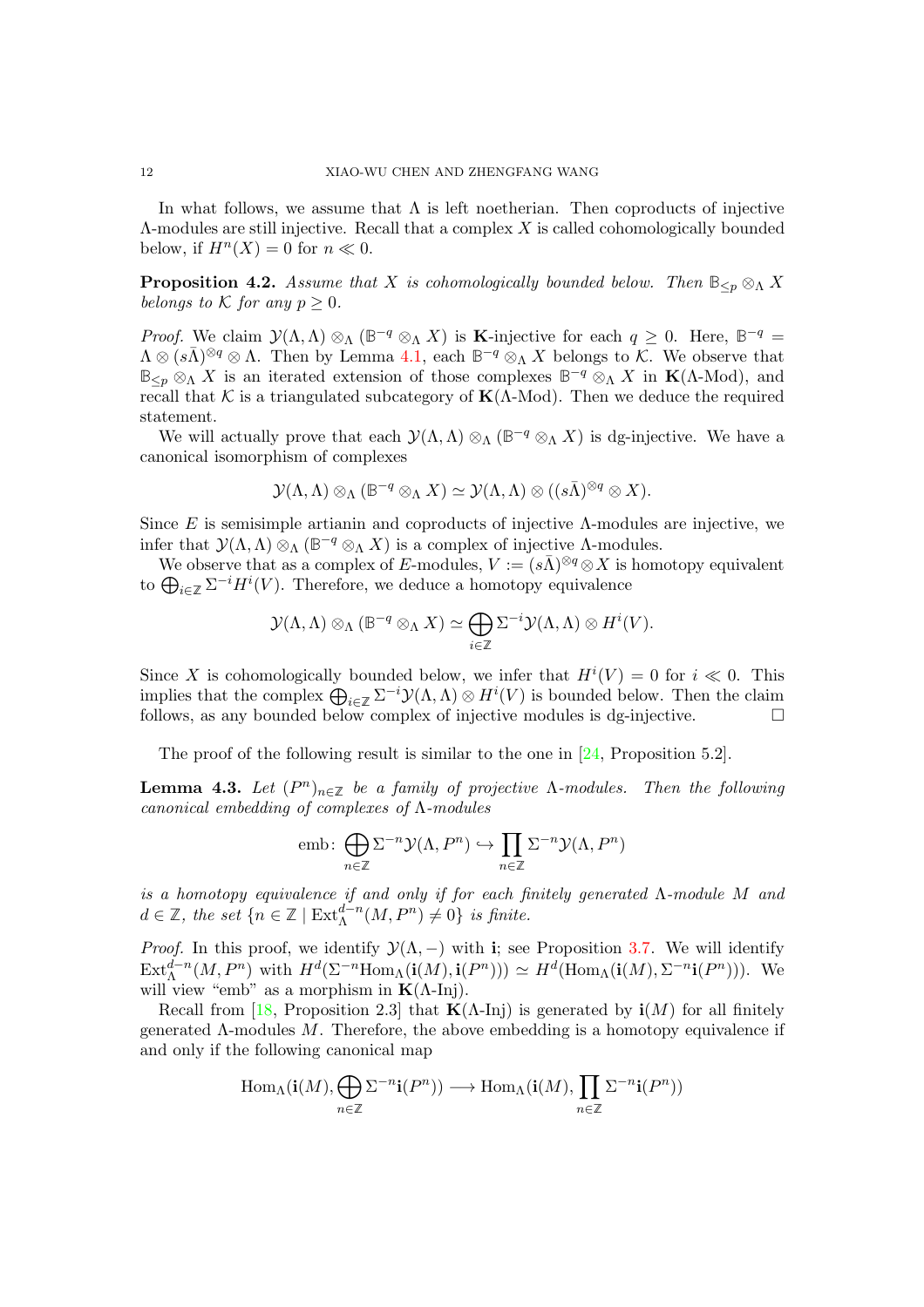In what follows, we assume that $\Lambda$ is left noetherian. Then coproducts of injective $\Lambda$-modules are still injective. Recall that a complex $X$ is called cohomologically bounded below, if $H^n(X) = 0$ for $n \ll 0$.

**Proposition 4.2.** *Assume that $X$ is cohomologically bounded below. Then $\mathbb{B}_{\leq p} \otimes_\Lambda X$ belongs to $\mathcal{K}$ for any $p \geq 0$.*

*Proof.* We claim $\mathcal{Y}(\Lambda, \Lambda) \otimes_\Lambda (\mathbb{B}^{-q} \otimes_\Lambda X)$ is $\mathbf{K}$-injective for each $q \geq 0$. Here, $\mathbb{B}^{-q} = \Lambda \otimes (s\bar{\Lambda})^{\otimes q} \otimes \Lambda$. Then by Lemma 4.1, each $\mathbb{B}^{-q} \otimes_\Lambda X$ belongs to $\mathcal{K}$. We observe that $\mathbb{B}_{\leq p} \otimes_\Lambda X$ is an iterated extension of those complexes $\mathbb{B}^{-q} \otimes_\Lambda X$ in $\mathbf{K}(\Lambda\text{-Mod})$, and recall that $\mathcal{K}$ is a triangulated subcategory of $\mathbf{K}(\Lambda\text{-Mod})$. Then we deduce the required statement.

We will actually prove that each $\mathcal{Y}(\Lambda, \Lambda) \otimes_\Lambda (\mathbb{B}^{-q} \otimes_\Lambda X)$ is dg-injective. We have a canonical isomorphism of complexes

$$\mathcal{Y}(\Lambda, \Lambda) \otimes_\Lambda (\mathbb{B}^{-q} \otimes_\Lambda X) \simeq \mathcal{Y}(\Lambda, \Lambda) \otimes ((s\bar{\Lambda})^{\otimes q} \otimes X).$$

Since $E$ is semisimple artianin and coproducts of injective $\Lambda$-modules are injective, we infer that $\mathcal{Y}(\Lambda, \Lambda) \otimes_\Lambda (\mathbb{B}^{-q} \otimes_\Lambda X)$ is a complex of injective $\Lambda$-modules.

We observe that as a complex of $E$-modules, $V := (s\bar{\Lambda})^{\otimes q} \otimes X$ is homotopy equivalent to $\bigoplus_{i \in \mathbb{Z}} \Sigma^{-i} H^i(V)$. Therefore, we deduce a homotopy equivalence

$$\mathcal{Y}(\Lambda, \Lambda) \otimes_\Lambda (\mathbb{B}^{-q} \otimes_\Lambda X) \simeq \bigoplus_{i \in \mathbb{Z}} \Sigma^{-i} \mathcal{Y}(\Lambda, \Lambda) \otimes H^i(V).$$

Since $X$ is cohomologically bounded below, we infer that $H^i(V) = 0$ for $i \ll 0$. This implies that the complex $\bigoplus_{i \in \mathbb{Z}} \Sigma^{-i} \mathcal{Y}(\Lambda, \Lambda) \otimes H^i(V)$ is bounded below. Then the claim follows, as any bounded below complex of injective modules is dg-injective. $\square$

The proof of the following result is similar to the one in [24, Proposition 5.2].

**Lemma 4.3.** *Let $(P^n)_{n \in \mathbb{Z}}$ be a family of projective $\Lambda$-modules. Then the following canonical embedding of complexes of $\Lambda$-modules*

$$\mathrm{emb} \colon \bigoplus_{n \in \mathbb{Z}} \Sigma^{-n} \mathcal{Y}(\Lambda, P^n) \hookrightarrow \prod_{n \in \mathbb{Z}} \Sigma^{-n} \mathcal{Y}(\Lambda, P^n)$$

*is a homotopy equivalence if and only if for each finitely generated $\Lambda$-module $M$ and $d \in \mathbb{Z}$, the set $\{n \in \mathbb{Z} \mid \mathrm{Ext}_\Lambda^{d-n}(M, P^n) \neq 0\}$ is finite.*

*Proof.* In this proof, we identify $\mathcal{Y}(\Lambda, -)$ with $\mathbf{i}$; see Proposition 3.7. We will identify $\mathrm{Ext}_\Lambda^{d-n}(M, P^n)$ with $H^d(\Sigma^{-n} \mathrm{Hom}_\Lambda(\mathbf{i}(M), \mathbf{i}(P^n))) \simeq H^d(\mathrm{Hom}_\Lambda(\mathbf{i}(M), \Sigma^{-n} \mathbf{i}(P^n)))$. We will view "emb" as a morphism in $\mathbf{K}(\Lambda\text{-Inj})$.

Recall from [18, Proposition 2.3] that $\mathbf{K}(\Lambda\text{-Inj})$ is generated by $\mathbf{i}(M)$ for all finitely generated $\Lambda$-modules $M$. Therefore, the above embedding is a homotopy equivalence if and only if the following canonical map

$$\mathrm{Hom}_\Lambda(\mathbf{i}(M), \bigoplus_{n \in \mathbb{Z}} \Sigma^{-n} \mathbf{i}(P^n)) \longrightarrow \mathrm{Hom}_\Lambda(\mathbf{i}(M), \prod_{n \in \mathbb{Z}} \Sigma^{-n} \mathbf{i}(P^n))$$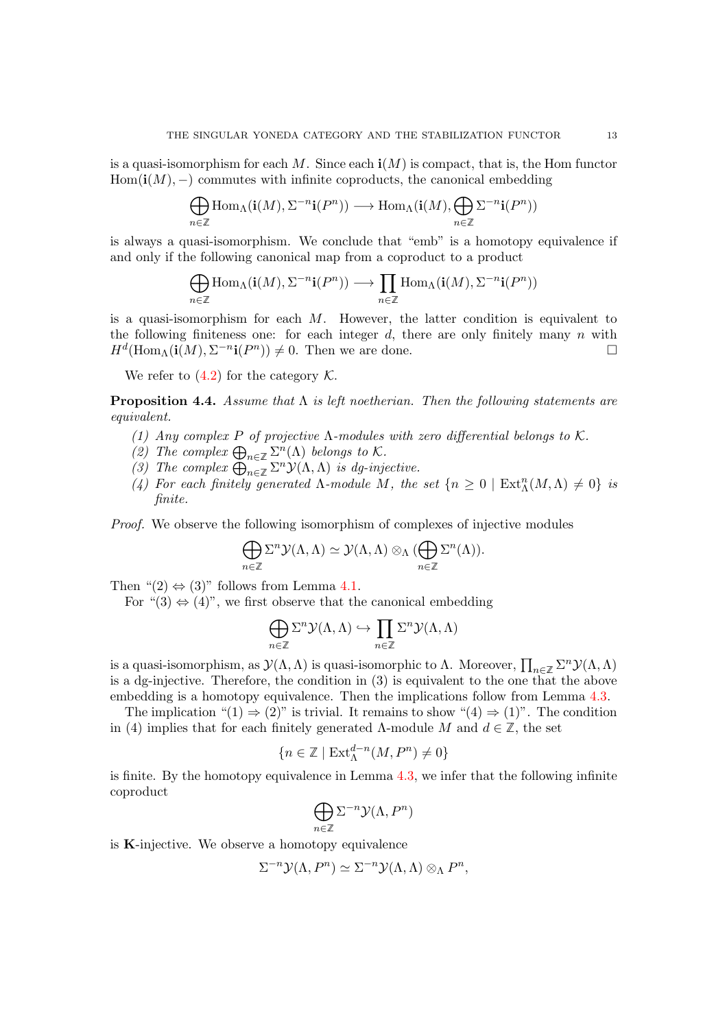is a quasi-isomorphism for each $M$. Since each $\mathbf{i}(M)$ is compact, that is, the Hom functor $\mathrm{Hom}(\mathbf{i}(M), -)$ commutes with infinite coproducts, the canonical embedding

$$\bigoplus_{n\in\mathbb{Z}} \mathrm{Hom}_\Lambda(\mathbf{i}(M), \Sigma^{-n}\mathbf{i}(P^n)) \longrightarrow \mathrm{Hom}_\Lambda(\mathbf{i}(M), \bigoplus_{n\in\mathbb{Z}} \Sigma^{-n}\mathbf{i}(P^n))$$

is always a quasi-isomorphism. We conclude that "emb" is a homotopy equivalence if and only if the following canonical map from a coproduct to a product

$$\bigoplus_{n\in\mathbb{Z}} \mathrm{Hom}_\Lambda(\mathbf{i}(M), \Sigma^{-n}\mathbf{i}(P^n)) \longrightarrow \prod_{n\in\mathbb{Z}} \mathrm{Hom}_\Lambda(\mathbf{i}(M), \Sigma^{-n}\mathbf{i}(P^n))$$

is a quasi-isomorphism for each $M$. However, the latter condition is equivalent to the following finiteness one: for each integer $d$, there are only finitely many $n$ with $H^d(\mathrm{Hom}_\Lambda(\mathbf{i}(M), \Sigma^{-n}\mathbf{i}(P^n)) \neq 0$. Then we are done. $\square$

We refer to (4.2) for the category $\mathcal{K}$.

**Proposition 4.4.** *Assume that $\Lambda$ is left noetherian. Then the following statements are equivalent.*

1. *Any complex $P$ of projective $\Lambda$-modules with zero differential belongs to $\mathcal{K}$.*
2. *The complex $\bigoplus_{n\in\mathbb{Z}} \Sigma^n(\Lambda)$ belongs to $\mathcal{K}$.*
3. *The complex $\bigoplus_{n\in\mathbb{Z}} \Sigma^n\mathcal{Y}(\Lambda, \Lambda)$ is dg-injective.*
4. *For each finitely generated $\Lambda$-module $M$, the set $\{n \geq 0 \mid \mathrm{Ext}^n_\Lambda(M, \Lambda) \neq 0\}$ is finite.*

*Proof.* We observe the following isomorphism of complexes of injective modules

$$\bigoplus_{n\in\mathbb{Z}} \Sigma^n\mathcal{Y}(\Lambda, \Lambda) \simeq \mathcal{Y}(\Lambda, \Lambda) \otimes_\Lambda (\bigoplus_{n\in\mathbb{Z}} \Sigma^n(\Lambda)).$$

Then "(2) $\Leftrightarrow$ (3)" follows from Lemma 4.1.

For "(3) $\Leftrightarrow$ (4)", we first observe that the canonical embedding

$$\bigoplus_{n\in\mathbb{Z}} \Sigma^n\mathcal{Y}(\Lambda, \Lambda) \hookrightarrow \prod_{n\in\mathbb{Z}} \Sigma^n\mathcal{Y}(\Lambda, \Lambda)$$

is a quasi-isomorphism, as $\mathcal{Y}(\Lambda, \Lambda)$ is quasi-isomorphic to $\Lambda$. Moreover, $\prod_{n\in\mathbb{Z}} \Sigma^n\mathcal{Y}(\Lambda, \Lambda)$ is a dg-injective. Therefore, the condition in (3) is equivalent to the one that the above embedding is a homotopy equivalence. Then the implications follow from Lemma 4.3.

The implication "(1) $\Rightarrow$ (2)" is trivial. It remains to show "(4) $\Rightarrow$ (1)". The condition in (4) implies that for each finitely generated $\Lambda$-module $M$ and $d \in \mathbb{Z}$, the set

$$\{n \in \mathbb{Z} \mid \mathrm{Ext}^{d-n}_\Lambda(M, P^n) \neq 0\}$$

is finite. By the homotopy equivalence in Lemma 4.3, we infer that the following infinite coproduct

$$\bigoplus_{n\in\mathbb{Z}} \Sigma^{-n}\mathcal{Y}(\Lambda, P^n)$$

is $\mathbf{K}$-injective. We observe a homotopy equivalence

$$\Sigma^{-n}\mathcal{Y}(\Lambda, P^n) \simeq \Sigma^{-n}\mathcal{Y}(\Lambda, \Lambda) \otimes_\Lambda P^n,$$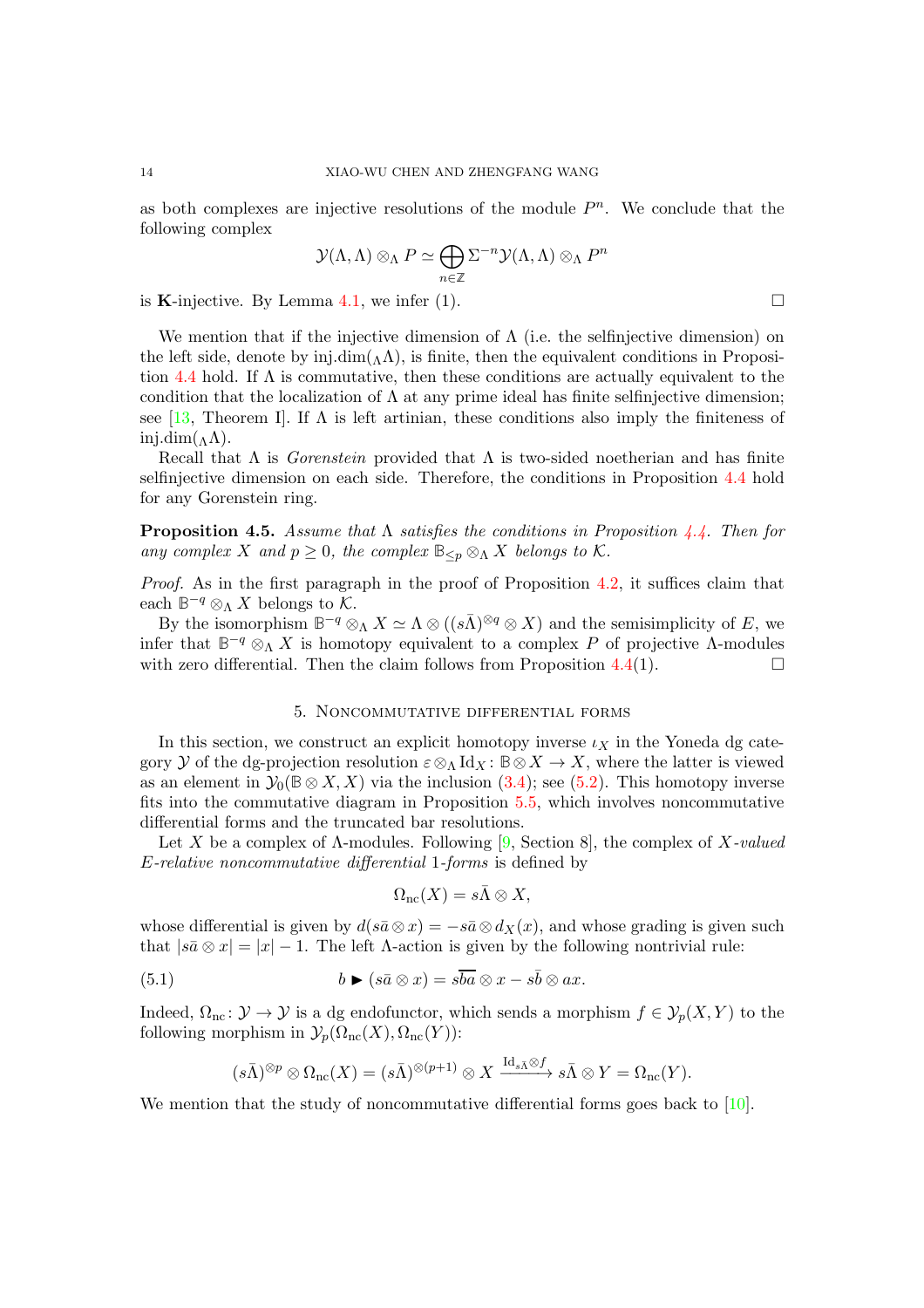as both complexes are injective resolutions of the module $P^n$. We conclude that the following complex

$$\mathcal{Y}(\Lambda,\Lambda)\otimes_\Lambda P \simeq \bigoplus_{n\in\mathbb{Z}} \Sigma^{-n}\mathcal{Y}(\Lambda,\Lambda)\otimes_\Lambda P^n$$

is **K**-injective. By Lemma 4.1, we infer (1). □

We mention that if the injective dimension of $\Lambda$ (i.e. the selfinjective dimension) on the left side, denote by $\mathrm{inj.dim}({}_\Lambda\Lambda)$, is finite, then the equivalent conditions in Proposition 4.4 hold. If $\Lambda$ is commutative, then these conditions are actually equivalent to the condition that the localization of $\Lambda$ at any prime ideal has finite selfinjective dimension; see [13, Theorem I]. If $\Lambda$ is left artinian, these conditions also imply the finiteness of $\mathrm{inj.dim}({}_\Lambda\Lambda)$.

Recall that $\Lambda$ is *Gorenstein* provided that $\Lambda$ is two-sided noetherian and has finite selfinjective dimension on each side. Therefore, the conditions in Proposition 4.4 hold for any Gorenstein ring.

**Proposition 4.5.** *Assume that $\Lambda$ satisfies the conditions in Proposition 4.4. Then for any complex $X$ and $p\geq 0$, the complex $\mathbb{B}_{<p}\otimes_\Lambda X$ belongs to $\mathcal{K}$.*

*Proof.* As in the first paragraph in the proof of Proposition 4.2, it suffices claim that each $\mathbb{B}^{-q}\otimes_\Lambda X$ belongs to $\mathcal{K}$.

By the isomorphism $\mathbb{B}^{-q}\otimes_\Lambda X\simeq \Lambda\otimes((s\bar{\Lambda})^{\otimes q}\otimes X)$ and the semisimplicity of $E$, we infer that $\mathbb{B}^{-q}\otimes_\Lambda X$ is homotopy equivalent to a complex $P$ of projective $\Lambda$-modules with zero differential. Then the claim follows from Proposition 4.4(1). □

## 5. Noncommutative differential forms

In this section, we construct an explicit homotopy inverse $\iota_X$ in the Yoneda dg category $\mathcal{Y}$ of the dg-projection resolution $\varepsilon\otimes_\Lambda \mathrm{Id}_X\colon \mathbb{B}\otimes X\to X$, where the latter is viewed as an element in $\mathcal{Y}_0(\mathbb{B}\otimes X, X)$ via the inclusion (3.4); see (5.2). This homotopy inverse fits into the commutative diagram in Proposition 5.5, which involves noncommutative differential forms and the truncated bar resolutions.

Let $X$ be a complex of $\Lambda$-modules. Following [9, Section 8], the complex of *$X$-valued $E$-relative noncommutative differential* 1*-forms* is defined by

$$\Omega_{\rm nc}(X)=s\bar{\Lambda}\otimes X,$$

whose differential is given by $d(s\bar{a}\otimes x)=-s\bar{a}\otimes d_X(x)$, and whose grading is given such that $|s\bar{a}\otimes x|=|x|-1$. The left $\Lambda$-action is given by the following nontrivial rule:

$$b\blacktriangleright(s\bar{a}\otimes x)=s\overline{ba}\otimes x-s\bar{b}\otimes ax. \tag{5.1}$$

Indeed, $\Omega_{\rm nc}\colon\mathcal{Y}\to\mathcal{Y}$ is a dg endofunctor, which sends a morphism $f\in\mathcal{Y}_p(X,Y)$ to the following morphism in $\mathcal{Y}_p(\Omega_{\rm nc}(X),\Omega_{\rm nc}(Y))$:

$$(s\bar{\Lambda})^{\otimes p}\otimes\Omega_{\rm nc}(X)=(s\bar{\Lambda})^{\otimes(p+1)}\otimes X\xrightarrow{\mathrm{Id}_{s\bar{\Lambda}}\otimes f} s\bar{\Lambda}\otimes Y=\Omega_{\rm nc}(Y).$$

We mention that the study of noncommutative differential forms goes back to [10].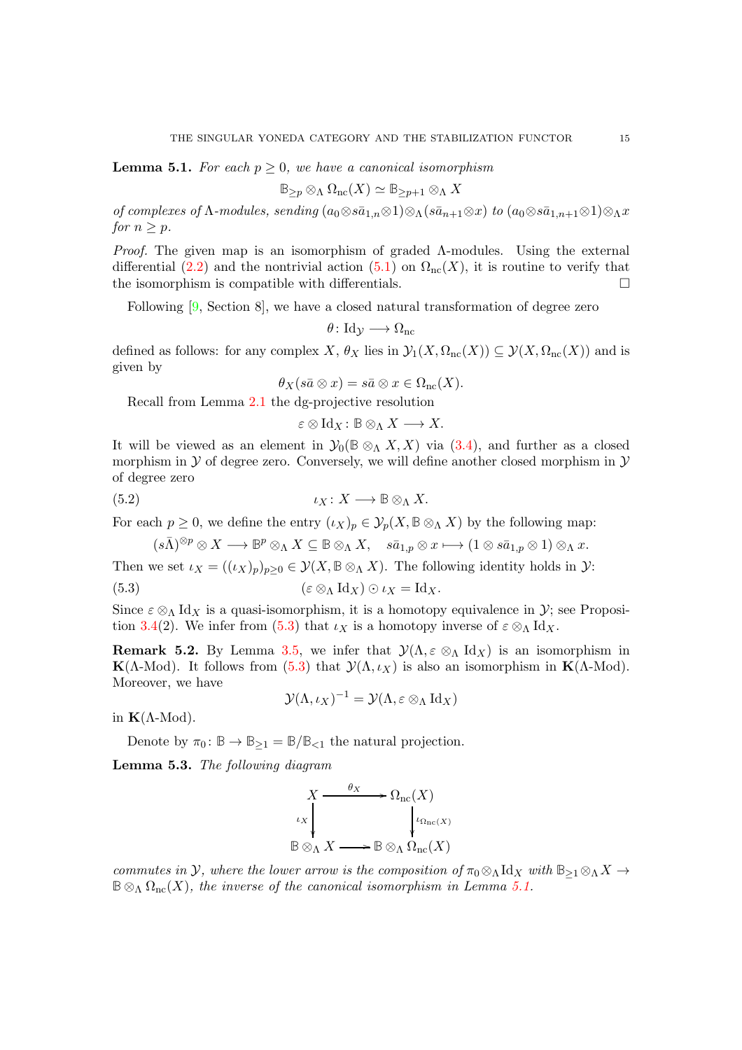**Lemma 5.1.** *For each $p \geq 0$, we have a canonical isomorphism*

$$\mathbb{B}_{\geq p} \otimes_\Lambda \Omega_{\rm nc}(X) \simeq \mathbb{B}_{\geq p+1} \otimes_\Lambda X$$

*of complexes of $\Lambda$-modules, sending $(a_0 \otimes s\bar{a}_{1,n} \otimes 1) \otimes_\Lambda (s\bar{a}_{n+1} \otimes x)$ to $(a_0 \otimes s\bar{a}_{1,n+1} \otimes 1) \otimes_\Lambda x$ for $n \geq p$.*

*Proof.* The given map is an isomorphism of graded $\Lambda$-modules. Using the external differential (2.2) and the nontrivial action (5.1) on $\Omega_{\rm nc}(X)$, it is routine to verify that the isomorphism is compatible with differentials. $\square$

Following [9, Section 8], we have a closed natural transformation of degree zero

$$\theta \colon \mathrm{Id}_{\mathcal{Y}} \longrightarrow \Omega_{\rm nc}$$

defined as follows: for any complex $X$, $\theta_X$ lies in $\mathcal{Y}_1(X, \Omega_{\rm nc}(X)) \subseteq \mathcal{Y}(X, \Omega_{\rm nc}(X))$ and is given by

$$\theta_X(s\bar{a} \otimes x) = s\bar{a} \otimes x \in \Omega_{\rm nc}(X).$$

Recall from Lemma 2.1 the dg-projective resolution

$$\varepsilon \otimes \mathrm{Id}_X \colon \mathbb{B} \otimes_\Lambda X \longrightarrow X.$$

It will be viewed as an element in $\mathcal{Y}_0(\mathbb{B} \otimes_\Lambda X, X)$ via (3.4), and further as a closed morphism in $\mathcal{Y}$ of degree zero. Conversely, we will define another closed morphism in $\mathcal{Y}$ of degree zero

$$\iota_X \colon X \longrightarrow \mathbb{B} \otimes_\Lambda X. \tag{5.2}$$

For each $p \geq 0$, we define the entry $(\iota_X)_p \in \mathcal{Y}_p(X, \mathbb{B} \otimes_\Lambda X)$ by the following map:

$$(s\bar{\Lambda})^{\otimes p} \otimes X \longrightarrow \mathbb{B}^p \otimes_\Lambda X \subseteq \mathbb{B} \otimes_\Lambda X, \quad s\bar{a}_{1,p} \otimes x \longmapsto (1 \otimes s\bar{a}_{1,p} \otimes 1) \otimes_\Lambda x.$$

Then we set $\iota_X = ((\iota_X)_p)_{p \geq 0} \in \mathcal{Y}(X, \mathbb{B} \otimes_\Lambda X)$. The following identity holds in $\mathcal{Y}$:

$$(\varepsilon \otimes_\Lambda \mathrm{Id}_X) \odot \iota_X = \mathrm{Id}_X. \tag{5.3}$$

Since $\varepsilon \otimes_\Lambda \mathrm{Id}_X$ is a quasi-isomorphism, it is a homotopy equivalence in $\mathcal{Y}$; see Proposition 3.4(2). We infer from (5.3) that $\iota_X$ is a homotopy inverse of $\varepsilon \otimes_\Lambda \mathrm{Id}_X$.

**Remark 5.2.** By Lemma 3.5, we infer that $\mathcal{Y}(\Lambda, \varepsilon \otimes_\Lambda \mathrm{Id}_X)$ is an isomorphism in $\mathbf{K}(\Lambda\text{-Mod})$. It follows from (5.3) that $\mathcal{Y}(\Lambda, \iota_X)$ is also an isomorphism in $\mathbf{K}(\Lambda\text{-Mod})$. Moreover, we have

$$\mathcal{Y}(\Lambda, \iota_X)^{-1} = \mathcal{Y}(\Lambda, \varepsilon \otimes_\Lambda \mathrm{Id}_X)$$

in $\mathbf{K}(\Lambda\text{-Mod})$.

Denote by $\pi_0 \colon \mathbb{B} \to \mathbb{B}_{\geq 1} = \mathbb{B}/\mathbb{B}_{<1}$ the natural projection.

**Lemma 5.3.** *The following diagram*

$$\begin{array}{ccc} X & \xrightarrow{\theta_X} & \Omega_{\rm nc}(X) \\ {\scriptstyle \iota_X}\downarrow & & \downarrow{\scriptstyle \iota_{\Omega_{\rm nc}(X)}} \\ \mathbb{B} \otimes_\Lambda X & \longrightarrow & \mathbb{B} \otimes_\Lambda \Omega_{\rm nc}(X) \end{array}$$

*commutes in $\mathcal{Y}$, where the lower arrow is the composition of $\pi_0 \otimes_\Lambda \mathrm{Id}_X$ with $\mathbb{B}_{\geq 1} \otimes_\Lambda X \to \mathbb{B} \otimes_\Lambda \Omega_{\rm nc}(X)$, the inverse of the canonical isomorphism in Lemma 5.1.*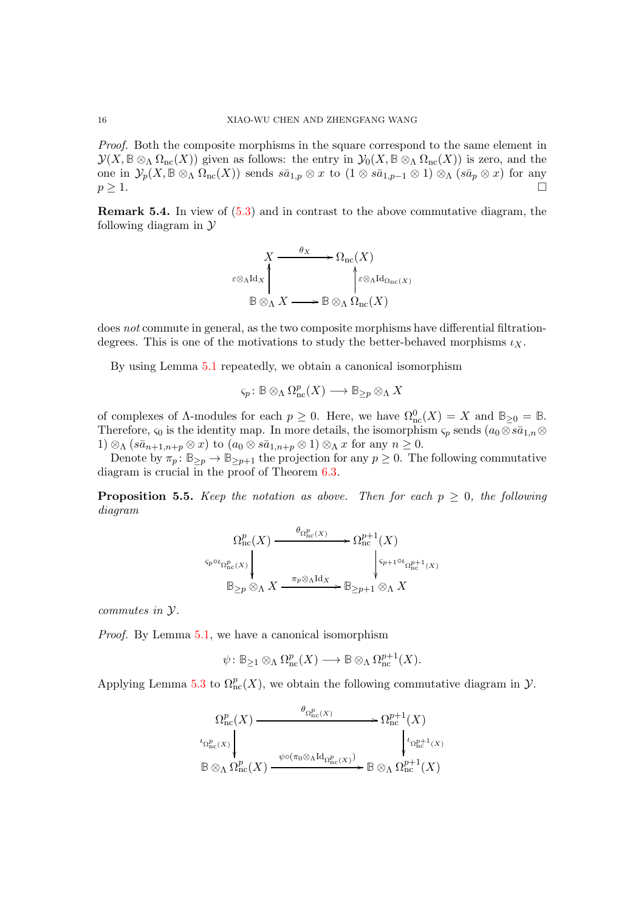*Proof.* Both the composite morphisms in the square correspond to the same element in $\mathcal{Y}(X, \mathbb{B}\otimes_\Lambda \Omega_{\rm nc}(X))$ given as follows: the entry in $\mathcal{Y}_0(X, \mathbb{B}\otimes_\Lambda \Omega_{\rm nc}(X))$ is zero, and the one in $\mathcal{Y}_p(X, \mathbb{B}\otimes_\Lambda \Omega_{\rm nc}(X))$ sends $s\bar{a}_{1,p}\otimes x$ to $(1\otimes s\bar{a}_{1,p-1}\otimes 1)\otimes_\Lambda (s\bar{a}_p\otimes x)$ for any $p\geq 1$. $\square$

**Remark 5.4.** In view of (5.3) and in contrast to the above commutative diagram, the following diagram in $\mathcal{Y}$

$$\begin{array}{ccc}
X & \xrightarrow{\theta_X} & \Omega_{\rm nc}(X) \\
\uparrow{\scriptstyle \varepsilon\otimes_\Lambda {\rm Id}_X} & & \uparrow{\scriptstyle \varepsilon\otimes_\Lambda {\rm Id}_{\Omega_{\rm nc}(X)}} \\
\mathbb{B}\otimes_\Lambda X & \longrightarrow & \mathbb{B}\otimes_\Lambda \Omega_{\rm nc}(X)
\end{array}$$

does *not* commute in general, as the two composite morphisms have differential filtration-degrees. This is one of the motivations to study the better-behaved morphisms $\iota_X$.

By using Lemma 5.1 repeatedly, we obtain a canonical isomorphism

$$\varsigma_p\colon \mathbb{B}\otimes_\Lambda \Omega^p_{\rm nc}(X)\longrightarrow \mathbb{B}_{\geq p}\otimes_\Lambda X$$

of complexes of $\Lambda$-modules for each $p\geq 0$. Here, we have $\Omega^0_{\rm nc}(X)=X$ and $\mathbb{B}_{\geq 0}=\mathbb{B}$. Therefore, $\varsigma_0$ is the identity map. In more details, the isomorphism $\varsigma_p$ sends $(a_0\otimes s\bar{a}_{1,n}\otimes 1)\otimes_\Lambda (s\bar{a}_{n+1,n+p}\otimes x)$ to $(a_0\otimes s\bar{a}_{1,n+p}\otimes 1)\otimes_\Lambda x$ for any $n\geq 0$.

Denote by $\pi_p\colon \mathbb{B}_{\geq p}\to \mathbb{B}_{\geq p+1}$ the projection for any $p\geq 0$. The following commutative diagram is crucial in the proof of Theorem 6.3.

**Proposition 5.5.** *Keep the notation as above. Then for each $p\geq 0$, the following diagram*

$$\begin{array}{ccc}
\Omega^p_{\rm nc}(X) & \xrightarrow{\theta_{\Omega^p_{\rm nc}(X)}} & \Omega^{p+1}_{\rm nc}(X) \\
\downarrow{\scriptstyle \varsigma_p\circ\iota_{\Omega^p_{\rm nc}(X)}} & & \downarrow{\scriptstyle \varsigma_{p+1}\circ\iota_{\Omega^{p+1}_{\rm nc}(X)}} \\
\mathbb{B}_{\geq p}\otimes_\Lambda X & \xrightarrow{\pi_p\otimes_\Lambda {\rm Id}_X} & \mathbb{B}_{\geq p+1}\otimes_\Lambda X
\end{array}$$

*commutes in $\mathcal{Y}$.*

*Proof.* By Lemma 5.1, we have a canonical isomorphism

$$\psi\colon \mathbb{B}_{\geq 1}\otimes_\Lambda \Omega^p_{\rm nc}(X)\longrightarrow \mathbb{B}\otimes_\Lambda \Omega^{p+1}_{\rm nc}(X).$$

Applying Lemma 5.3 to $\Omega^p_{\rm nc}(X)$, we obtain the following commutative diagram in $\mathcal{Y}$.

$$\begin{array}{ccc}
\Omega^p_{\rm nc}(X) & \xrightarrow{\theta_{\Omega^p_{\rm nc}(X)}} & \Omega^{p+1}_{\rm nc}(X) \\
\downarrow{\scriptstyle \iota_{\Omega^p_{\rm nc}(X)}} & & \downarrow{\scriptstyle \iota_{\Omega^{p+1}_{\rm nc}(X)}} \\
\mathbb{B}\otimes_\Lambda \Omega^p_{\rm nc}(X) & \xrightarrow{\psi\circ(\pi_0\otimes_\Lambda {\rm Id}_{\Omega^p_{\rm nc}(X)})} & \mathbb{B}\otimes_\Lambda \Omega^{p+1}_{\rm nc}(X)
\end{array}$$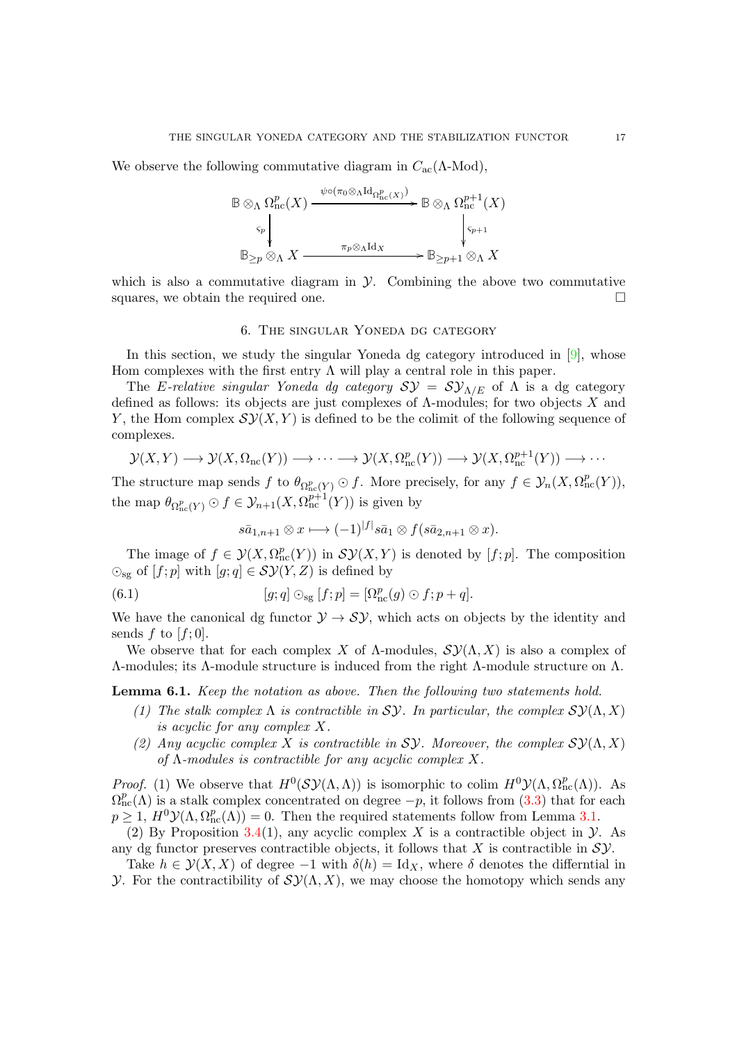We observe the following commutative diagram in $C_{\rm ac}(\Lambda\text{-Mod})$,

$$\begin{array}{ccc}
\mathbb{B}\otimes_\Lambda \Omega^p_{\rm nc}(X) & \xrightarrow{\psi\circ(\pi_0\otimes_\Lambda {\rm Id}_{\Omega^p_{\rm nc}(X)})} & \mathbb{B}\otimes_\Lambda \Omega^{p+1}_{\rm nc}(X) \\
\Big\downarrow{\scriptstyle \varsigma_p} & & \Big\downarrow{\scriptstyle \varsigma_{p+1}} \\
\mathbb{B}_{\geq p}\otimes_\Lambda X & \xrightarrow{\pi_p\otimes_\Lambda {\rm Id}_X} & \mathbb{B}_{\geq p+1}\otimes_\Lambda X
\end{array}$$

which is also a commutative diagram in $\mathcal{Y}$. Combining the above two commutative squares, we obtain the required one. $\square$

## 6. The singular Yoneda dg category

In this section, we study the singular Yoneda dg category introduced in [9], whose Hom complexes with the first entry $\Lambda$ will play a central role in this paper.

The *$E$-relative singular Yoneda dg category* $\mathcal{SY} = \mathcal{SY}_{\Lambda/E}$ of $\Lambda$ is a dg category defined as follows: its objects are just complexes of $\Lambda$-modules; for two objects $X$ and $Y$, the Hom complex $\mathcal{SY}(X,Y)$ is defined to be the colimit of the following sequence of complexes.

$$\mathcal{Y}(X,Y) \longrightarrow \mathcal{Y}(X,\Omega_{\rm nc}(Y)) \longrightarrow \cdots \longrightarrow \mathcal{Y}(X,\Omega^p_{\rm nc}(Y)) \longrightarrow \mathcal{Y}(X,\Omega^{p+1}_{\rm nc}(Y)) \longrightarrow \cdots$$

The structure map sends $f$ to $\theta_{\Omega^p_{\rm nc}(Y)}\odot f$. More precisely, for any $f\in\mathcal{Y}_n(X,\Omega^p_{\rm nc}(Y))$, the map $\theta_{\Omega^p_{\rm nc}(Y)}\odot f\in\mathcal{Y}_{n+1}(X,\Omega^{p+1}_{\rm nc}(Y))$ is given by

$$s\bar{a}_{1,n+1}\otimes x\longmapsto (-1)^{|f|}s\bar{a}_1\otimes f(s\bar{a}_{2,n+1}\otimes x).$$

The image of $f\in\mathcal{Y}(X,\Omega^p_{\rm nc}(Y))$ in $\mathcal{SY}(X,Y)$ is denoted by $[f;p]$. The composition $\odot_{\rm sg}$ of $[f;p]$ with $[g;q]\in\mathcal{SY}(Y,Z)$ is defined by

$$[g;q]\odot_{\rm sg}[f;p] = [\Omega^p_{\rm nc}(g)\odot f; p+q]. \tag{6.1}$$

We have the canonical dg functor $\mathcal{Y}\to\mathcal{SY}$, which acts on objects by the identity and sends $f$ to $[f;0]$.

We observe that for each complex $X$ of $\Lambda$-modules, $\mathcal{SY}(\Lambda,X)$ is also a complex of $\Lambda$-modules; its $\Lambda$-module structure is induced from the right $\Lambda$-module structure on $\Lambda$.

**Lemma 6.1.** *Keep the notation as above. Then the following two statements hold.*

1. *The stalk complex $\Lambda$ is contractible in $\mathcal{SY}$. In particular, the complex $\mathcal{SY}(\Lambda,X)$ is acyclic for any complex $X$.*
2. *Any acyclic complex $X$ is contractible in $\mathcal{SY}$. Moreover, the complex $\mathcal{SY}(\Lambda,X)$ of $\Lambda$-modules is contractible for any acyclic complex $X$.*

*Proof.* (1) We observe that $H^0(\mathcal{SY}(\Lambda,\Lambda))$ is isomorphic to $\operatorname{colim} H^0\mathcal{Y}(\Lambda,\Omega^p_{\rm nc}(\Lambda))$. As $\Omega^p_{\rm nc}(\Lambda)$ is a stalk complex concentrated on degree $-p$, it follows from (3.3) that for each $p\geq 1$, $H^0\mathcal{Y}(\Lambda,\Omega^p_{\rm nc}(\Lambda))=0$. Then the required statements follow from Lemma 3.1.

(2) By Proposition 3.4(1), any acyclic complex $X$ is a contractible object in $\mathcal{Y}$. As any dg functor preserves contractible objects, it follows that $X$ is contractible in $\mathcal{SY}$.

Take $h\in\mathcal{Y}(X,X)$ of degree $-1$ with $\delta(h)={\rm Id}_X$, where $\delta$ denotes the differential in $\mathcal{Y}$. For the contractibility of $\mathcal{SY}(\Lambda,X)$, we may choose the homotopy which sends any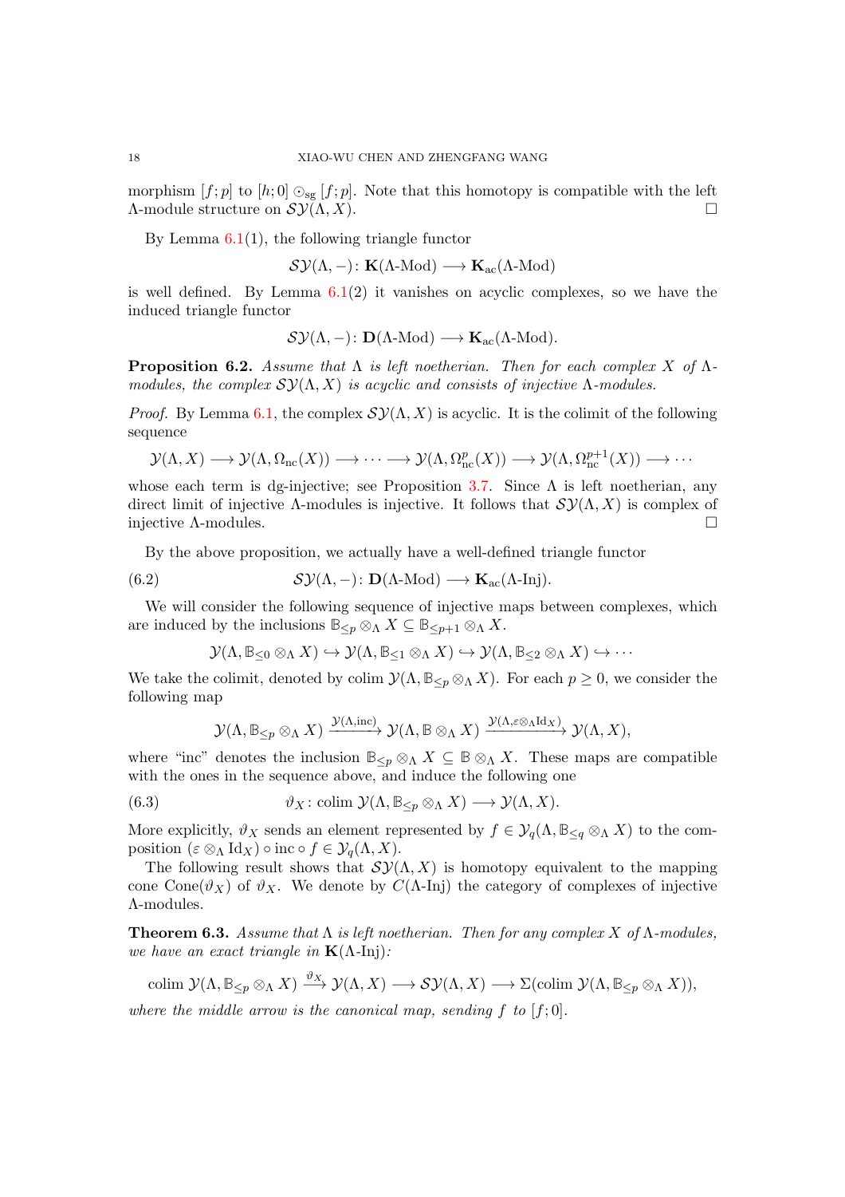morphism $[f;p]$ to $[h;0] \odot_{\rm sg} [f;p]$. Note that this homotopy is compatible with the left $\Lambda$-module structure on $\mathcal{SY}(\Lambda, X)$. $\square$

By Lemma 6.1(1), the following triangle functor

$$\mathcal{SY}(\Lambda, -)\colon \mathbf{K}(\Lambda\text{-Mod}) \longrightarrow \mathbf{K}_{\rm ac}(\Lambda\text{-Mod})$$

is well defined. By Lemma 6.1(2) it vanishes on acyclic complexes, so we have the induced triangle functor

$$\mathcal{SY}(\Lambda, -)\colon \mathbf{D}(\Lambda\text{-Mod}) \longrightarrow \mathbf{K}_{\rm ac}(\Lambda\text{-Mod}).$$

**Proposition 6.2.** *Assume that $\Lambda$ is left noetherian. Then for each complex $X$ of $\Lambda$-modules, the complex $\mathcal{SY}(\Lambda, X)$ is acyclic and consists of injective $\Lambda$-modules.*

*Proof.* By Lemma 6.1, the complex $\mathcal{SY}(\Lambda, X)$ is acyclic. It is the colimit of the following sequence

$$\mathcal{Y}(\Lambda, X) \longrightarrow \mathcal{Y}(\Lambda, \Omega_{\rm nc}(X)) \longrightarrow \cdots \longrightarrow \mathcal{Y}(\Lambda, \Omega^p_{\rm nc}(X)) \longrightarrow \mathcal{Y}(\Lambda, \Omega^{p+1}_{\rm nc}(X)) \longrightarrow \cdots$$

whose each term is dg-injective; see Proposition 3.7. Since $\Lambda$ is left noetherian, any direct limit of injective $\Lambda$-modules is injective. It follows that $\mathcal{SY}(\Lambda, X)$ is complex of injective $\Lambda$-modules. $\square$

By the above proposition, we actually have a well-defined triangle functor

$$\mathcal{SY}(\Lambda, -)\colon \mathbf{D}(\Lambda\text{-Mod}) \longrightarrow \mathbf{K}_{\rm ac}(\Lambda\text{-Inj}). \tag{6.2}$$

We will consider the following sequence of injective maps between complexes, which are induced by the inclusions $\mathbb{B}_{\leq p} \otimes_\Lambda X \subseteq \mathbb{B}_{\leq p+1} \otimes_\Lambda X$.

$$\mathcal{Y}(\Lambda, \mathbb{B}_{\leq 0} \otimes_\Lambda X) \hookrightarrow \mathcal{Y}(\Lambda, \mathbb{B}_{\leq 1} \otimes_\Lambda X) \hookrightarrow \mathcal{Y}(\Lambda, \mathbb{B}_{\leq 2} \otimes_\Lambda X) \hookrightarrow \cdots$$

We take the colimit, denoted by $\operatorname{colim} \mathcal{Y}(\Lambda, \mathbb{B}_{\leq p} \otimes_\Lambda X)$. For each $p \geq 0$, we consider the following map

$$\mathcal{Y}(\Lambda, \mathbb{B}_{\leq p} \otimes_\Lambda X) \xrightarrow{\mathcal{Y}(\Lambda, {\rm inc})} \mathcal{Y}(\Lambda, \mathbb{B} \otimes_\Lambda X) \xrightarrow{\mathcal{Y}(\Lambda, \varepsilon \otimes_\Lambda {\rm Id}_X)} \mathcal{Y}(\Lambda, X),$$

where "inc" denotes the inclusion $\mathbb{B}_{\leq p} \otimes_\Lambda X \subseteq \mathbb{B} \otimes_\Lambda X$. These maps are compatible with the ones in the sequence above, and induce the following one

$$\vartheta_X \colon \operatorname{colim} \mathcal{Y}(\Lambda, \mathbb{B}_{\leq p} \otimes_\Lambda X) \longrightarrow \mathcal{Y}(\Lambda, X). \tag{6.3}$$

More explicitly, $\vartheta_X$ sends an element represented by $f \in \mathcal{Y}_q(\Lambda, \mathbb{B}_{\leq q} \otimes_\Lambda X)$ to the composition $(\varepsilon \otimes_\Lambda {\rm Id}_X) \circ {\rm inc} \circ f \in \mathcal{Y}_q(\Lambda, X)$.

The following result shows that $\mathcal{SY}(\Lambda, X)$ is homotopy equivalent to the mapping cone $\operatorname{Cone}(\vartheta_X)$ of $\vartheta_X$. We denote by $C(\Lambda\text{-Inj})$ the category of complexes of injective $\Lambda$-modules.

**Theorem 6.3.** *Assume that $\Lambda$ is left noetherian. Then for any complex $X$ of $\Lambda$-modules, we have an exact triangle in $\mathbf{K}(\Lambda\text{-Inj})$:*

$$\operatorname{colim} \mathcal{Y}(\Lambda, \mathbb{B}_{\leq p} \otimes_\Lambda X) \xrightarrow{\vartheta_X} \mathcal{Y}(\Lambda, X) \longrightarrow \mathcal{SY}(\Lambda, X) \longrightarrow \Sigma(\operatorname{colim} \mathcal{Y}(\Lambda, \mathbb{B}_{\leq p} \otimes_\Lambda X)),$$

*where the middle arrow is the canonical map, sending $f$ to $[f;0]$.*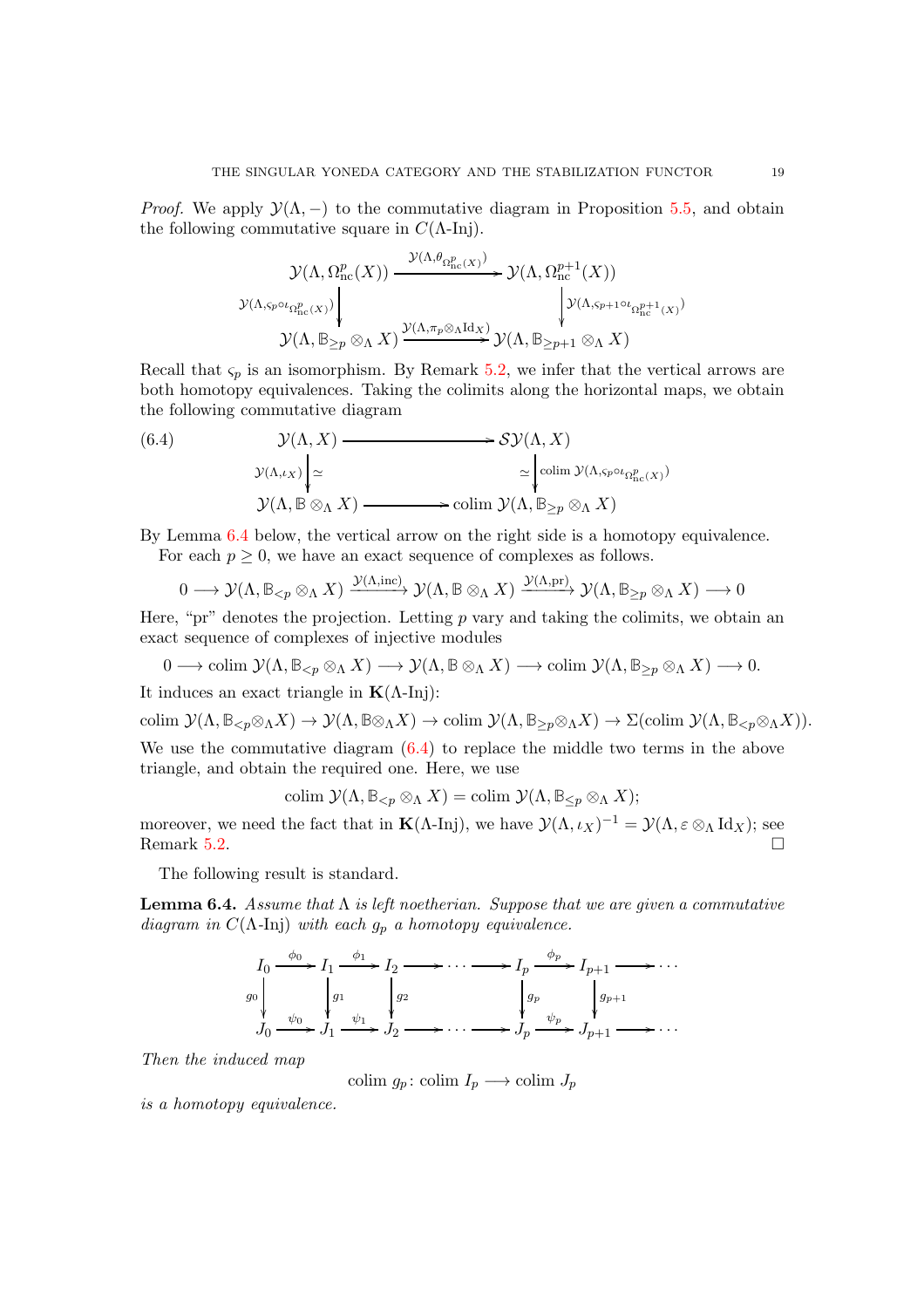*Proof.* We apply $\mathcal{Y}(\Lambda, -)$ to the commutative diagram in Proposition 5.5, and obtain the following commutative square in $C(\Lambda\text{-Inj})$.

$$\begin{array}{ccc}
\mathcal{Y}(\Lambda, \Omega^p_{\rm nc}(X)) & \xrightarrow{\mathcal{Y}(\Lambda, \theta_{\Omega^p_{\rm nc}(X)})} & \mathcal{Y}(\Lambda, \Omega^{p+1}_{\rm nc}(X)) \\
\downarrow {\scriptstyle \mathcal{Y}(\Lambda, \varsigma_p \circ \iota_{\Omega^p_{\rm nc}(X)})} & & \downarrow {\scriptstyle \mathcal{Y}(\Lambda, \varsigma_{p+1} \circ \iota_{\Omega^{p+1}_{\rm nc}(X)})} \\
\mathcal{Y}(\Lambda, \mathbb{B}_{\geq p} \otimes_\Lambda X) & \xrightarrow{\mathcal{Y}(\Lambda, \pi_p \otimes_\Lambda {\rm Id}_X)} & \mathcal{Y}(\Lambda, \mathbb{B}_{\geq p+1} \otimes_\Lambda X)
\end{array}$$

Recall that $\varsigma_p$ is an isomorphism. By Remark 5.2, we infer that the vertical arrows are both homotopy equivalences. Taking the colimits along the horizontal maps, we obtain the following commutative diagram

$$\begin{array}{ccc}
\mathcal{Y}(\Lambda, X) & \longrightarrow & \mathcal{SY}(\Lambda, X) \\
\downarrow {\scriptstyle \mathcal{Y}(\Lambda, \iota_X)} \simeq & & \simeq \downarrow {\scriptstyle {\rm colim}\, \mathcal{Y}(\Lambda, \varsigma_p \circ \iota_{\Omega^p_{\rm nc}(X)})} \\
\mathcal{Y}(\Lambda, \mathbb{B} \otimes_\Lambda X) & \longrightarrow & {\rm colim}\, \mathcal{Y}(\Lambda, \mathbb{B}_{\geq p} \otimes_\Lambda X)
\end{array} \tag{6.4}$$

By Lemma 6.4 below, the vertical arrow on the right side is a homotopy equivalence.

For each $p \geq 0$, we have an exact sequence of complexes as follows.

$$0 \longrightarrow \mathcal{Y}(\Lambda, \mathbb{B}_{<p} \otimes_\Lambda X) \xrightarrow{\mathcal{Y}(\Lambda, {\rm inc})} \mathcal{Y}(\Lambda, \mathbb{B} \otimes_\Lambda X) \xrightarrow{\mathcal{Y}(\Lambda, {\rm pr})} \mathcal{Y}(\Lambda, \mathbb{B}_{\geq p} \otimes_\Lambda X) \longrightarrow 0$$

Here, "pr" denotes the projection. Letting $p$ vary and taking the colimits, we obtain an exact sequence of complexes of injective modules

$$0 \longrightarrow {\rm colim}\, \mathcal{Y}(\Lambda, \mathbb{B}_{<p} \otimes_\Lambda X) \longrightarrow \mathcal{Y}(\Lambda, \mathbb{B} \otimes_\Lambda X) \longrightarrow {\rm colim}\, \mathcal{Y}(\Lambda, \mathbb{B}_{\geq p} \otimes_\Lambda X) \longrightarrow 0.$$

It induces an exact triangle in $\mathbf{K}(\Lambda\text{-Inj})$:

$${\rm colim}\, \mathcal{Y}(\Lambda, \mathbb{B}_{<p} \otimes_\Lambda X) \to \mathcal{Y}(\Lambda, \mathbb{B} \otimes_\Lambda X) \to {\rm colim}\, \mathcal{Y}(\Lambda, \mathbb{B}_{\geq p} \otimes_\Lambda X) \to \Sigma({\rm colim}\, \mathcal{Y}(\Lambda, \mathbb{B}_{<p} \otimes_\Lambda X)).$$

We use the commutative diagram (6.4) to replace the middle two terms in the above triangle, and obtain the required one. Here, we use

$${\rm colim}\, \mathcal{Y}(\Lambda, \mathbb{B}_{<p} \otimes_\Lambda X) = {\rm colim}\, \mathcal{Y}(\Lambda, \mathbb{B}_{\leq p} \otimes_\Lambda X);$$

moreover, we need the fact that in $\mathbf{K}(\Lambda\text{-Inj})$, we have $\mathcal{Y}(\Lambda, \iota_X)^{-1} = \mathcal{Y}(\Lambda, \varepsilon \otimes_\Lambda {\rm Id}_X)$; see Remark 5.2. $\square$

The following result is standard.

**Lemma 6.4.** *Assume that $\Lambda$ is left noetherian. Suppose that we are given a commutative diagram in $C(\Lambda\text{-Inj})$ with each $g_p$ a homotopy equivalence.*

$$\begin{array}{ccccccccccc}
I_0 & \xrightarrow{\phi_0} & I_1 & \xrightarrow{\phi_1} & I_2 & \longrightarrow \cdots \longrightarrow & I_p & \xrightarrow{\phi_p} & I_{p+1} & \longrightarrow \cdots \\
\downarrow {\scriptstyle g_0} & & \downarrow {\scriptstyle g_1} & & \downarrow {\scriptstyle g_2} & & \downarrow {\scriptstyle g_p} & & \downarrow {\scriptstyle g_{p+1}} & \\
J_0 & \xrightarrow{\psi_0} & J_1 & \xrightarrow{\psi_1} & J_2 & \longrightarrow \cdots \longrightarrow & J_p & \xrightarrow{\psi_p} & J_{p+1} & \longrightarrow \cdots
\end{array}$$

*Then the induced map*

$${\rm colim}\, g_p \colon {\rm colim}\, I_p \longrightarrow {\rm colim}\, J_p$$

*is a homotopy equivalence.*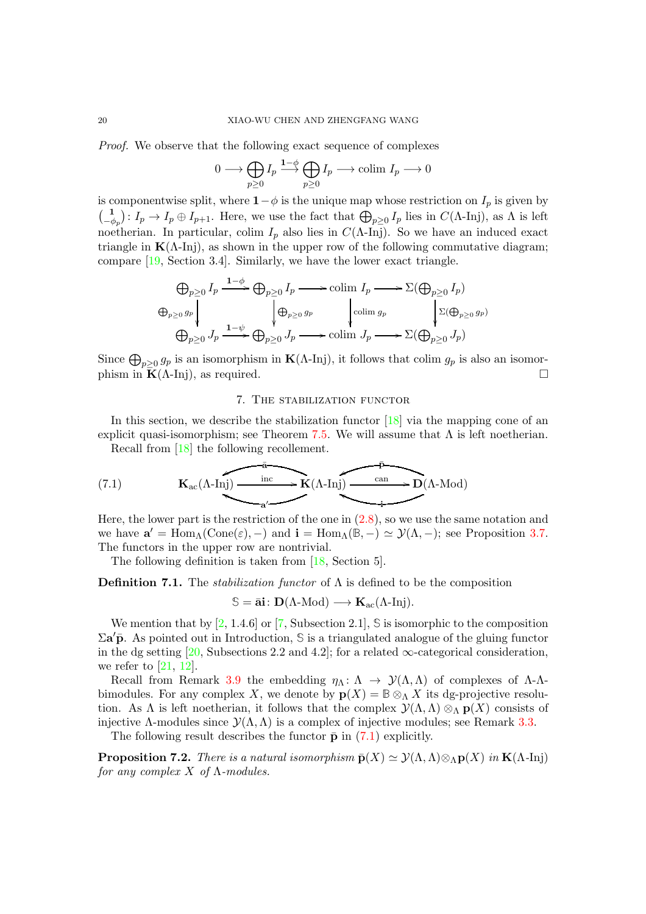*Proof.* We observe that the following exact sequence of complexes

$$0 \longrightarrow \bigoplus_{p\geq 0} I_p \xrightarrow{\mathbf{1}-\phi} \bigoplus_{p\geq 0} I_p \longrightarrow \mathrm{colim}\ I_p \longrightarrow 0$$

is componentwise split, where $\mathbf{1}-\phi$ is the unique map whose restriction on $I_p$ is given by $\binom{\mathbf{1}}{-\phi_p}\colon I_p \to I_p \oplus I_{p+1}$. Here, we use the fact that $\bigoplus_{p\geq 0} I_p$ lies in $C(\Lambda\text{-Inj})$, as $\Lambda$ is left noetherian. In particular, colim $I_p$ also lies in $C(\Lambda\text{-Inj})$. So we have an induced exact triangle in $\mathbf{K}(\Lambda\text{-Inj})$, as shown in the upper row of the following commutative diagram; compare [19, Section 3.4]. Similarly, we have the lower exact triangle.

$$\begin{array}{ccccccc}
\bigoplus_{p\geq 0} I_p & \xrightarrow{\mathbf{1}-\phi} & \bigoplus_{p\geq 0} I_p & \longrightarrow & \mathrm{colim}\ I_p & \longrightarrow & \Sigma(\bigoplus_{p\geq 0} I_p) \\
\downarrow{\scriptstyle \bigoplus_{p\geq 0} g_p} & & \downarrow{\scriptstyle \bigoplus_{p\geq 0} g_p} & & \downarrow{\scriptstyle \mathrm{colim}\ g_p} & & \downarrow{\scriptstyle \Sigma(\bigoplus_{p\geq 0} g_p)} \\
\bigoplus_{p\geq 0} J_p & \xrightarrow{\mathbf{1}-\psi} & \bigoplus_{p\geq 0} J_p & \longrightarrow & \mathrm{colim}\ J_p & \longrightarrow & \Sigma(\bigoplus_{p\geq 0} J_p)
\end{array}$$

Since $\bigoplus_{p\geq 0} g_p$ is an isomorphism in $\mathbf{K}(\Lambda\text{-Inj})$, it follows that colim $g_p$ is also an isomorphism in $\mathbf{K}(\Lambda\text{-Inj})$, as required. $\square$

## 7. The stabilization functor

In this section, we describe the stabilization functor [18] via the mapping cone of an explicit quasi-isomorphism; see Theorem 7.5. We will assume that $\Lambda$ is left noetherian.

Recall from [18] the following recollement.

$$(7.1)\qquad \mathbf{K}_{\mathrm{ac}}(\Lambda\text{-Inj}) \xrightarrow{\mathrm{inc}} \mathbf{K}(\Lambda\text{-Inj}) \xrightarrow{\mathrm{can}} \mathbf{D}(\Lambda\text{-Mod})$$

with $\bar{\mathbf{a}}$ (upper) and $\mathbf{a}'$ (lower) left and right adjoints of inc, and $\bar{\mathbf{p}}$ (upper) and $\mathbf{i}$ (lower) left and right adjoints of can.

Here, the lower part is the restriction of the one in (2.8), so we use the same notation and we have $\mathbf{a}' = \mathrm{Hom}_\Lambda(\mathrm{Cone}(\varepsilon), -)$ and $\mathbf{i} = \mathrm{Hom}_\Lambda(\mathbb{B}, -) \simeq \mathcal{Y}(\Lambda, -)$; see Proposition 3.7. The functors in the upper row are nontrivial.

The following definition is taken from [18, Section 5].

**Definition 7.1.** The *stabilization functor* of $\Lambda$ is defined to be the composition

$$\mathbb{S} = \bar{\mathbf{a}}\mathbf{i}\colon \mathbf{D}(\Lambda\text{-Mod}) \longrightarrow \mathbf{K}_{\mathrm{ac}}(\Lambda\text{-Inj}).$$

We mention that by [2, 1.4.6] or [7, Subsection 2.1], $\mathbb{S}$ is isomorphic to the composition $\Sigma\mathbf{a}'\bar{\mathbf{p}}$. As pointed out in Introduction, $\mathbb{S}$ is a triangulated analogue of the gluing functor in the dg setting [20, Subsections 2.2 and 4.2]; for a related $\infty$-categorical consideration, we refer to [21, 12].

Recall from Remark 3.9 the embedding $\eta_\Lambda\colon \Lambda \to \mathcal{Y}(\Lambda, \Lambda)$ of complexes of $\Lambda$-$\Lambda$-bimodules. For any complex $X$, we denote by $\mathbf{p}(X) = \mathbb{B} \otimes_\Lambda X$ its dg-projective resolution. As $\Lambda$ is left noetherian, it follows that the complex $\mathcal{Y}(\Lambda, \Lambda) \otimes_\Lambda \mathbf{p}(X)$ consists of injective $\Lambda$-modules since $\mathcal{Y}(\Lambda, \Lambda)$ is a complex of injective modules; see Remark 3.3.

The following result describes the functor $\bar{\mathbf{p}}$ in (7.1) explicitly.

**Proposition 7.2.** *There is a natural isomorphism $\bar{\mathbf{p}}(X) \simeq \mathcal{Y}(\Lambda, \Lambda) \otimes_\Lambda \mathbf{p}(X)$ in $\mathbf{K}(\Lambda\text{-Inj})$ for any complex $X$ of $\Lambda$-modules.*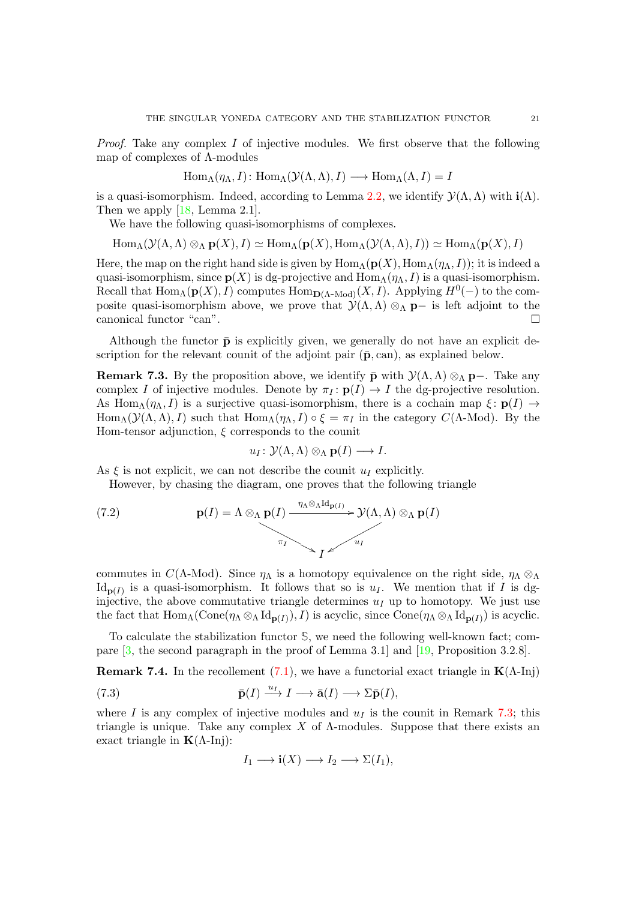*Proof.* Take any complex $I$ of injective modules. We first observe that the following map of complexes of $\Lambda$-modules

$$\mathrm{Hom}_\Lambda(\eta_\Lambda, I)\colon \mathrm{Hom}_\Lambda(\mathcal{Y}(\Lambda,\Lambda), I) \longrightarrow \mathrm{Hom}_\Lambda(\Lambda, I) = I$$

is a quasi-isomorphism. Indeed, according to Lemma 2.2, we identify $\mathcal{Y}(\Lambda,\Lambda)$ with $\mathbf{i}(\Lambda)$. Then we apply [18, Lemma 2.1].

We have the following quasi-isomorphisms of complexes.

$$\mathrm{Hom}_\Lambda(\mathcal{Y}(\Lambda,\Lambda)\otimes_\Lambda \mathbf{p}(X), I) \simeq \mathrm{Hom}_\Lambda(\mathbf{p}(X), \mathrm{Hom}_\Lambda(\mathcal{Y}(\Lambda,\Lambda), I)) \simeq \mathrm{Hom}_\Lambda(\mathbf{p}(X), I)$$

Here, the map on the right hand side is given by $\mathrm{Hom}_\Lambda(\mathbf{p}(X), \mathrm{Hom}_\Lambda(\eta_\Lambda, I))$; it is indeed a quasi-isomorphism, since $\mathbf{p}(X)$ is dg-projective and $\mathrm{Hom}_\Lambda(\eta_\Lambda, I)$ is a quasi-isomorphism. Recall that $\mathrm{Hom}_\Lambda(\mathbf{p}(X), I)$ computes $\mathrm{Hom}_{\mathbf{D}(\Lambda\text{-Mod})}(X, I)$. Applying $H^0(-)$ to the composite quasi-isomorphism above, we prove that $\mathcal{Y}(\Lambda,\Lambda)\otimes_\Lambda \mathbf{p}-$ is left adjoint to the canonical functor "can". $\square$

Although the functor $\bar{\mathbf{p}}$ is explicitly given, we generally do not have an explicit description for the relevant counit of the adjoint pair $(\bar{\mathbf{p}}, \mathrm{can})$, as explained below.

**Remark 7.3.** By the proposition above, we identify $\bar{\mathbf{p}}$ with $\mathcal{Y}(\Lambda,\Lambda)\otimes_\Lambda \mathbf{p}-$. Take any complex $I$ of injective modules. Denote by $\pi_I\colon \mathbf{p}(I)\to I$ the dg-projective resolution. As $\mathrm{Hom}_\Lambda(\eta_\Lambda, I)$ is a surjective quasi-isomorphism, there is a cochain map $\xi\colon \mathbf{p}(I)\to \mathrm{Hom}_\Lambda(\mathcal{Y}(\Lambda,\Lambda), I)$ such that $\mathrm{Hom}_\Lambda(\eta_\Lambda, I)\circ \xi = \pi_I$ in the category $C(\Lambda\text{-Mod})$. By the Hom-tensor adjunction, $\xi$ corresponds to the counit

$$u_I\colon \mathcal{Y}(\Lambda,\Lambda)\otimes_\Lambda \mathbf{p}(I)\longrightarrow I.$$

As $\xi$ is not explicit, we can not describe the counit $u_I$ explicitly.

However, by chasing the diagram, one proves that the following triangle

$$\mathbf{p}(I) = \Lambda\otimes_\Lambda \mathbf{p}(I) \xrightarrow{\eta_\Lambda\otimes_\Lambda \mathrm{Id}_{\mathbf{p}(I)}} \mathcal{Y}(\Lambda,\Lambda)\otimes_\Lambda \mathbf{p}(I), \quad \pi_I\colon \mathbf{p}(I)\to I, \quad u_I\colon \mathcal{Y}(\Lambda,\Lambda)\otimes_\Lambda \mathbf{p}(I)\to I \tag{7.2}$$

commutes in $C(\Lambda\text{-Mod})$. Since $\eta_\Lambda$ is a homotopy equivalence on the right side, $\eta_\Lambda\otimes_\Lambda \mathrm{Id}_{\mathbf{p}(I)}$ is a quasi-isomorphism. It follows that so is $u_I$. We mention that if $I$ is dg-injective, the above commutative triangle determines $u_I$ up to homotopy. We just use the fact that $\mathrm{Hom}_\Lambda(\mathrm{Cone}(\eta_\Lambda\otimes_\Lambda \mathrm{Id}_{\mathbf{p}(I)}), I)$ is acyclic, since $\mathrm{Cone}(\eta_\Lambda\otimes_\Lambda \mathrm{Id}_{\mathbf{p}(I)})$ is acyclic.

To calculate the stabilization functor $\mathbb{S}$, we need the following well-known fact; compare [3, the second paragraph in the proof of Lemma 3.1] and [19, Proposition 3.2.8].

**Remark 7.4.** In the recollement (7.1), we have a functorial exact triangle in $\mathbf{K}(\Lambda\text{-Inj})$

$$\bar{\mathbf{p}}(I)\xrightarrow{u_I} I\longrightarrow \bar{\mathbf{a}}(I)\longrightarrow \Sigma\bar{\mathbf{p}}(I), \tag{7.3}$$

where $I$ is any complex of injective modules and $u_I$ is the counit in Remark 7.3; this triangle is unique. Take any complex $X$ of $\Lambda$-modules. Suppose that there exists an exact triangle in $\mathbf{K}(\Lambda\text{-Inj})$:

$$I_1\longrightarrow \mathbf{i}(X)\longrightarrow I_2\longrightarrow \Sigma(I_1),$$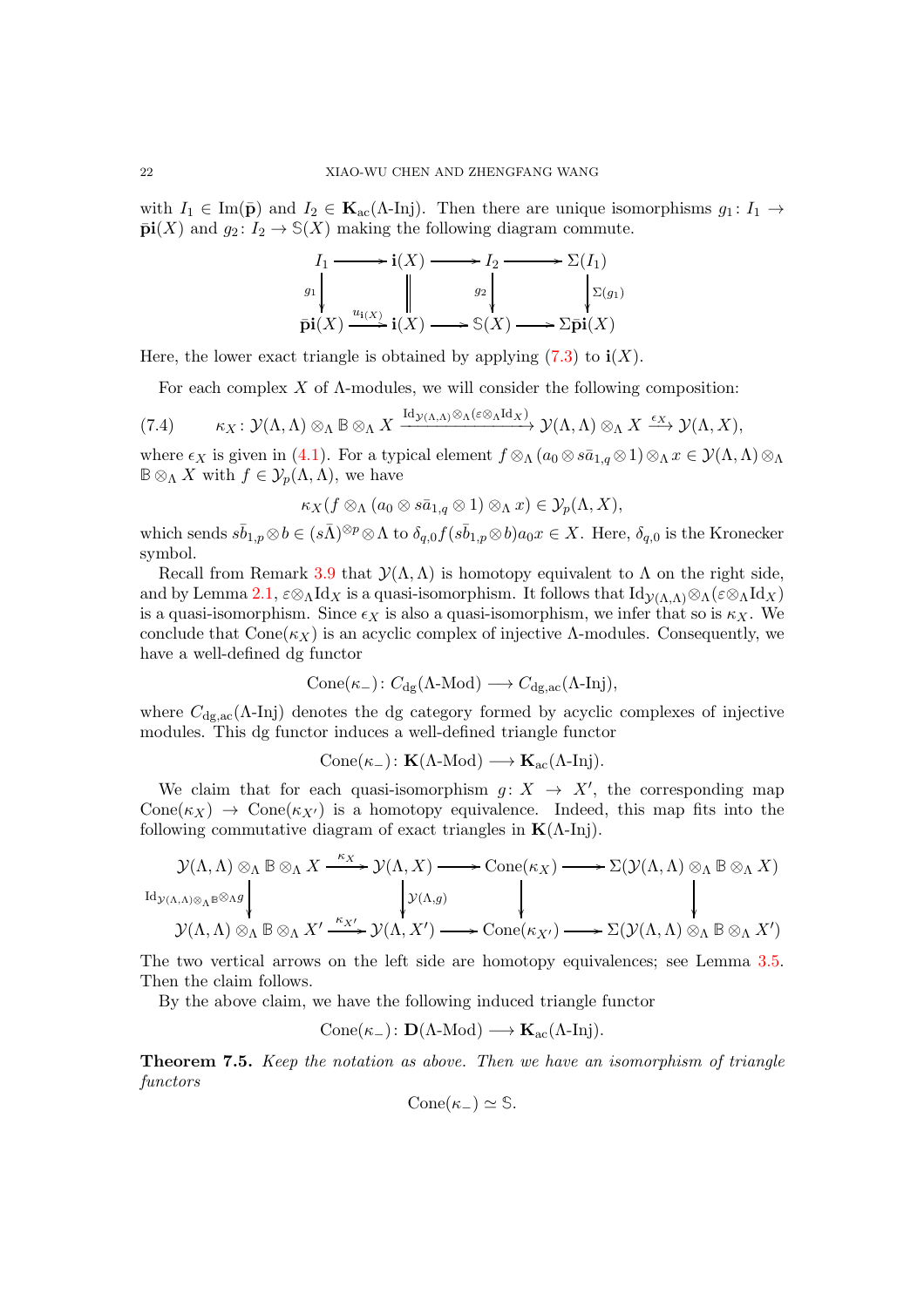with $I_1 \in \mathrm{Im}(\bar{\mathbf{p}})$ and $I_2 \in \mathbf{K}_{\mathrm{ac}}(\Lambda\text{-Inj})$. Then there are unique isomorphisms $g_1 \colon I_1 \to \bar{\mathbf{p}}\mathbf{i}(X)$ and $g_2 \colon I_2 \to \mathbb{S}(X)$ making the following diagram commute.

$$\begin{array}{ccccccc}
I_1 & \longrightarrow & \mathbf{i}(X) & \longrightarrow & I_2 & \longrightarrow & \Sigma(I_1) \\
\downarrow{\scriptstyle g_1} & & \| & & \downarrow{\scriptstyle g_2} & & \downarrow{\scriptstyle \Sigma(g_1)} \\
\bar{\mathbf{p}}\mathbf{i}(X) & \xrightarrow{u_{\mathbf{i}(X)}} & \mathbf{i}(X) & \longrightarrow & \mathbb{S}(X) & \longrightarrow & \Sigma\bar{\mathbf{p}}\mathbf{i}(X)
\end{array}$$

Here, the lower exact triangle is obtained by applying (7.3) to $\mathbf{i}(X)$.

For each complex $X$ of $\Lambda$-modules, we will consider the following composition:

$$\kappa_X \colon \mathcal{Y}(\Lambda,\Lambda) \otimes_\Lambda \mathbb{B} \otimes_\Lambda X \xrightarrow{\mathrm{Id}_{\mathcal{Y}(\Lambda,\Lambda)} \otimes_\Lambda (\varepsilon \otimes_\Lambda \mathrm{Id}_X)} \mathcal{Y}(\Lambda,\Lambda) \otimes_\Lambda X \xrightarrow{\epsilon_X} \mathcal{Y}(\Lambda, X), \tag{7.4}$$

where $\epsilon_X$ is given in (4.1). For a typical element $f \otimes_\Lambda (a_0 \otimes s\bar{a}_{1,q} \otimes 1) \otimes_\Lambda x \in \mathcal{Y}(\Lambda,\Lambda) \otimes_\Lambda \mathbb{B} \otimes_\Lambda X$ with $f \in \mathcal{Y}_p(\Lambda,\Lambda)$, we have

$$\kappa_X(f \otimes_\Lambda (a_0 \otimes s\bar{a}_{1,q} \otimes 1) \otimes_\Lambda x) \in \mathcal{Y}_p(\Lambda, X),$$

which sends $s\bar{b}_{1,p} \otimes b \in (s\bar{\Lambda})^{\otimes p} \otimes \Lambda$ to $\delta_{q,0} f(s\bar{b}_{1,p} \otimes b) a_0 x \in X$. Here, $\delta_{q,0}$ is the Kronecker symbol.

Recall from Remark 3.9 that $\mathcal{Y}(\Lambda,\Lambda)$ is homotopy equivalent to $\Lambda$ on the right side, and by Lemma 2.1, $\varepsilon \otimes_\Lambda \mathrm{Id}_X$ is a quasi-isomorphism. It follows that $\mathrm{Id}_{\mathcal{Y}(\Lambda,\Lambda)} \otimes_\Lambda (\varepsilon \otimes_\Lambda \mathrm{Id}_X)$ is a quasi-isomorphism. Since $\epsilon_X$ is also a quasi-isomorphism, we infer that so is $\kappa_X$. We conclude that $\mathrm{Cone}(\kappa_X)$ is an acyclic complex of injective $\Lambda$-modules. Consequently, we have a well-defined dg functor

$$\mathrm{Cone}(\kappa_-) \colon C_{\mathrm{dg}}(\Lambda\text{-Mod}) \longrightarrow C_{\mathrm{dg,ac}}(\Lambda\text{-Inj}),$$

where $C_{\mathrm{dg,ac}}(\Lambda\text{-Inj})$ denotes the dg category formed by acyclic complexes of injective modules. This dg functor induces a well-defined triangle functor

$$\mathrm{Cone}(\kappa_-) \colon \mathbf{K}(\Lambda\text{-Mod}) \longrightarrow \mathbf{K}_{\mathrm{ac}}(\Lambda\text{-Inj}).$$

We claim that for each quasi-isomorphism $g \colon X \to X'$, the corresponding map $\mathrm{Cone}(\kappa_X) \to \mathrm{Cone}(\kappa_{X'})$ is a homotopy equivalence. Indeed, this map fits into the following commutative diagram of exact triangles in $\mathbf{K}(\Lambda\text{-Inj})$.

$$\begin{array}{ccccccc}
\mathcal{Y}(\Lambda,\Lambda) \otimes_\Lambda \mathbb{B} \otimes_\Lambda X & \xrightarrow{\kappa_X} & \mathcal{Y}(\Lambda, X) & \longrightarrow & \mathrm{Cone}(\kappa_X) & \longrightarrow & \Sigma(\mathcal{Y}(\Lambda,\Lambda) \otimes_\Lambda \mathbb{B} \otimes_\Lambda X) \\
\downarrow{\scriptstyle \mathrm{Id}_{\mathcal{Y}(\Lambda,\Lambda)\otimes_\Lambda \mathbb{B} \otimes_\Lambda g}} & & \downarrow{\scriptstyle \mathcal{Y}(\Lambda, g)} & & \downarrow & & \downarrow \\
\mathcal{Y}(\Lambda,\Lambda) \otimes_\Lambda \mathbb{B} \otimes_\Lambda X' & \xrightarrow{\kappa_{X'}} & \mathcal{Y}(\Lambda, X') & \longrightarrow & \mathrm{Cone}(\kappa_{X'}) & \longrightarrow & \Sigma(\mathcal{Y}(\Lambda,\Lambda) \otimes_\Lambda \mathbb{B} \otimes_\Lambda X')
\end{array}$$

The two vertical arrows on the left side are homotopy equivalences; see Lemma 3.5. Then the claim follows.

By the above claim, we have the following induced triangle functor

$$\mathrm{Cone}(\kappa_-) \colon \mathbf{D}(\Lambda\text{-Mod}) \longrightarrow \mathbf{K}_{\mathrm{ac}}(\Lambda\text{-Inj}).$$

**Theorem 7.5.** *Keep the notation as above. Then we have an isomorphism of triangle functors*

$$\mathrm{Cone}(\kappa_-) \simeq \mathbb{S}.$$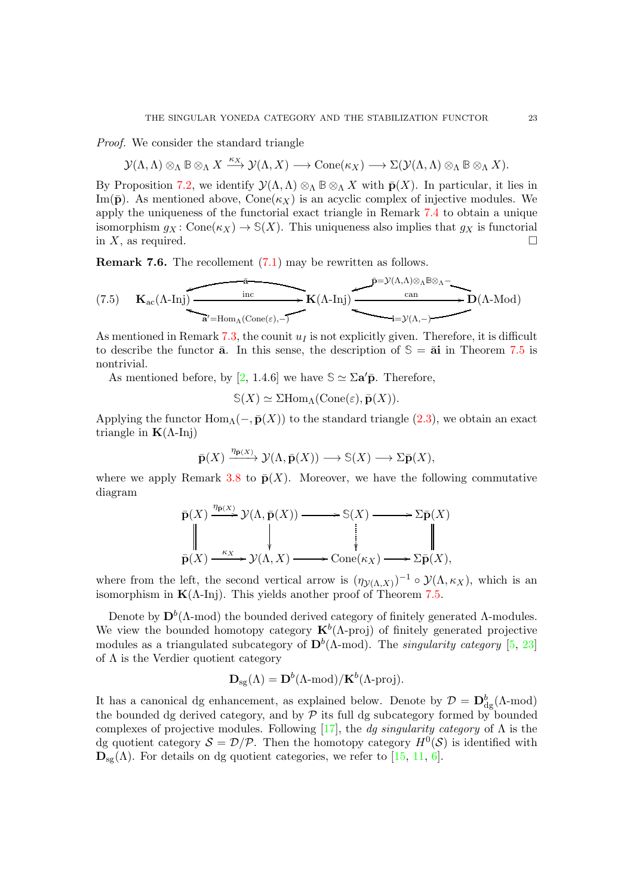*Proof.* We consider the standard triangle

$$\mathcal{Y}(\Lambda,\Lambda)\otimes_\Lambda \mathbb{B}\otimes_\Lambda X \xrightarrow{\kappa_X} \mathcal{Y}(\Lambda, X) \longrightarrow \mathrm{Cone}(\kappa_X) \longrightarrow \Sigma(\mathcal{Y}(\Lambda,\Lambda)\otimes_\Lambda \mathbb{B}\otimes_\Lambda X).$$

By Proposition 7.2, we identify $\mathcal{Y}(\Lambda,\Lambda)\otimes_\Lambda \mathbb{B}\otimes_\Lambda X$ with $\bar{\mathbf{p}}(X)$. In particular, it lies in $\mathrm{Im}(\bar{\mathbf{p}})$. As mentioned above, $\mathrm{Cone}(\kappa_X)$ is an acyclic complex of injective modules. We apply the uniqueness of the functorial exact triangle in Remark 7.4 to obtain a unique isomorphism $g_X\colon \mathrm{Cone}(\kappa_X)\to \mathbb{S}(X)$. This uniqueness also implies that $g_X$ is functorial in $X$, as required. $\square$

**Remark 7.6.** The recollement (7.1) may be rewritten as follows.

$$\text{(7.5)}\qquad \mathbf{K}_{\mathrm{ac}}(\Lambda\text{-Inj}) \xrightarrow{\mathrm{inc}} \mathbf{K}(\Lambda\text{-Inj}) \xrightarrow{\mathrm{can}} \mathbf{D}(\Lambda\text{-Mod})$$

with left adjoints $\bar{\mathbf{a}}\colon \mathbf{K}(\Lambda\text{-Inj})\to \mathbf{K}_{\mathrm{ac}}(\Lambda\text{-Inj})$, $\bar{\mathbf{p}}=\mathcal{Y}(\Lambda,\Lambda)\otimes_\Lambda\mathbb{B}\otimes_\Lambda -\colon \mathbf{D}(\Lambda\text{-Mod})\to \mathbf{K}(\Lambda\text{-Inj})$, and right adjoints $\bar{\mathbf{a}}'=\mathrm{Hom}_\Lambda(\mathrm{Cone}(\varepsilon),-)$, $\mathbf{i}=\mathcal{Y}(\Lambda,-)$.

As mentioned in Remark 7.3, the counit $u_I$ is not explicitly given. Therefore, it is difficult to describe the functor $\bar{\mathbf{a}}$. In this sense, the description of $\mathbb{S}=\bar{\mathbf{a}}\mathbf{i}$ in Theorem 7.5 is nontrivial.

As mentioned before, by [2, 1.4.6] we have $\mathbb{S}\simeq \Sigma\mathbf{a}'\bar{\mathbf{p}}$. Therefore,

$$\mathbb{S}(X)\simeq \Sigma\mathrm{Hom}_\Lambda(\mathrm{Cone}(\varepsilon),\bar{\mathbf{p}}(X)).$$

Applying the functor $\mathrm{Hom}_\Lambda(-,\bar{\mathbf{p}}(X))$ to the standard triangle (2.3), we obtain an exact triangle in $\mathbf{K}(\Lambda\text{-Inj})$

$$\bar{\mathbf{p}}(X)\xrightarrow{\eta_{\bar{\mathbf{p}}(X)}} \mathcal{Y}(\Lambda,\bar{\mathbf{p}}(X)) \longrightarrow \mathbb{S}(X)\longrightarrow \Sigma\bar{\mathbf{p}}(X),$$

where we apply Remark 3.8 to $\bar{\mathbf{p}}(X)$. Moreover, we have the following commutative diagram

$$\begin{array}{ccccccc}
\bar{\mathbf{p}}(X) & \xrightarrow{\eta_{\bar{\mathbf{p}}(X)}} & \mathcal{Y}(\Lambda,\bar{\mathbf{p}}(X)) & \longrightarrow & \mathbb{S}(X) & \longrightarrow & \Sigma\bar{\mathbf{p}}(X)\\
\| & & \downarrow & & \vdots & & \|\\
\bar{\mathbf{p}}(X) & \xrightarrow{\kappa_X} & \mathcal{Y}(\Lambda,X) & \longrightarrow & \mathrm{Cone}(\kappa_X) & \longrightarrow & \Sigma\bar{\mathbf{p}}(X),
\end{array}$$

where from the left, the second vertical arrow is $(\eta_{\mathcal{Y}(\Lambda,X)})^{-1}\circ \mathcal{Y}(\Lambda,\kappa_X)$, which is an isomorphism in $\mathbf{K}(\Lambda\text{-Inj})$. This yields another proof of Theorem 7.5.

Denote by $\mathbf{D}^b(\Lambda\text{-mod})$ the bounded derived category of finitely generated $\Lambda$-modules. We view the bounded homotopy category $\mathbf{K}^b(\Lambda\text{-proj})$ of finitely generated projective modules as a triangulated subcategory of $\mathbf{D}^b(\Lambda\text{-mod})$. The *singularity category* [5, 23] of $\Lambda$ is the Verdier quotient category

$$\mathbf{D}_{\mathrm{sg}}(\Lambda)=\mathbf{D}^b(\Lambda\text{-mod})/\mathbf{K}^b(\Lambda\text{-proj}).$$

It has a canonical dg enhancement, as explained below. Denote by $\mathcal{D}=\mathbf{D}^b_{\mathrm{dg}}(\Lambda\text{-mod})$ the bounded dg derived category, and by $\mathcal{P}$ its full dg subcategory formed by bounded complexes of projective modules. Following [17], the *dg singularity category* of $\Lambda$ is the dg quotient category $\mathcal{S}=\mathcal{D}/\mathcal{P}$. Then the homotopy category $H^0(\mathcal{S})$ is identified with $\mathbf{D}_{\mathrm{sg}}(\Lambda)$. For details on dg quotient categories, we refer to [15, 11, 6].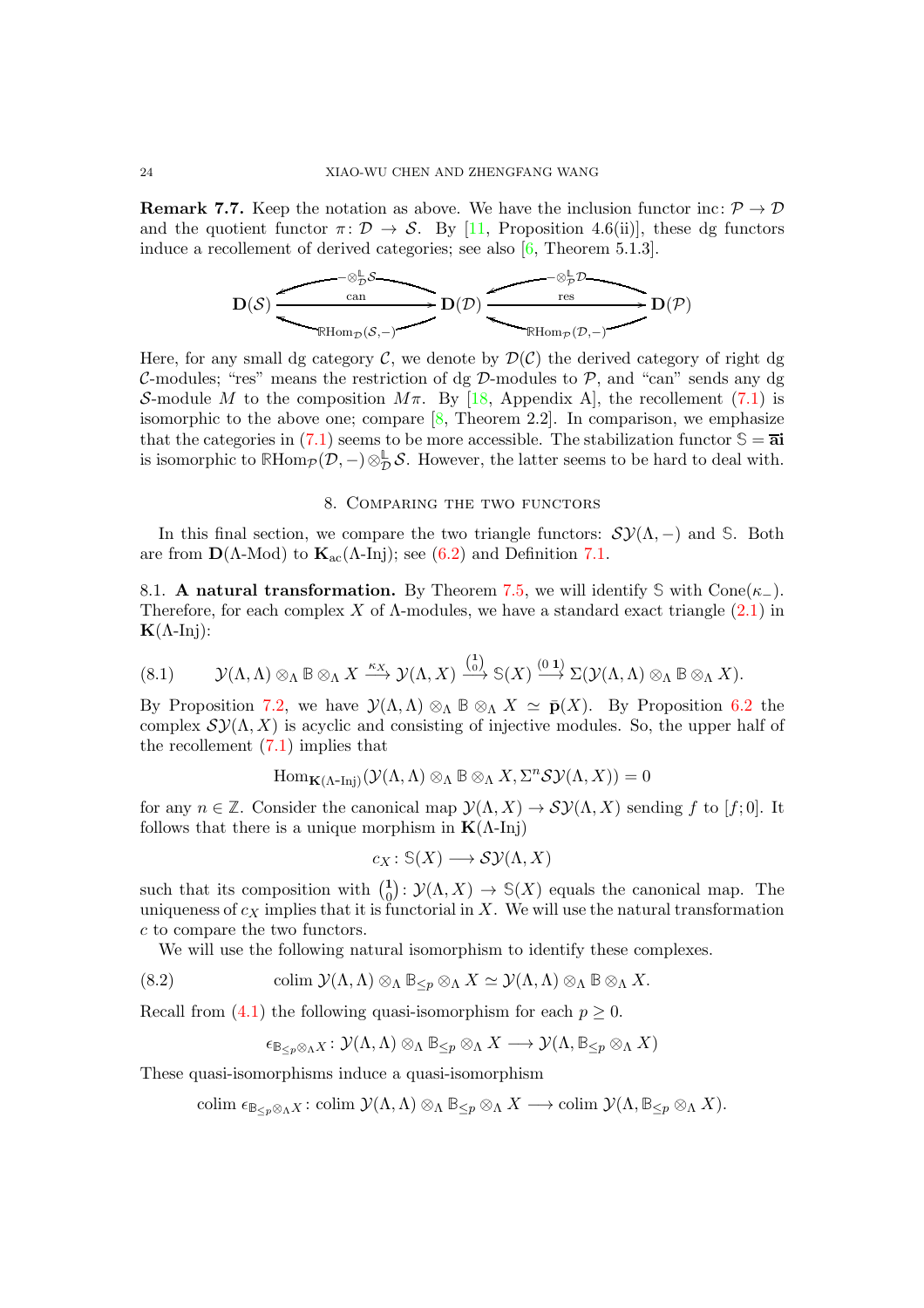**Remark 7.7.** Keep the notation as above. We have the inclusion functor $\mathrm{inc}\colon \mathcal{P} \to \mathcal{D}$ and the quotient functor $\pi\colon \mathcal{D} \to \mathcal{S}$. By [11, Proposition 4.6(ii)], these dg functors induce a recollement of derived categories; see also [6, Theorem 5.1.3].

$$\mathbf{D}(\mathcal{S}) \underset{\mathbb{R}\mathrm{Hom}_{\mathcal{D}}(\mathcal{S},-)}{\overset{-\otimes^{\mathbb{L}}_{\mathcal{D}}\mathcal{S}}{\overset{\mathrm{can}}{\rightleftarrows}}} \mathbf{D}(\mathcal{D}) \underset{\mathbb{R}\mathrm{Hom}_{\mathcal{P}}(\mathcal{D},-)}{\overset{-\otimes^{\mathbb{L}}_{\mathcal{P}}\mathcal{D}}{\overset{\mathrm{res}}{\rightleftarrows}}} \mathbf{D}(\mathcal{P})$$

Here, for any small dg category $\mathcal{C}$, we denote by $\mathcal{D}(\mathcal{C})$ the derived category of right dg $\mathcal{C}$-modules; "res" means the restriction of dg $\mathcal{D}$-modules to $\mathcal{P}$, and "can" sends any dg $\mathcal{S}$-module $M$ to the composition $M\pi$. By [18, Appendix A], the recollement (7.1) is isomorphic to the above one; compare [8, Theorem 2.2]. In comparison, we emphasize that the categories in (7.1) seems to be more accessible. The stabilization functor $\mathbb{S} = \overline{\mathbf{a}}\overline{\mathbf{i}}$ is isomorphic to $\mathbb{R}\mathrm{Hom}_{\mathcal{P}}(\mathcal{D}, -) \otimes^{\mathbb{L}}_{\mathcal{D}} \mathcal{S}$. However, the latter seems to be hard to deal with.

## 8. Comparing the two functors

In this final section, we compare the two triangle functors: $\mathcal{S}\mathcal{Y}(\Lambda, -)$ and $\mathbb{S}$. Both are from $\mathbf{D}(\Lambda\text{-Mod})$ to $\mathbf{K}_{\mathrm{ac}}(\Lambda\text{-Inj})$; see (6.2) and Definition 7.1.

**8.1. A natural transformation.** By Theorem 7.5, we will identify $\mathbb{S}$ with $\mathrm{Cone}(\kappa_{-})$. Therefore, for each complex $X$ of $\Lambda$-modules, we have a standard exact triangle (2.1) in $\mathbf{K}(\Lambda\text{-Inj})$:

$$\mathcal{Y}(\Lambda, \Lambda) \otimes_{\Lambda} \mathbb{B} \otimes_{\Lambda} X \xrightarrow{\kappa_X} \mathcal{Y}(\Lambda, X) \xrightarrow{\binom{1}{0}} \mathbb{S}(X) \xrightarrow{(0\ \mathbf{1})} \Sigma(\mathcal{Y}(\Lambda, \Lambda) \otimes_{\Lambda} \mathbb{B} \otimes_{\Lambda} X). \tag{8.1}$$

By Proposition 7.2, we have $\mathcal{Y}(\Lambda, \Lambda) \otimes_{\Lambda} \mathbb{B} \otimes_{\Lambda} X \simeq \bar{\mathbf{p}}(X)$. By Proposition 6.2 the complex $\mathcal{S}\mathcal{Y}(\Lambda, X)$ is acyclic and consisting of injective modules. So, the upper half of the recollement (7.1) implies that

$$\mathrm{Hom}_{\mathbf{K}(\Lambda\text{-Inj})}(\mathcal{Y}(\Lambda, \Lambda) \otimes_{\Lambda} \mathbb{B} \otimes_{\Lambda} X, \Sigma^n \mathcal{S}\mathcal{Y}(\Lambda, X)) = 0$$

for any $n \in \mathbb{Z}$. Consider the canonical map $\mathcal{Y}(\Lambda, X) \to \mathcal{S}\mathcal{Y}(\Lambda, X)$ sending $f$ to $[f; 0]$. It follows that there is a unique morphism in $\mathbf{K}(\Lambda\text{-Inj})$

$$c_X \colon \mathbb{S}(X) \longrightarrow \mathcal{S}\mathcal{Y}(\Lambda, X)$$

such that its composition with $\binom{1}{0}\colon \mathcal{Y}(\Lambda, X) \to \mathbb{S}(X)$ equals the canonical map. The uniqueness of $c_X$ implies that it is functorial in $X$. We will use the natural transformation $c$ to compare the two functors.

We will use the following natural isomorphism to identify these complexes.

$$\mathrm{colim}\, \mathcal{Y}(\Lambda, \Lambda) \otimes_{\Lambda} \mathbb{B}_{\leq p} \otimes_{\Lambda} X \simeq \mathcal{Y}(\Lambda, \Lambda) \otimes_{\Lambda} \mathbb{B} \otimes_{\Lambda} X. \tag{8.2}$$

Recall from (4.1) the following quasi-isomorphism for each $p \geq 0$.

$$\epsilon_{\mathbb{B}_{\leq p} \otimes_{\Lambda} X} \colon \mathcal{Y}(\Lambda, \Lambda) \otimes_{\Lambda} \mathbb{B}_{\leq p} \otimes_{\Lambda} X \longrightarrow \mathcal{Y}(\Lambda, \mathbb{B}_{\leq p} \otimes_{\Lambda} X)$$

These quasi-isomorphisms induce a quasi-isomorphism

$$\mathrm{colim}\, \epsilon_{\mathbb{B}_{\leq p} \otimes_{\Lambda} X} \colon \mathrm{colim}\, \mathcal{Y}(\Lambda, \Lambda) \otimes_{\Lambda} \mathbb{B}_{\leq p} \otimes_{\Lambda} X \longrightarrow \mathrm{colim}\, \mathcal{Y}(\Lambda, \mathbb{B}_{\leq p} \otimes_{\Lambda} X).$$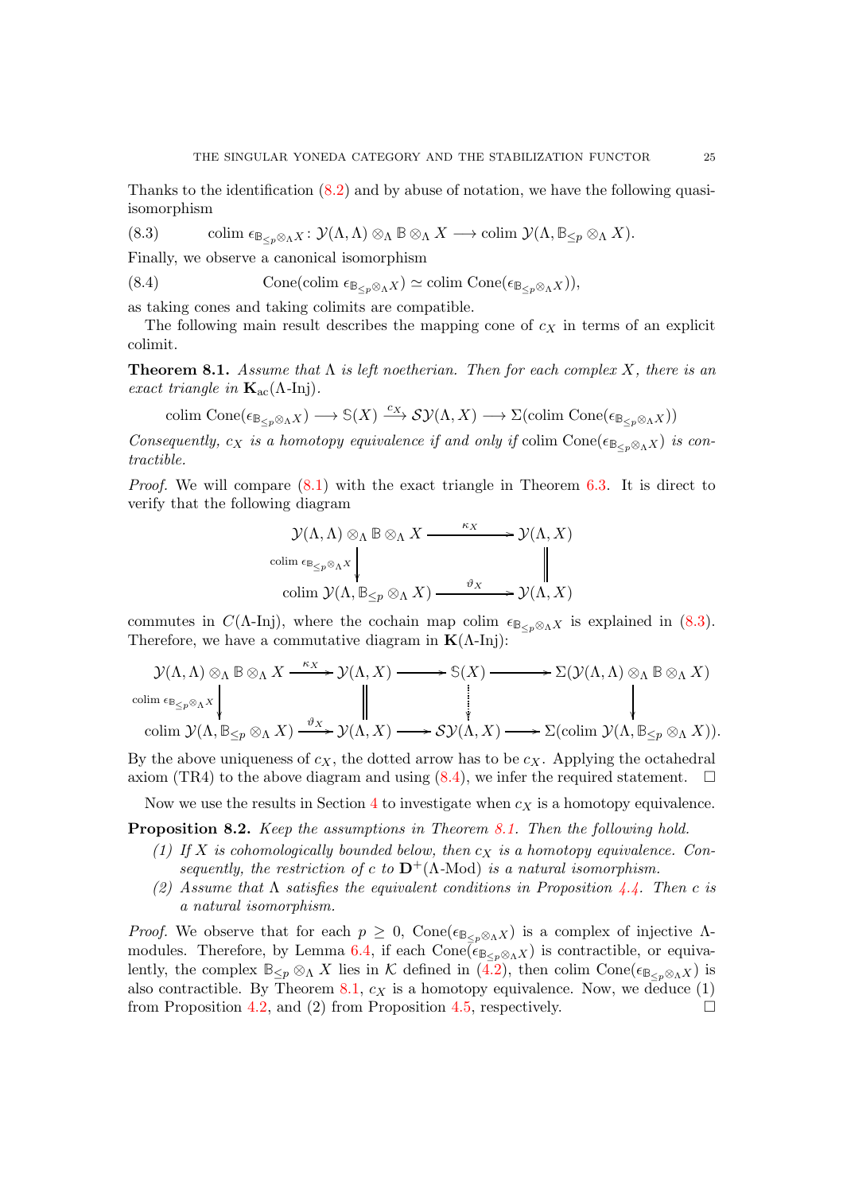Thanks to the identification (8.2) and by abuse of notation, we have the following quasi-isomorphism

$$\text{colim}\ \epsilon_{\mathbb{B}_{\leq p}\otimes_\Lambda X}\colon \mathcal{Y}(\Lambda,\Lambda)\otimes_\Lambda \mathbb{B}\otimes_\Lambda X \longrightarrow \text{colim}\ \mathcal{Y}(\Lambda, \mathbb{B}_{\leq p}\otimes_\Lambda X). \tag{8.3}$$

Finally, we observe a canonical isomorphism

$$\text{Cone}(\text{colim}\ \epsilon_{\mathbb{B}_{\leq p}\otimes_\Lambda X}) \simeq \text{colim}\ \text{Cone}(\epsilon_{\mathbb{B}_{\leq p}\otimes_\Lambda X})), \tag{8.4}$$

as taking cones and taking colimits are compatible.

The following main result describes the mapping cone of $c_X$ in terms of an explicit colimit.

**Theorem 8.1.** *Assume that $\Lambda$ is left noetherian. Then for each complex $X$, there is an exact triangle in $\mathbf{K}_{\rm ac}(\Lambda\text{-Inj})$.*

$$\text{colim}\ \text{Cone}(\epsilon_{\mathbb{B}_{\leq p}\otimes_\Lambda X}) \longrightarrow \mathbb{S}(X) \xrightarrow{c_X} \mathcal{S}\mathcal{Y}(\Lambda, X) \longrightarrow \Sigma(\text{colim}\ \text{Cone}(\epsilon_{\mathbb{B}_{\leq p}\otimes_\Lambda X}))$$

*Consequently, $c_X$ is a homotopy equivalence if and only if* $\text{colim}\ \text{Cone}(\epsilon_{\mathbb{B}_{\leq p}\otimes_\Lambda X})$ *is contractible.*

*Proof.* We will compare (8.1) with the exact triangle in Theorem 6.3. It is direct to verify that the following diagram

$$\begin{array}{ccc}
\mathcal{Y}(\Lambda,\Lambda)\otimes_\Lambda \mathbb{B}\otimes_\Lambda X & \xrightarrow{\ \kappa_X\ } & \mathcal{Y}(\Lambda, X) \\
\downarrow{\scriptstyle \text{colim}\ \epsilon_{\mathbb{B}_{\leq p}\otimes_\Lambda X}} & & \| \\
\text{colim}\ \mathcal{Y}(\Lambda, \mathbb{B}_{\leq p}\otimes_\Lambda X) & \xrightarrow{\ \vartheta_X\ } & \mathcal{Y}(\Lambda, X)
\end{array}$$

commutes in $C(\Lambda\text{-Inj})$, where the cochain map $\text{colim}\ \epsilon_{\mathbb{B}_{\leq p}\otimes_\Lambda X}$ is explained in (8.3). Therefore, we have a commutative diagram in $\mathbf{K}(\Lambda\text{-Inj})$:

$$\begin{array}{ccccccc}
\mathcal{Y}(\Lambda,\Lambda)\otimes_\Lambda \mathbb{B}\otimes_\Lambda X & \xrightarrow{\ \kappa_X\ } & \mathcal{Y}(\Lambda, X) & \longrightarrow & \mathbb{S}(X) & \longrightarrow & \Sigma(\mathcal{Y}(\Lambda,\Lambda)\otimes_\Lambda \mathbb{B}\otimes_\Lambda X) \\
\downarrow{\scriptstyle \text{colim}\ \epsilon_{\mathbb{B}_{\leq p}\otimes_\Lambda X}} & & \| & & \vdots & & \downarrow \\
\text{colim}\ \mathcal{Y}(\Lambda, \mathbb{B}_{\leq p}\otimes_\Lambda X) & \xrightarrow{\ \vartheta_X\ } & \mathcal{Y}(\Lambda, X) & \longrightarrow & \mathcal{S}\mathcal{Y}(\Lambda, X) & \longrightarrow & \Sigma(\text{colim}\ \mathcal{Y}(\Lambda, \mathbb{B}_{\leq p}\otimes_\Lambda X)).
\end{array}$$

By the above uniqueness of $c_X$, the dotted arrow has to be $c_X$. Applying the octahedral axiom (TR4) to the above diagram and using (8.4), we infer the required statement. $\square$

Now we use the results in Section 4 to investigate when $c_X$ is a homotopy equivalence.

**Proposition 8.2.** *Keep the assumptions in Theorem 8.1. Then the following hold.*

1. *If $X$ is cohomologically bounded below, then $c_X$ is a homotopy equivalence. Consequently, the restriction of $c$ to $\mathbf{D}^+(\Lambda\text{-Mod})$ is a natural isomorphism.*
2. *Assume that $\Lambda$ satisfies the equivalent conditions in Proposition 4.4. Then $c$ is a natural isomorphism.*

*Proof.* We observe that for each $p\geq 0$, $\text{Cone}(\epsilon_{\mathbb{B}_{\leq p}\otimes_\Lambda X})$ is a complex of injective $\Lambda$-modules. Therefore, by Lemma 6.4, if each $\text{Cone}(\epsilon_{\mathbb{B}_{\leq p}\otimes_\Lambda X})$ is contractible, or equivalently, the complex $\mathbb{B}_{\leq p}\otimes_\Lambda X$ lies in $\mathcal{K}$ defined in (4.2), then $\text{colim}\ \text{Cone}(\epsilon_{\mathbb{B}_{\leq p}\otimes_\Lambda X})$ is also contractible. By Theorem 8.1, $c_X$ is a homotopy equivalence. Now, we deduce (1) from Proposition 4.2, and (2) from Proposition 4.5, respectively. $\square$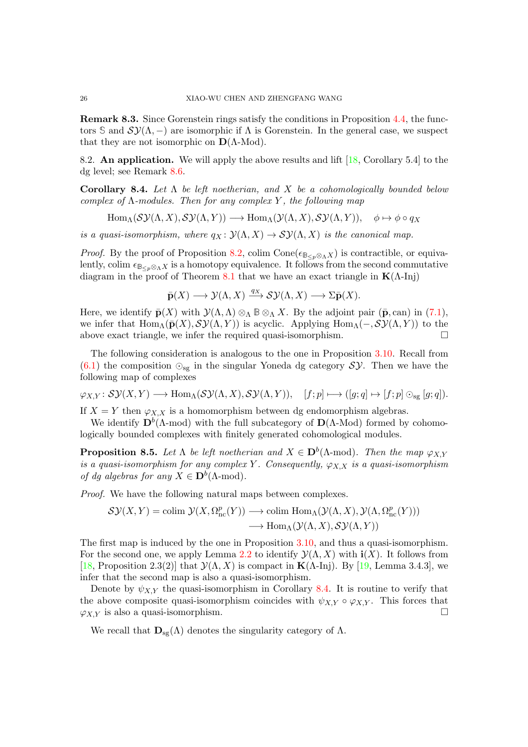**Remark 8.3.** Since Gorenstein rings satisfy the conditions in Proposition 4.4, the functors $\mathbb{S}$ and $\mathcal{SY}(\Lambda, -)$ are isomorphic if $\Lambda$ is Gorenstein. In the general case, we suspect that they are not isomorphic on $\mathbf{D}(\Lambda\text{-Mod})$.

8.2. **An application.** We will apply the above results and lift [18, Corollary 5.4] to the dg level; see Remark 8.6.

**Corollary 8.4.** *Let $\Lambda$ be left noetherian, and $X$ be a cohomologically bounded below complex of $\Lambda$-modules. Then for any complex $Y$, the following map*

$$\mathrm{Hom}_\Lambda(\mathcal{SY}(\Lambda, X), \mathcal{SY}(\Lambda, Y)) \longrightarrow \mathrm{Hom}_\Lambda(\mathcal{Y}(\Lambda, X), \mathcal{SY}(\Lambda, Y)), \quad \phi \mapsto \phi \circ q_X$$

*is a quasi-isomorphism, where $q_X \colon \mathcal{Y}(\Lambda, X) \to \mathcal{SY}(\Lambda, X)$ is the canonical map.*

*Proof.* By the proof of Proposition 8.2, colim $\mathrm{Cone}(\epsilon_{\mathbb{B}_{\leq p} \otimes_\Lambda X})$ is contractible, or equivalently, colim $\epsilon_{\mathbb{B}_{\leq p} \otimes_\Lambda X}$ is a homotopy equivalence. It follows from the second commutative diagram in the proof of Theorem 8.1 that we have an exact triangle in $\mathbf{K}(\Lambda\text{-Inj})$

$$\bar{\mathbf{p}}(X) \longrightarrow \mathcal{Y}(\Lambda, X) \xrightarrow{q_X} \mathcal{SY}(\Lambda, X) \longrightarrow \Sigma \bar{\mathbf{p}}(X).$$

Here, we identify $\bar{\mathbf{p}}(X)$ with $\mathcal{Y}(\Lambda, \Lambda) \otimes_\Lambda \mathbb{B} \otimes_\Lambda X$. By the adjoint pair $(\bar{\mathbf{p}}, \mathrm{can})$ in (7.1), we infer that $\mathrm{Hom}_\Lambda(\bar{\mathbf{p}}(X), \mathcal{SY}(\Lambda, Y))$ is acyclic. Applying $\mathrm{Hom}_\Lambda(-, \mathcal{SY}(\Lambda, Y))$ to the above exact triangle, we infer the required quasi-isomorphism. $\square$

The following consideration is analogous to the one in Proposition 3.10. Recall from (6.1) the composition $\odot_{\mathrm{sg}}$ in the singular Yoneda dg category $\mathcal{SY}$. Then we have the following map of complexes

$$\varphi_{X,Y} \colon \mathcal{SY}(X, Y) \longrightarrow \mathrm{Hom}_\Lambda(\mathcal{SY}(\Lambda, X), \mathcal{SY}(\Lambda, Y)), \quad [f; p] \longmapsto ([g; q] \mapsto [f; p] \odot_{\mathrm{sg}} [g; q]).$$

If $X = Y$ then $\varphi_{X,X}$ is a homomorphism between dg endomorphism algebras.

We identify $\mathbf{D}^b(\Lambda\text{-mod})$ with the full subcategory of $\mathbf{D}(\Lambda\text{-Mod})$ formed by cohomologically bounded complexes with finitely generated cohomological modules.

**Proposition 8.5.** *Let $\Lambda$ be left noetherian and $X \in \mathbf{D}^b(\Lambda\text{-mod})$. Then the map $\varphi_{X,Y}$ is a quasi-isomorphism for any complex $Y$. Consequently, $\varphi_{X,X}$ is a quasi-isomorphism of dg algebras for any $X \in \mathbf{D}^b(\Lambda\text{-mod})$.*

*Proof.* We have the following natural maps between complexes.

$$\begin{aligned} \mathcal{SY}(X, Y) = \mathrm{colim}\, \mathcal{Y}(X, \Omega^p_{\mathrm{nc}}(Y)) &\longrightarrow \mathrm{colim}\, \mathrm{Hom}_\Lambda(\mathcal{Y}(\Lambda, X), \mathcal{Y}(\Lambda, \Omega^p_{\mathrm{nc}}(Y))) \\ &\longrightarrow \mathrm{Hom}_\Lambda(\mathcal{Y}(\Lambda, X), \mathcal{SY}(\Lambda, Y)) \end{aligned}$$

The first map is induced by the one in Proposition 3.10, and thus a quasi-isomorphism. For the second one, we apply Lemma 2.2 to identify $\mathcal{Y}(\Lambda, X)$ with $\mathbf{i}(X)$. It follows from [18, Proposition 2.3(2)] that $\mathcal{Y}(\Lambda, X)$ is compact in $\mathbf{K}(\Lambda\text{-Inj})$. By [19, Lemma 3.4.3], we infer that the second map is also a quasi-isomorphism.

Denote by $\psi_{X,Y}$ the quasi-isomorphism in Corollary 8.4. It is routine to verify that the above composite quasi-isomorphism coincides with $\psi_{X,Y} \circ \varphi_{X,Y}$. This forces that $\varphi_{X,Y}$ is also a quasi-isomorphism. $\square$

We recall that $\mathbf{D}_{\mathrm{sg}}(\Lambda)$ denotes the singularity category of $\Lambda$.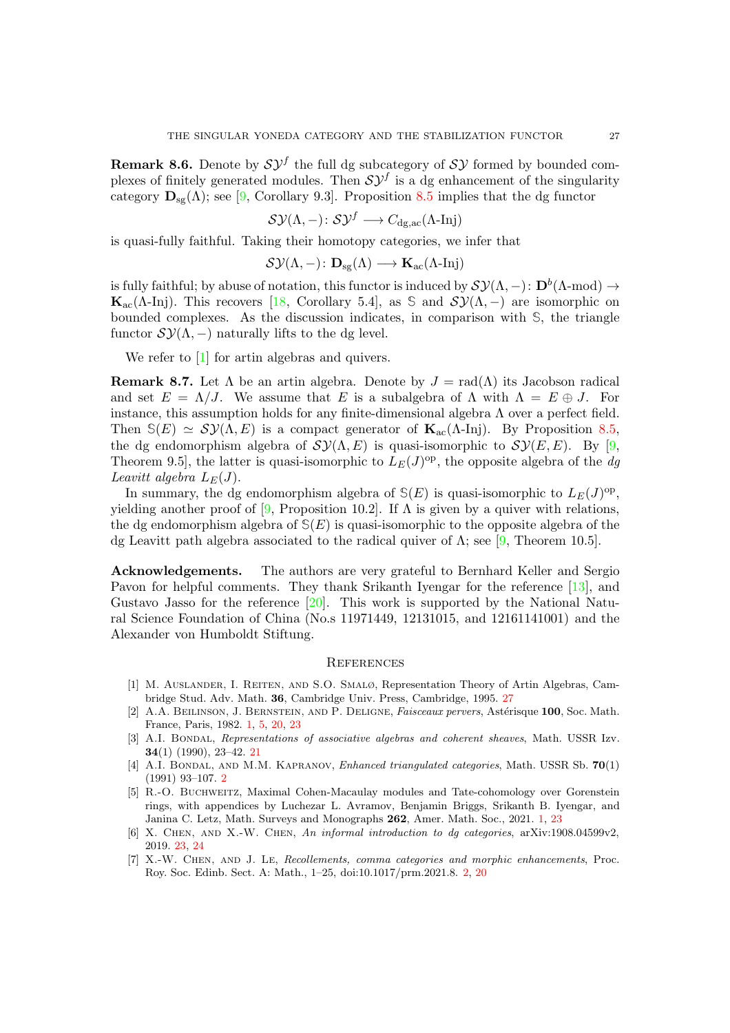**Remark 8.6.** Denote by $\mathcal{SY}^f$ the full dg subcategory of $\mathcal{SY}$ formed by bounded complexes of finitely generated modules. Then $\mathcal{SY}^f$ is a dg enhancement of the singularity category $\mathbf{D}_{\rm sg}(\Lambda)$; see [9, Corollary 9.3]. Proposition 8.5 implies that the dg functor

$$\mathcal{SY}(\Lambda, -)\colon \mathcal{SY}^f \longrightarrow C_{\rm dg,ac}(\Lambda\text{-Inj})$$

is quasi-fully faithful. Taking their homotopy categories, we infer that

$$\mathcal{SY}(\Lambda, -)\colon \mathbf{D}_{\rm sg}(\Lambda) \longrightarrow \mathbf{K}_{\rm ac}(\Lambda\text{-Inj})$$

is fully faithful; by abuse of notation, this functor is induced by $\mathcal{SY}(\Lambda, -)\colon \mathbf{D}^b(\Lambda\text{-mod}) \to \mathbf{K}_{\rm ac}(\Lambda\text{-Inj})$. This recovers [18, Corollary 5.4], as $\mathbb{S}$ and $\mathcal{SY}(\Lambda, -)$ are isomorphic on bounded complexes. As the discussion indicates, in comparison with $\mathbb{S}$, the triangle functor $\mathcal{SY}(\Lambda, -)$ naturally lifts to the dg level.

We refer to [1] for artin algebras and quivers.

**Remark 8.7.** Let $\Lambda$ be an artin algebra. Denote by $J = {\rm rad}(\Lambda)$ its Jacobson radical and set $E = \Lambda/J$. We assume that $E$ is a subalgebra of $\Lambda$ with $\Lambda = E \oplus J$. For instance, this assumption holds for any finite-dimensional algebra $\Lambda$ over a perfect field. Then $\mathbb{S}(E) \simeq \mathcal{SY}(\Lambda, E)$ is a compact generator of $\mathbf{K}_{\rm ac}(\Lambda\text{-Inj})$. By Proposition 8.5, the dg endomorphism algebra of $\mathcal{SY}(\Lambda, E)$ is quasi-isomorphic to $\mathcal{SY}(E, E)$. By [9, Theorem 9.5], the latter is quasi-isomorphic to $L_E(J)^{\rm op}$, the opposite algebra of the *dg Leavitt algebra* $L_E(J)$.

In summary, the dg endomorphism algebra of $\mathbb{S}(E)$ is quasi-isomorphic to $L_E(J)^{\rm op}$, yielding another proof of [9, Proposition 10.2]. If $\Lambda$ is given by a quiver with relations, the dg endomorphism algebra of $\mathbb{S}(E)$ is quasi-isomorphic to the opposite algebra of the dg Leavitt path algebra associated to the radical quiver of $\Lambda$; see [9, Theorem 10.5].

**Acknowledgements.** The authors are very grateful to Bernhard Keller and Sergio Pavon for helpful comments. They thank Srikanth Iyengar for the reference [13], and Gustavo Jasso for the reference [20]. This work is supported by the National Natural Science Foundation of China (No.s 11971449, 12131015, and 12161141001) and the Alexander von Humboldt Stiftung.

## References

[1] M. Auslander, I. Reiten, and S.O. Smalø, Representation Theory of Artin Algebras, Cambridge Stud. Adv. Math. **36**, Cambridge Univ. Press, Cambridge, 1995. 27

[2] A.A. Beilinson, J. Bernstein, and P. Deligne, *Faisceaux pervers*, Astérisque **100**, Soc. Math. France, Paris, 1982. 1, 5, 20, 23

[3] A.I. Bondal, *Representations of associative algebras and coherent sheaves*, Math. USSR Izv. **34**(1) (1990), 23–42. 21

[4] A.I. Bondal, and M.M. Kapranov, *Enhanced triangulated categories*, Math. USSR Sb. **70**(1) (1991) 93–107. 2

[5] R.-O. Buchweitz, Maximal Cohen-Macaulay modules and Tate-cohomology over Gorenstein rings, with appendices by Luchezar L. Avramov, Benjamin Briggs, Srikanth B. Iyengar, and Janina C. Letz, Math. Surveys and Monographs **262**, Amer. Math. Soc., 2021. 1, 23

[6] X. Chen, and X.-W. Chen, *An informal introduction to dg categories*, arXiv:1908.04599v2, 2019. 23, 24

[7] X.-W. Chen, and J. Le, *Recollements, comma categories and morphic enhancements*, Proc. Roy. Soc. Edinb. Sect. A: Math., 1–25, doi:10.1017/prm.2021.8. 2, 20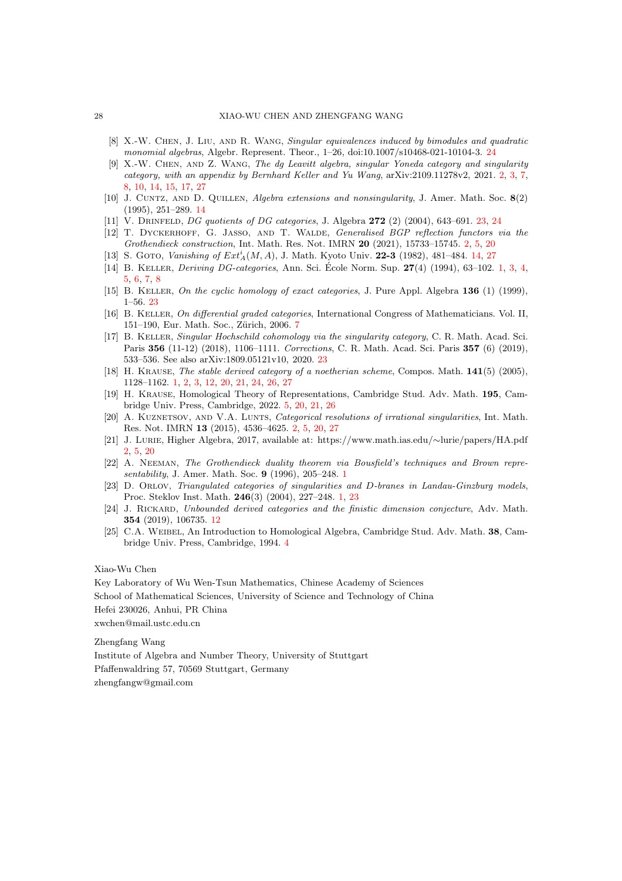[8] X.-W. Chen, J. Liu, and R. Wang, *Singular equivalences induced by bimodules and quadratic monomial algebras*, Algebr. Represent. Theor., 1–26, doi:10.1007/s10468-021-10104-3. 24

[9] X.-W. Chen, and Z. Wang, *The dg Leavitt algebra, singular Yoneda category and singularity category, with an appendix by Bernhard Keller and Yu Wang*, arXiv:2109.11278v2, 2021. 2, 3, 7, 8, 10, 14, 15, 17, 27

[10] J. Cuntz, and D. Quillen, *Algebra extensions and nonsingularity*, J. Amer. Math. Soc. **8**(2) (1995), 251–289. 14

[11] V. Drinfeld, *DG quotients of DG categories*, J. Algebra **272** (2) (2004), 643–691. 23, 24

[12] T. Dyckerhoff, G. Jasso, and T. Walde, *Generalised BGP reflection functors via the Grothendieck construction*, Int. Math. Res. Not. IMRN **20** (2021), 15733–15745. 2, 5, 20

[13] S. Goto, *Vanishing of $Ext^i_A(M, A)$*, J. Math. Kyoto Univ. **22-3** (1982), 481–484. 14, 27

[14] B. Keller, *Deriving DG-categories*, Ann. Sci. École Norm. Sup. **27**(4) (1994), 63–102. 1, 3, 4, 5, 6, 7, 8

[15] B. Keller, *On the cyclic homology of exact categories*, J. Pure Appl. Algebra **136** (1) (1999), 1–56. 23

[16] B. Keller, *On differential graded categories*, International Congress of Mathematicians. Vol. II, 151–190, Eur. Math. Soc., Zürich, 2006. 7

[17] B. Keller, *Singular Hochschild cohomology via the singularity category*, C. R. Math. Acad. Sci. Paris **356** (11-12) (2018), 1106–1111. *Corrections*, C. R. Math. Acad. Sci. Paris **357** (6) (2019), 533–536. See also arXiv:1809.05121v10, 2020. 23

[18] H. Krause, *The stable derived category of a noetherian scheme*, Compos. Math. **141**(5) (2005), 1128–1162. 1, 2, 3, 12, 20, 21, 24, 26, 27

[19] H. Krause, Homological Theory of Representations, Cambridge Stud. Adv. Math. **195**, Cambridge Univ. Press, Cambridge, 2022. 5, 20, 21, 26

[20] A. Kuznetsov, and V.A. Lunts, *Categorical resolutions of irrational singularities*, Int. Math. Res. Not. IMRN **13** (2015), 4536–4625. 2, 5, 20, 27

[21] J. Lurie, Higher Algebra, 2017, available at: https://www.math.ias.edu/∼lurie/papers/HA.pdf 2, 5, 20

[22] A. Neeman, *The Grothendieck duality theorem via Bousfield's techniques and Brown representability*, J. Amer. Math. Soc. **9** (1996), 205–248. 1

[23] D. Orlov, *Triangulated categories of singularities and D-branes in Landau-Ginzburg models*, Proc. Steklov Inst. Math. **246**(3) (2004), 227–248. 1, 23

[24] J. Rickard, *Unbounded derived categories and the finistic dimension conjecture*, Adv. Math. **354** (2019), 106735. 12

[25] C.A. Weibel, An Introduction to Homological Algebra, Cambridge Stud. Adv. Math. **38**, Cambridge Univ. Press, Cambridge, 1994. 4

Xiao-Wu Chen
Key Laboratory of Wu Wen-Tsun Mathematics, Chinese Academy of Sciences
School of Mathematical Sciences, University of Science and Technology of China
Hefei 230026, Anhui, PR China
xwchen@mail.ustc.edu.cn

Zhengfang Wang
Institute of Algebra and Number Theory, University of Stuttgart
Pfaffenwaldring 57, 70569 Stuttgart, Germany
zhengfangw@gmail.com